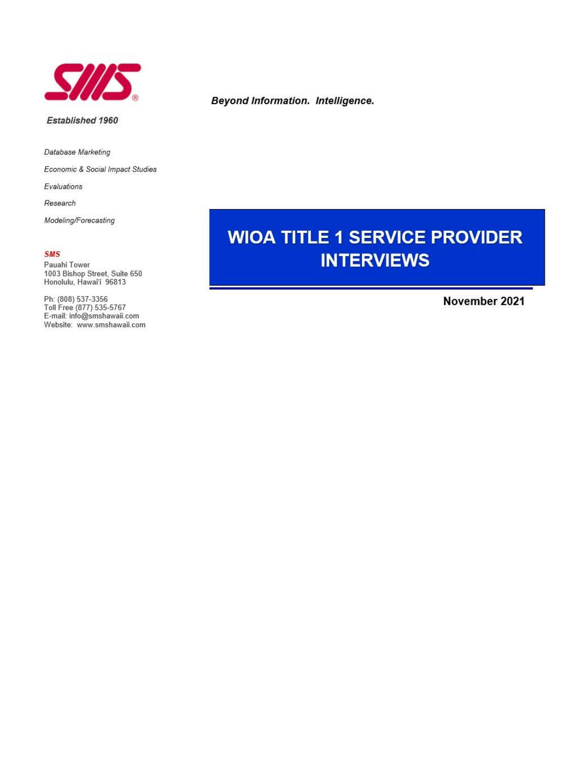SMS

***Established 1960***

***Beyond Information. Intelligence.***

*Database Marketing*

*Economic & Social Impact Studies*

*Evaluations*

*Research*

*Modeling/Forecasting*

***SMS***
Pauahi Tower
1003 Bishop Street, Suite 650
Honolulu, Hawai'i 96813

Ph: (808) 537-3356
Toll Free (877) 535-5767
E-mail: info@smshawaii.com
Website: www.smshawaii.com

# WIOA TITLE 1 SERVICE PROVIDER INTERVIEWS

**November 2021**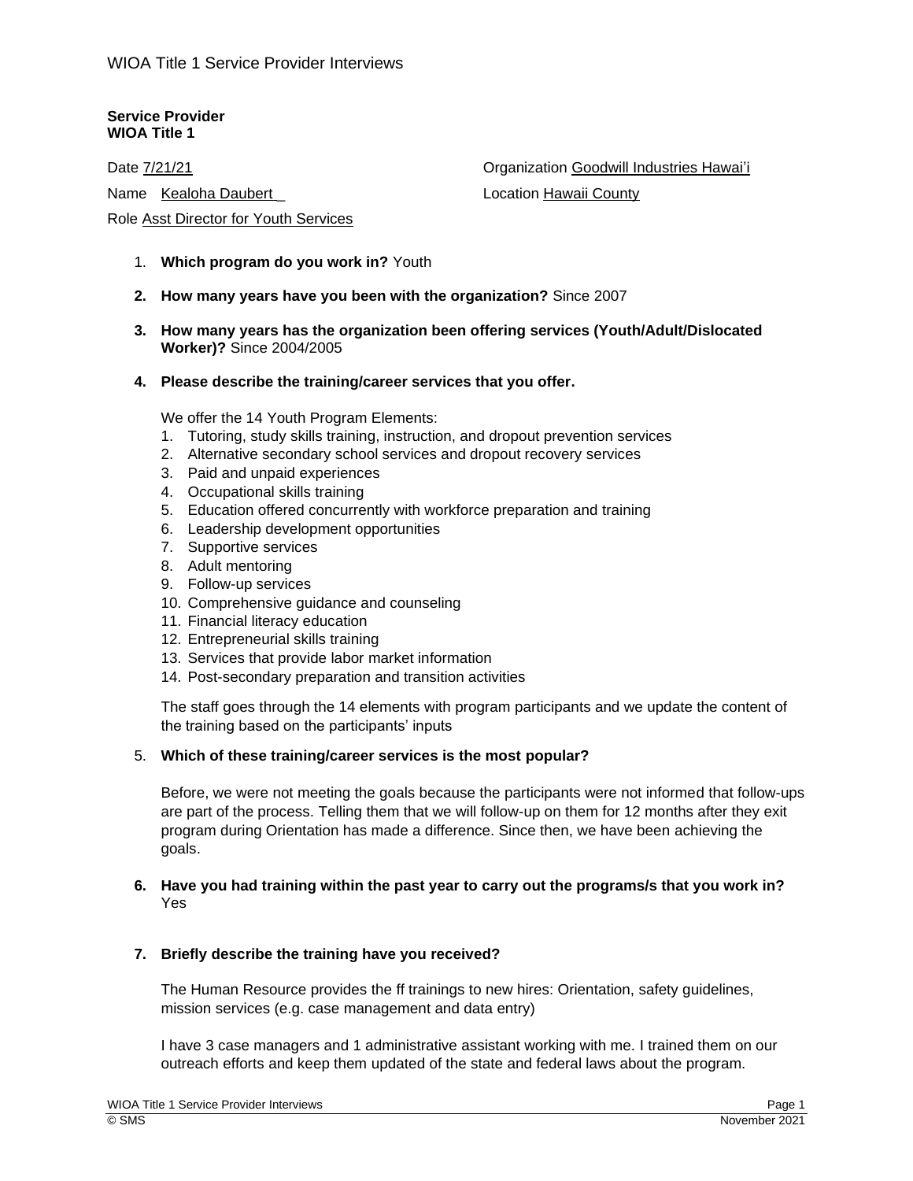## Service Provider
## WIOA Title 1

Date 7/21/21

Organization Goodwill Industries Hawai'i

Name Kealoha Daubert _

Location Hawaii County

Role Asst Director for Youth Services

1. **Which program do you work in?** Youth

2. **How many years have you been with the organization?** Since 2007

3. **How many years has the organization been offering services (Youth/Adult/Dislocated Worker)?** Since 2004/2005

4. **Please describe the training/career services that you offer.**

   We offer the 14 Youth Program Elements:

   1. Tutoring, study skills training, instruction, and dropout prevention services
   2. Alternative secondary school services and dropout recovery services
   3. Paid and unpaid experiences
   4. Occupational skills training
   5. Education offered concurrently with workforce preparation and training
   6. Leadership development opportunities
   7. Supportive services
   8. Adult mentoring
   9. Follow-up services
   10. Comprehensive guidance and counseling
   11. Financial literacy education
   12. Entrepreneurial skills training
   13. Services that provide labor market information
   14. Post-secondary preparation and transition activities

   The staff goes through the 14 elements with program participants and we update the content of the training based on the participants' inputs

5. **Which of these training/career services is the most popular?**

   Before, we were not meeting the goals because the participants were not informed that follow-ups are part of the process. Telling them that we will follow-up on them for 12 months after they exit program during Orientation has made a difference. Since then, we have been achieving the goals.

6. **Have you had training within the past year to carry out the programs/s that you work in?** Yes

7. **Briefly describe the training have you received?**

   The Human Resource provides the ff trainings to new hires: Orientation, safety guidelines, mission services (e.g. case management and data entry)

   I have 3 case managers and 1 administrative assistant working with me. I trained them on our outreach efforts and keep them updated of the state and federal laws about the program.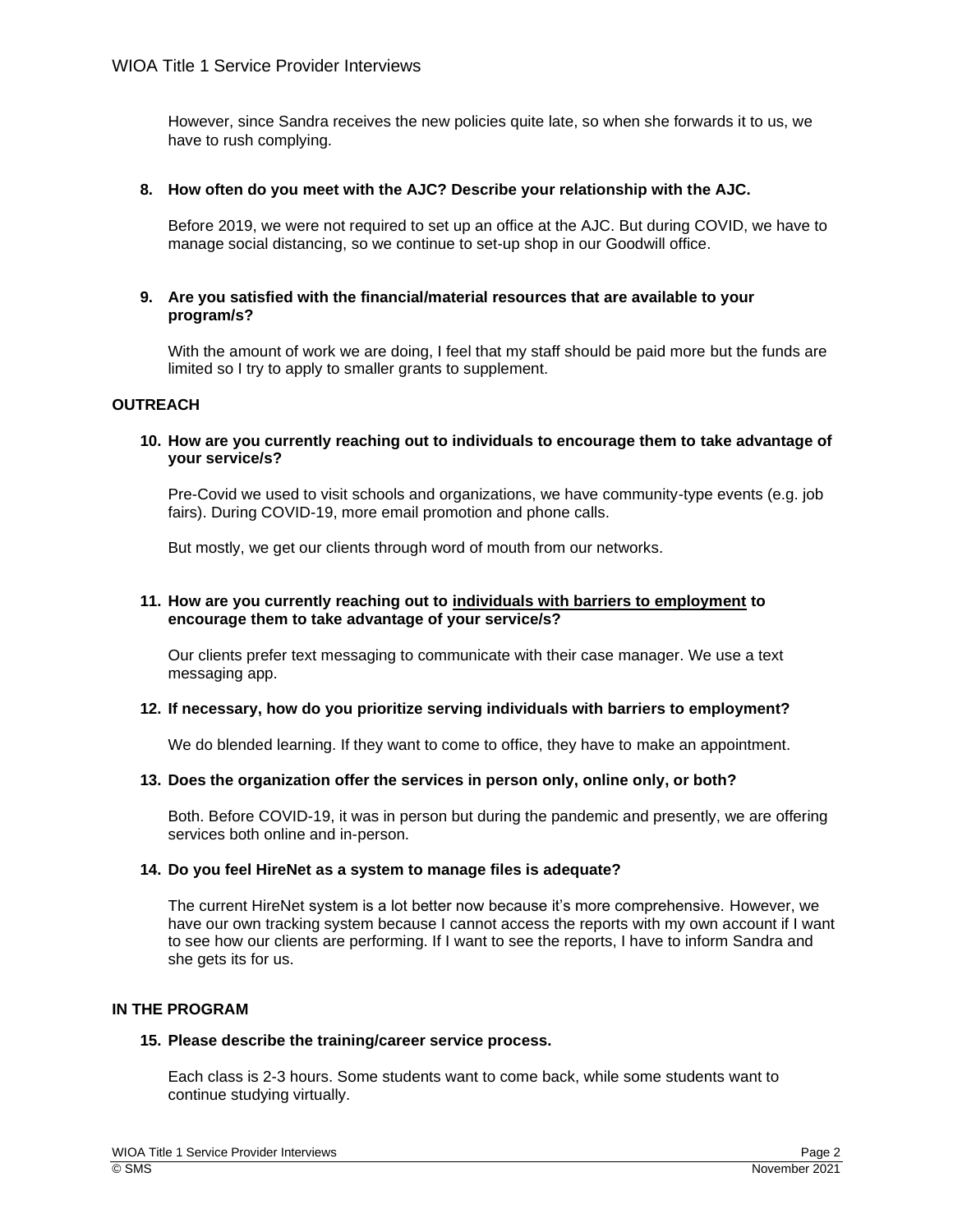However, since Sandra receives the new policies quite late, so when she forwards it to us, we have to rush complying.

**8. How often do you meet with the AJC? Describe your relationship with the AJC.**

Before 2019, we were not required to set up an office at the AJC. But during COVID, we have to manage social distancing, so we continue to set-up shop in our Goodwill office.

**9. Are you satisfied with the financial/material resources that are available to your program/s?**

With the amount of work we are doing, I feel that my staff should be paid more but the funds are limited so I try to apply to smaller grants to supplement.

**OUTREACH**

**10. How are you currently reaching out to individuals to encourage them to take advantage of your service/s?**

Pre-Covid we used to visit schools and organizations, we have community-type events (e.g. job fairs). During COVID-19, more email promotion and phone calls.

But mostly, we get our clients through word of mouth from our networks.

**11. How are you currently reaching out to <u>individuals with barriers to employment</u> to encourage them to take advantage of your service/s?**

Our clients prefer text messaging to communicate with their case manager. We use a text messaging app.

**12. If necessary, how do you prioritize serving individuals with barriers to employment?**

We do blended learning. If they want to come to office, they have to make an appointment.

**13. Does the organization offer the services in person only, online only, or both?**

Both. Before COVID-19, it was in person but during the pandemic and presently, we are offering services both online and in-person.

**14. Do you feel HireNet as a system to manage files is adequate?**

The current HireNet system is a lot better now because it's more comprehensive. However, we have our own tracking system because I cannot access the reports with my own account if I want to see how our clients are performing. If I want to see the reports, I have to inform Sandra and she gets its for us.

**IN THE PROGRAM**

**15. Please describe the training/career service process.**

Each class is 2-3 hours. Some students want to come back, while some students want to continue studying virtually.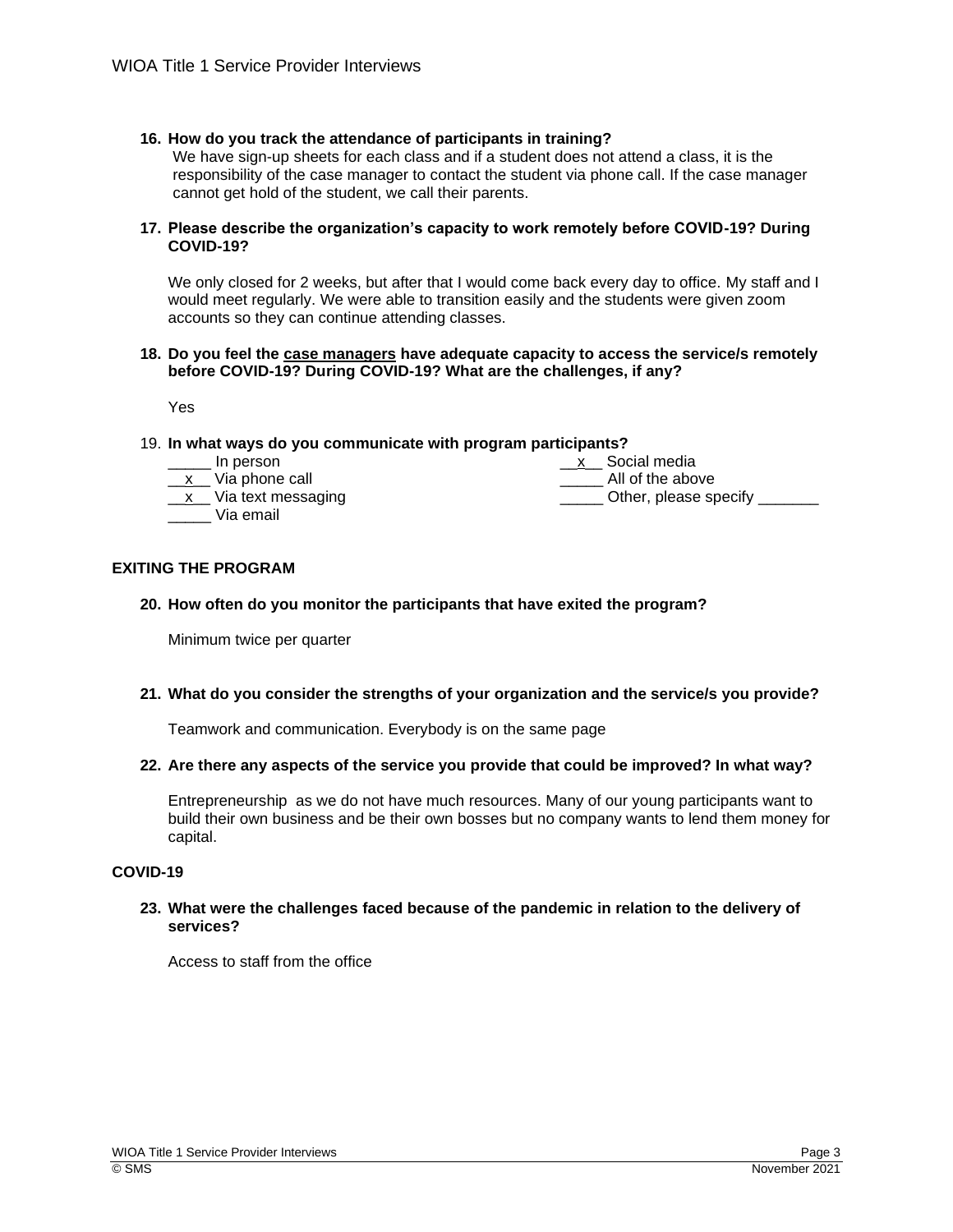**16. How do you track the attendance of participants in training?**

We have sign-up sheets for each class and if a student does not attend a class, it is the responsibility of the case manager to contact the student via phone call. If the case manager cannot get hold of the student, we call their parents.

**17. Please describe the organization's capacity to work remotely before COVID-19? During COVID-19?**

We only closed for 2 weeks, but after that I would come back every day to office. My staff and I would meet regularly. We were able to transition easily and the students were given zoom accounts so they can continue attending classes.

**18. Do you feel the <u>case managers</u> have adequate capacity to access the service/s remotely before COVID-19? During COVID-19? What are the challenges, if any?**

Yes

19. **In what ways do you communicate with program participants?**

- _____ In person
- __x__ Via phone call
- __x__ Via text messaging
- _____ Via email
- __x__ Social media
- _____ All of the above
- _____ Other, please specify _______

**EXITING THE PROGRAM**

**20. How often do you monitor the participants that have exited the program?**

Minimum twice per quarter

**21. What do you consider the strengths of your organization and the service/s you provide?**

Teamwork and communication. Everybody is on the same page

**22. Are there any aspects of the service you provide that could be improved? In what way?**

Entrepreneurship as we do not have much resources. Many of our young participants want to build their own business and be their own bosses but no company wants to lend them money for capital.

**COVID-19**

**23. What were the challenges faced because of the pandemic in relation to the delivery of services?**

Access to staff from the office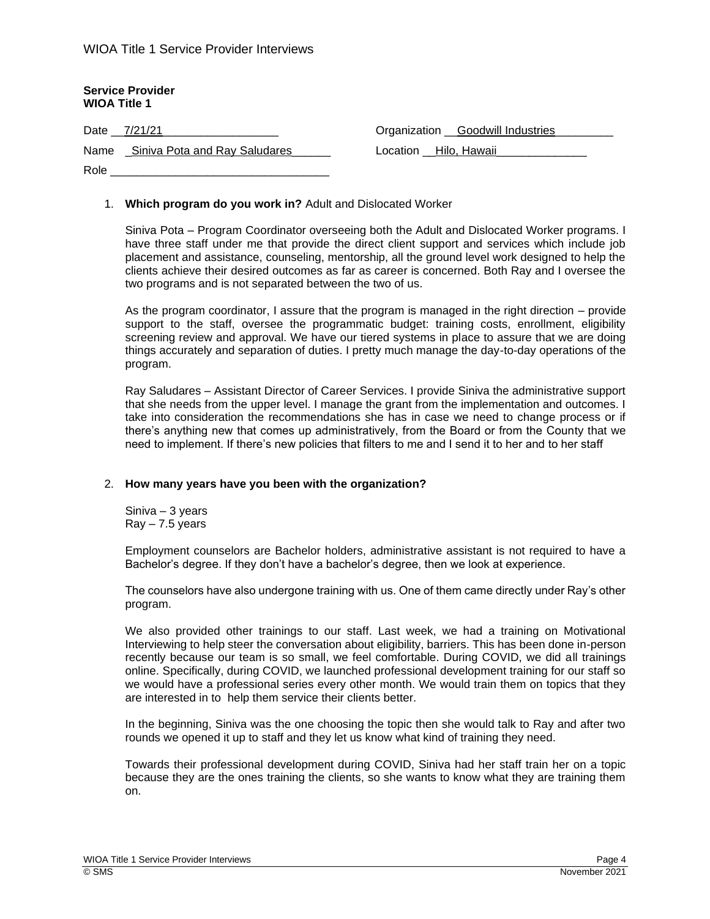**Service Provider**
**WIOA Title 1**

Date 7/21/21

Organization Goodwill Industries

Name Siniva Pota and Ray Saludares

Location Hilo, Hawaii

Role

1. **Which program do you work in?** Adult and Dislocated Worker

   Siniva Pota – Program Coordinator overseeing both the Adult and Dislocated Worker programs. I have three staff under me that provide the direct client support and services which include job placement and assistance, counseling, mentorship, all the ground level work designed to help the clients achieve their desired outcomes as far as career is concerned. Both Ray and I oversee the two programs and is not separated between the two of us.

   As the program coordinator, I assure that the program is managed in the right direction – provide support to the staff, oversee the programmatic budget: training costs, enrollment, eligibility screening review and approval. We have our tiered systems in place to assure that we are doing things accurately and separation of duties. I pretty much manage the day-to-day operations of the program.

   Ray Saludares – Assistant Director of Career Services. I provide Siniva the administrative support that she needs from the upper level. I manage the grant from the implementation and outcomes. I take into consideration the recommendations she has in case we need to change process or if there's anything new that comes up administratively, from the Board or from the County that we need to implement. If there's new policies that filters to me and I send it to her and to her staff

2. **How many years have you been with the organization?**

   Siniva – 3 years
   Ray – 7.5 years

   Employment counselors are Bachelor holders, administrative assistant is not required to have a Bachelor's degree. If they don't have a bachelor's degree, then we look at experience.

   The counselors have also undergone training with us. One of them came directly under Ray's other program.

   We also provided other trainings to our staff. Last week, we had a training on Motivational Interviewing to help steer the conversation about eligibility, barriers. This has been done in-person recently because our team is so small, we feel comfortable. During COVID, we did all trainings online. Specifically, during COVID, we launched professional development training for our staff so we would have a professional series every other month. We would train them on topics that they are interested in to help them service their clients better.

   In the beginning, Siniva was the one choosing the topic then she would talk to Ray and after two rounds we opened it up to staff and they let us know what kind of training they need.

   Towards their professional development during COVID, Siniva had her staff train her on a topic because they are the ones training the clients, so she wants to know what they are training them on.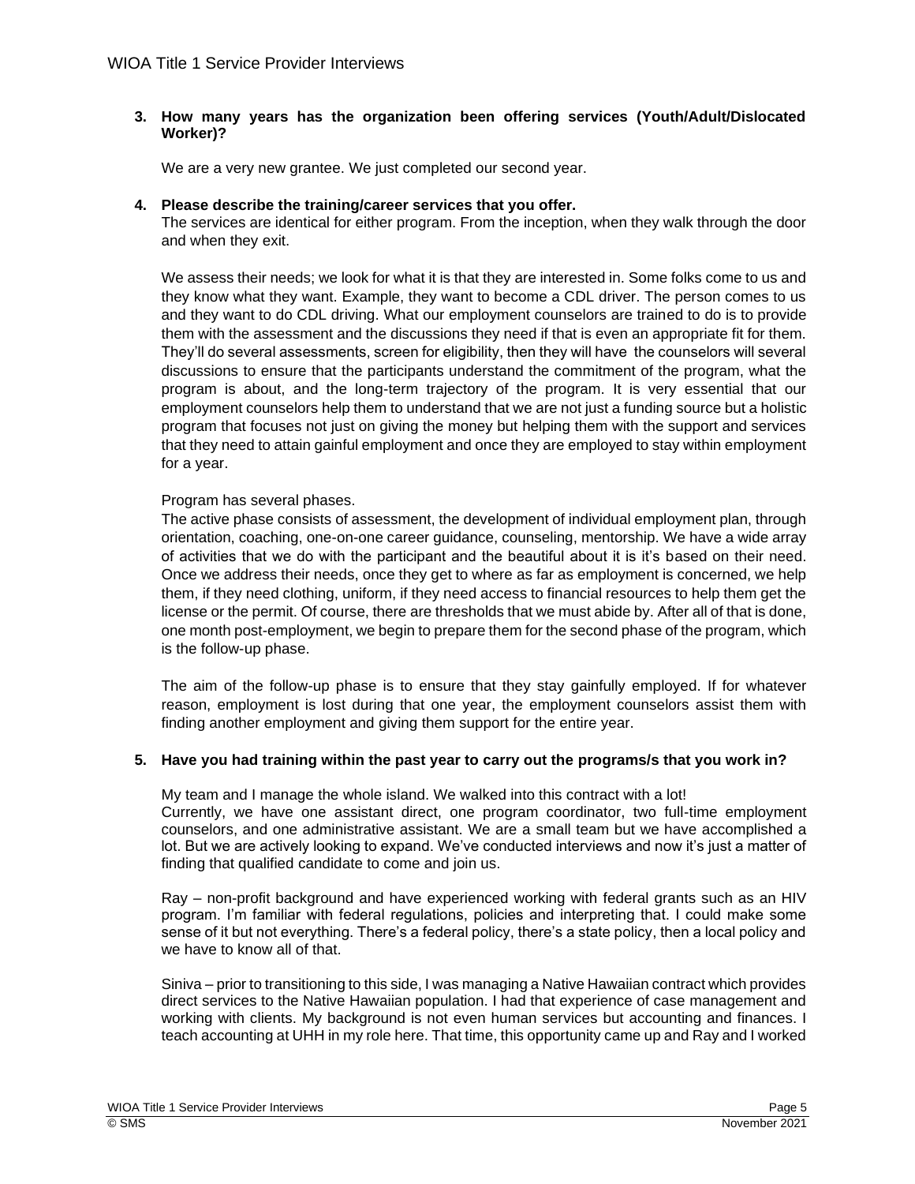**3. How many years has the organization been offering services (Youth/Adult/Dislocated Worker)?**

We are a very new grantee. We just completed our second year.

**4. Please describe the training/career services that you offer.**

The services are identical for either program. From the inception, when they walk through the door and when they exit.

We assess their needs; we look for what it is that they are interested in. Some folks come to us and they know what they want. Example, they want to become a CDL driver. The person comes to us and they want to do CDL driving. What our employment counselors are trained to do is to provide them with the assessment and the discussions they need if that is even an appropriate fit for them. They'll do several assessments, screen for eligibility, then they will have the counselors will several discussions to ensure that the participants understand the commitment of the program, what the program is about, and the long-term trajectory of the program. It is very essential that our employment counselors help them to understand that we are not just a funding source but a holistic program that focuses not just on giving the money but helping them with the support and services that they need to attain gainful employment and once they are employed to stay within employment for a year.

Program has several phases.

The active phase consists of assessment, the development of individual employment plan, through orientation, coaching, one-on-one career guidance, counseling, mentorship. We have a wide array of activities that we do with the participant and the beautiful about it is it's based on their need. Once we address their needs, once they get to where as far as employment is concerned, we help them, if they need clothing, uniform, if they need access to financial resources to help them get the license or the permit. Of course, there are thresholds that we must abide by. After all of that is done, one month post-employment, we begin to prepare them for the second phase of the program, which is the follow-up phase.

The aim of the follow-up phase is to ensure that they stay gainfully employed. If for whatever reason, employment is lost during that one year, the employment counselors assist them with finding another employment and giving them support for the entire year.

**5. Have you had training within the past year to carry out the programs/s that you work in?**

My team and I manage the whole island. We walked into this contract with a lot!

Currently, we have one assistant direct, one program coordinator, two full-time employment counselors, and one administrative assistant. We are a small team but we have accomplished a lot. But we are actively looking to expand. We've conducted interviews and now it's just a matter of finding that qualified candidate to come and join us.

Ray – non-profit background and have experienced working with federal grants such as an HIV program. I'm familiar with federal regulations, policies and interpreting that. I could make some sense of it but not everything. There's a federal policy, there's a state policy, then a local policy and we have to know all of that.

Siniva – prior to transitioning to this side, I was managing a Native Hawaiian contract which provides direct services to the Native Hawaiian population. I had that experience of case management and working with clients. My background is not even human services but accounting and finances. I teach accounting at UHH in my role here. That time, this opportunity came up and Ray and I worked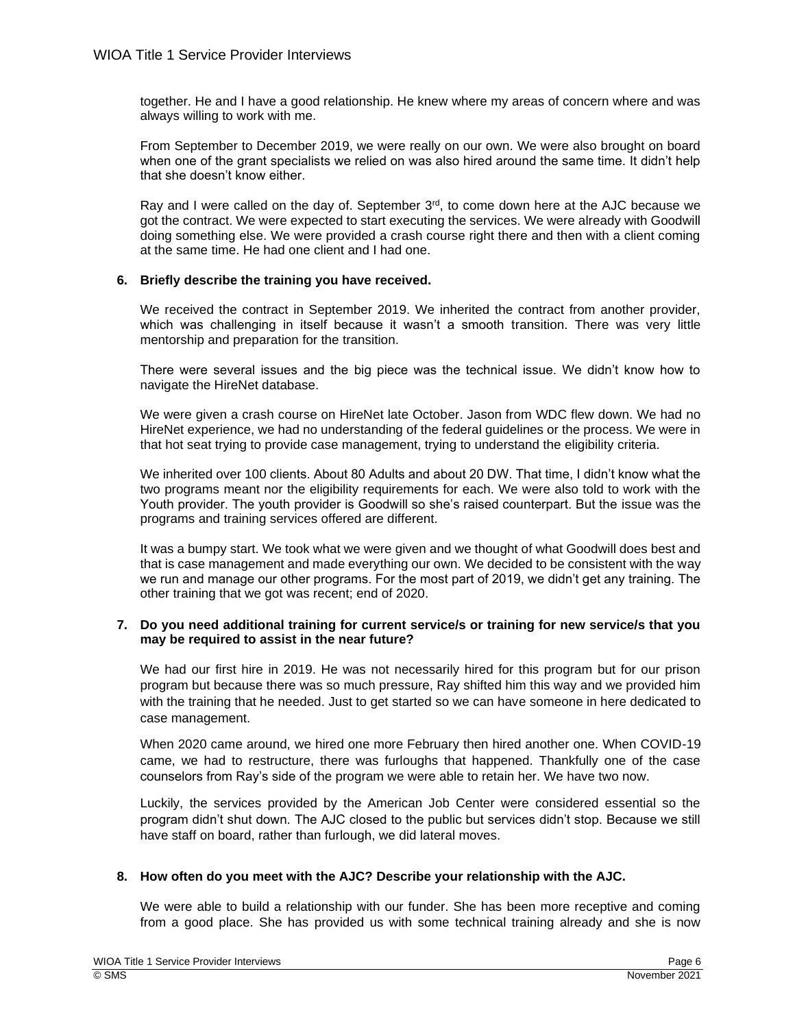together. He and I have a good relationship. He knew where my areas of concern where and was always willing to work with me.

From September to December 2019, we were really on our own. We were also brought on board when one of the grant specialists we relied on was also hired around the same time. It didn't help that she doesn't know either.

Ray and I were called on the day of. September 3rd, to come down here at the AJC because we got the contract. We were expected to start executing the services. We were already with Goodwill doing something else. We were provided a crash course right there and then with a client coming at the same time. He had one client and I had one.

**6. Briefly describe the training you have received.**

We received the contract in September 2019. We inherited the contract from another provider, which was challenging in itself because it wasn't a smooth transition. There was very little mentorship and preparation for the transition.

There were several issues and the big piece was the technical issue. We didn't know how to navigate the HireNet database.

We were given a crash course on HireNet late October. Jason from WDC flew down. We had no HireNet experience, we had no understanding of the federal guidelines or the process. We were in that hot seat trying to provide case management, trying to understand the eligibility criteria.

We inherited over 100 clients. About 80 Adults and about 20 DW. That time, I didn't know what the two programs meant nor the eligibility requirements for each. We were also told to work with the Youth provider. The youth provider is Goodwill so she's raised counterpart. But the issue was the programs and training services offered are different.

It was a bumpy start. We took what we were given and we thought of what Goodwill does best and that is case management and made everything our own. We decided to be consistent with the way we run and manage our other programs. For the most part of 2019, we didn't get any training. The other training that we got was recent; end of 2020.

**7. Do you need additional training for current service/s or training for new service/s that you may be required to assist in the near future?**

We had our first hire in 2019. He was not necessarily hired for this program but for our prison program but because there was so much pressure, Ray shifted him this way and we provided him with the training that he needed. Just to get started so we can have someone in here dedicated to case management.

When 2020 came around, we hired one more February then hired another one. When COVID-19 came, we had to restructure, there was furloughs that happened. Thankfully one of the case counselors from Ray's side of the program we were able to retain her. We have two now.

Luckily, the services provided by the American Job Center were considered essential so the program didn't shut down. The AJC closed to the public but services didn't stop. Because we still have staff on board, rather than furlough, we did lateral moves.

**8. How often do you meet with the AJC? Describe your relationship with the AJC.**

We were able to build a relationship with our funder. She has been more receptive and coming from a good place. She has provided us with some technical training already and she is now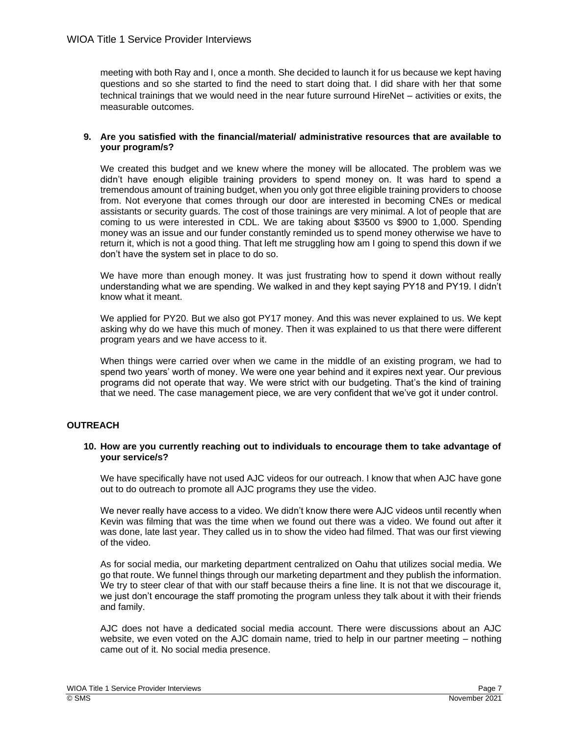meeting with both Ray and I, once a month. She decided to launch it for us because we kept having questions and so she started to find the need to start doing that. I did share with her that some technical trainings that we would need in the near future surround HireNet – activities or exits, the measurable outcomes.

**9. Are you satisfied with the financial/material/ administrative resources that are available to your program/s?**

We created this budget and we knew where the money will be allocated. The problem was we didn't have enough eligible training providers to spend money on. It was hard to spend a tremendous amount of training budget, when you only got three eligible training providers to choose from. Not everyone that comes through our door are interested in becoming CNEs or medical assistants or security guards. The cost of those trainings are very minimal. A lot of people that are coming to us were interested in CDL. We are taking about $3500 vs $900 to 1,000. Spending money was an issue and our funder constantly reminded us to spend money otherwise we have to return it, which is not a good thing. That left me struggling how am I going to spend this down if we don't have the system set in place to do so.

We have more than enough money. It was just frustrating how to spend it down without really understanding what we are spending. We walked in and they kept saying PY18 and PY19. I didn't know what it meant.

We applied for PY20. But we also got PY17 money. And this was never explained to us. We kept asking why do we have this much of money. Then it was explained to us that there were different program years and we have access to it.

When things were carried over when we came in the middle of an existing program, we had to spend two years' worth of money. We were one year behind and it expires next year. Our previous programs did not operate that way. We were strict with our budgeting. That's the kind of training that we need. The case management piece, we are very confident that we've got it under control.

## OUTREACH

**10. How are you currently reaching out to individuals to encourage them to take advantage of your service/s?**

We have specifically have not used AJC videos for our outreach. I know that when AJC have gone out to do outreach to promote all AJC programs they use the video.

We never really have access to a video. We didn't know there were AJC videos until recently when Kevin was filming that was the time when we found out there was a video. We found out after it was done, late last year. They called us in to show the video had filmed. That was our first viewing of the video.

As for social media, our marketing department centralized on Oahu that utilizes social media. We go that route. We funnel things through our marketing department and they publish the information. We try to steer clear of that with our staff because theirs a fine line. It is not that we discourage it, we just don't encourage the staff promoting the program unless they talk about it with their friends and family.

AJC does not have a dedicated social media account. There were discussions about an AJC website, we even voted on the AJC domain name, tried to help in our partner meeting – nothing came out of it. No social media presence.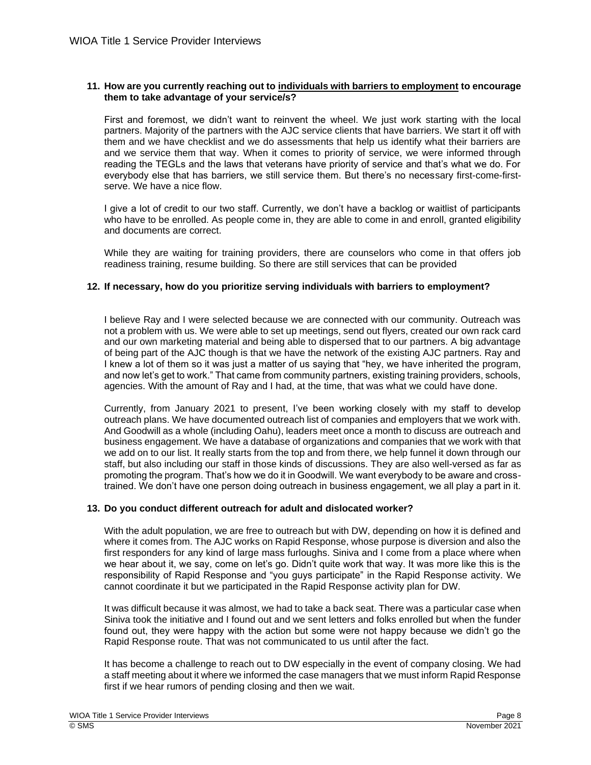**11. How are you currently reaching out to <u>individuals with barriers to employment</u> to encourage them to take advantage of your service/s?**

First and foremost, we didn't want to reinvent the wheel. We just work starting with the local partners. Majority of the partners with the AJC service clients that have barriers. We start it off with them and we have checklist and we do assessments that help us identify what their barriers are and we service them that way. When it comes to priority of service, we were informed through reading the TEGLs and the laws that veterans have priority of service and that's what we do. For everybody else that has barriers, we still service them. But there's no necessary first-come-first-serve. We have a nice flow.

I give a lot of credit to our two staff. Currently, we don't have a backlog or waitlist of participants who have to be enrolled. As people come in, they are able to come in and enroll, granted eligibility and documents are correct.

While they are waiting for training providers, there are counselors who come in that offers job readiness training, resume building. So there are still services that can be provided

**12. If necessary, how do you prioritize serving individuals with barriers to employment?**

I believe Ray and I were selected because we are connected with our community. Outreach was not a problem with us. We were able to set up meetings, send out flyers, created our own rack card and our own marketing material and being able to dispersed that to our partners. A big advantage of being part of the AJC though is that we have the network of the existing AJC partners. Ray and I knew a lot of them so it was just a matter of us saying that "hey, we have inherited the program, and now let's get to work." That came from community partners, existing training providers, schools, agencies. With the amount of Ray and I had, at the time, that was what we could have done.

Currently, from January 2021 to present, I've been working closely with my staff to develop outreach plans. We have documented outreach list of companies and employers that we work with. And Goodwill as a whole (including Oahu), leaders meet once a month to discuss are outreach and business engagement. We have a database of organizations and companies that we work with that we add on to our list. It really starts from the top and from there, we help funnel it down through our staff, but also including our staff in those kinds of discussions. They are also well-versed as far as promoting the program. That's how we do it in Goodwill. We want everybody to be aware and cross-trained. We don't have one person doing outreach in business engagement, we all play a part in it.

**13. Do you conduct different outreach for adult and dislocated worker?**

With the adult population, we are free to outreach but with DW, depending on how it is defined and where it comes from. The AJC works on Rapid Response, whose purpose is diversion and also the first responders for any kind of large mass furloughs. Siniva and I come from a place where when we hear about it, we say, come on let's go. Didn't quite work that way. It was more like this is the responsibility of Rapid Response and "you guys participate" in the Rapid Response activity. We cannot coordinate it but we participated in the Rapid Response activity plan for DW.

It was difficult because it was almost, we had to take a back seat. There was a particular case when Siniva took the initiative and I found out and we sent letters and folks enrolled but when the funder found out, they were happy with the action but some were not happy because we didn't go the Rapid Response route. That was not communicated to us until after the fact.

It has become a challenge to reach out to DW especially in the event of company closing. We had a staff meeting about it where we informed the case managers that we must inform Rapid Response first if we hear rumors of pending closing and then we wait.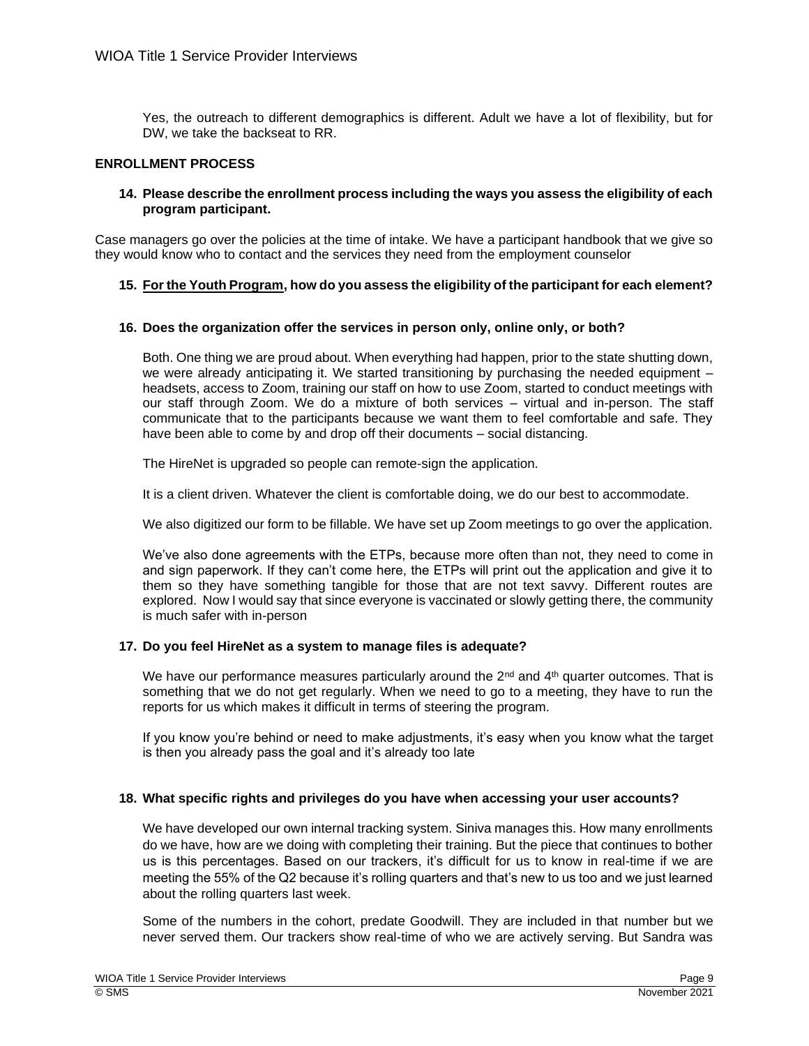Yes, the outreach to different demographics is different. Adult we have a lot of flexibility, but for DW, we take the backseat to RR.

## ENROLLMENT PROCESS

**14. Please describe the enrollment process including the ways you assess the eligibility of each program participant.**

Case managers go over the policies at the time of intake. We have a participant handbook that we give so they would know who to contact and the services they need from the employment counselor

**15. <u>For the Youth Program</u>, how do you assess the eligibility of the participant for each element?**

**16. Does the organization offer the services in person only, online only, or both?**

Both. One thing we are proud about. When everything had happen, prior to the state shutting down, we were already anticipating it. We started transitioning by purchasing the needed equipment – headsets, access to Zoom, training our staff on how to use Zoom, started to conduct meetings with our staff through Zoom. We do a mixture of both services – virtual and in-person. The staff communicate that to the participants because we want them to feel comfortable and safe. They have been able to come by and drop off their documents – social distancing.

The HireNet is upgraded so people can remote-sign the application.

It is a client driven. Whatever the client is comfortable doing, we do our best to accommodate.

We also digitized our form to be fillable. We have set up Zoom meetings to go over the application.

We've also done agreements with the ETPs, because more often than not, they need to come in and sign paperwork. If they can't come here, the ETPs will print out the application and give it to them so they have something tangible for those that are not text savvy. Different routes are explored. Now I would say that since everyone is vaccinated or slowly getting there, the community is much safer with in-person

**17. Do you feel HireNet as a system to manage files is adequate?**

We have our performance measures particularly around the 2nd and 4th quarter outcomes. That is something that we do not get regularly. When we need to go to a meeting, they have to run the reports for us which makes it difficult in terms of steering the program.

If you know you're behind or need to make adjustments, it's easy when you know what the target is then you already pass the goal and it's already too late

**18. What specific rights and privileges do you have when accessing your user accounts?**

We have developed our own internal tracking system. Siniva manages this. How many enrollments do we have, how are we doing with completing their training. But the piece that continues to bother us is this percentages. Based on our trackers, it's difficult for us to know in real-time if we are meeting the 55% of the Q2 because it's rolling quarters and that's new to us too and we just learned about the rolling quarters last week.

Some of the numbers in the cohort, predate Goodwill. They are included in that number but we never served them. Our trackers show real-time of who we are actively serving. But Sandra was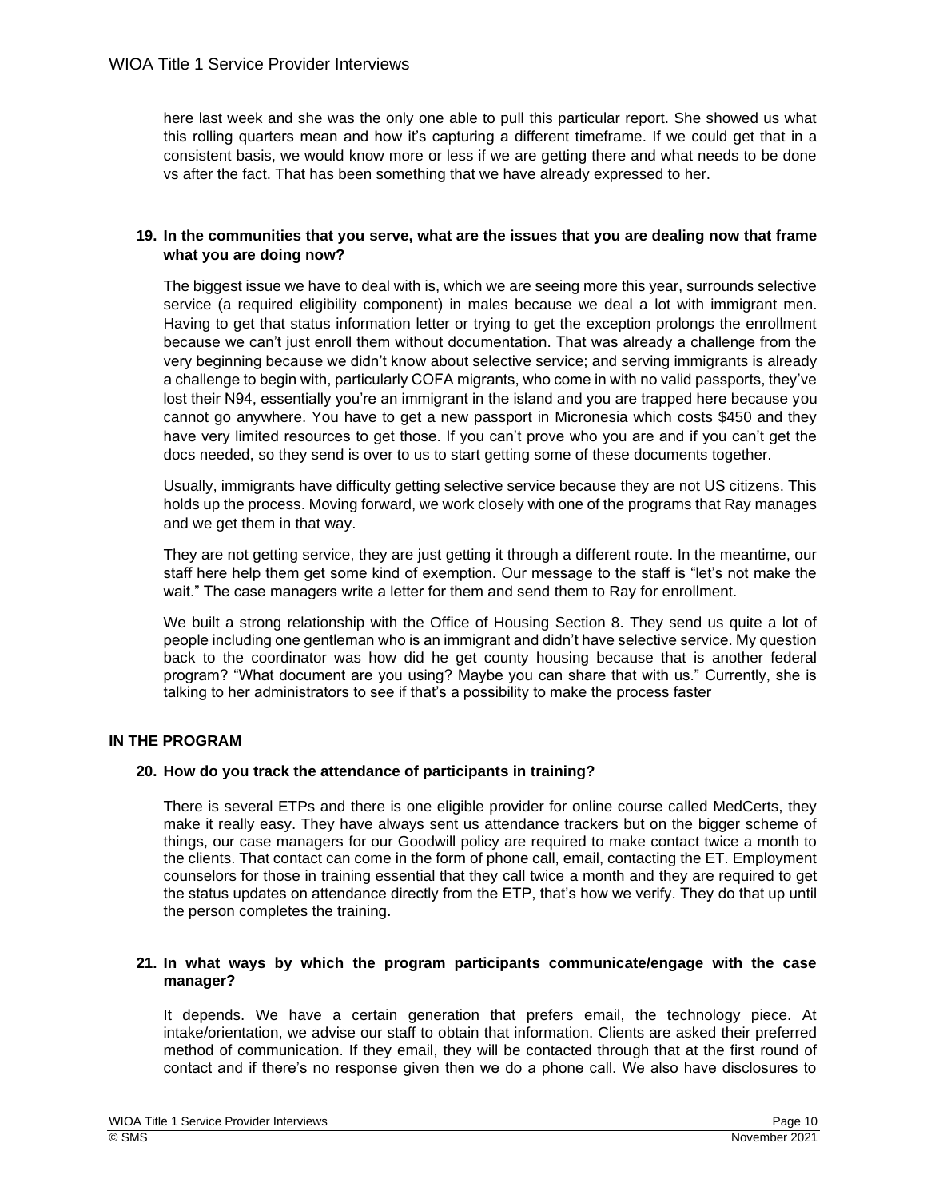here last week and she was the only one able to pull this particular report. She showed us what this rolling quarters mean and how it's capturing a different timeframe. If we could get that in a consistent basis, we would know more or less if we are getting there and what needs to be done vs after the fact. That has been something that we have already expressed to her.

**19. In the communities that you serve, what are the issues that you are dealing now that frame what you are doing now?**

The biggest issue we have to deal with is, which we are seeing more this year, surrounds selective service (a required eligibility component) in males because we deal a lot with immigrant men. Having to get that status information letter or trying to get the exception prolongs the enrollment because we can't just enroll them without documentation. That was already a challenge from the very beginning because we didn't know about selective service; and serving immigrants is already a challenge to begin with, particularly COFA migrants, who come in with no valid passports, they've lost their N94, essentially you're an immigrant in the island and you are trapped here because you cannot go anywhere. You have to get a new passport in Micronesia which costs $450 and they have very limited resources to get those. If you can't prove who you are and if you can't get the docs needed, so they send is over to us to start getting some of these documents together.

Usually, immigrants have difficulty getting selective service because they are not US citizens. This holds up the process. Moving forward, we work closely with one of the programs that Ray manages and we get them in that way.

They are not getting service, they are just getting it through a different route. In the meantime, our staff here help them get some kind of exemption. Our message to the staff is "let's not make the wait." The case managers write a letter for them and send them to Ray for enrollment.

We built a strong relationship with the Office of Housing Section 8. They send us quite a lot of people including one gentleman who is an immigrant and didn't have selective service. My question back to the coordinator was how did he get county housing because that is another federal program? "What document are you using? Maybe you can share that with us." Currently, she is talking to her administrators to see if that's a possibility to make the process faster

**IN THE PROGRAM**

**20. How do you track the attendance of participants in training?**

There is several ETPs and there is one eligible provider for online course called MedCerts, they make it really easy. They have always sent us attendance trackers but on the bigger scheme of things, our case managers for our Goodwill policy are required to make contact twice a month to the clients. That contact can come in the form of phone call, email, contacting the ET. Employment counselors for those in training essential that they call twice a month and they are required to get the status updates on attendance directly from the ETP, that's how we verify. They do that up until the person completes the training.

**21. In what ways by which the program participants communicate/engage with the case manager?**

It depends. We have a certain generation that prefers email, the technology piece. At intake/orientation, we advise our staff to obtain that information. Clients are asked their preferred method of communication. If they email, they will be contacted through that at the first round of contact and if there's no response given then we do a phone call. We also have disclosures to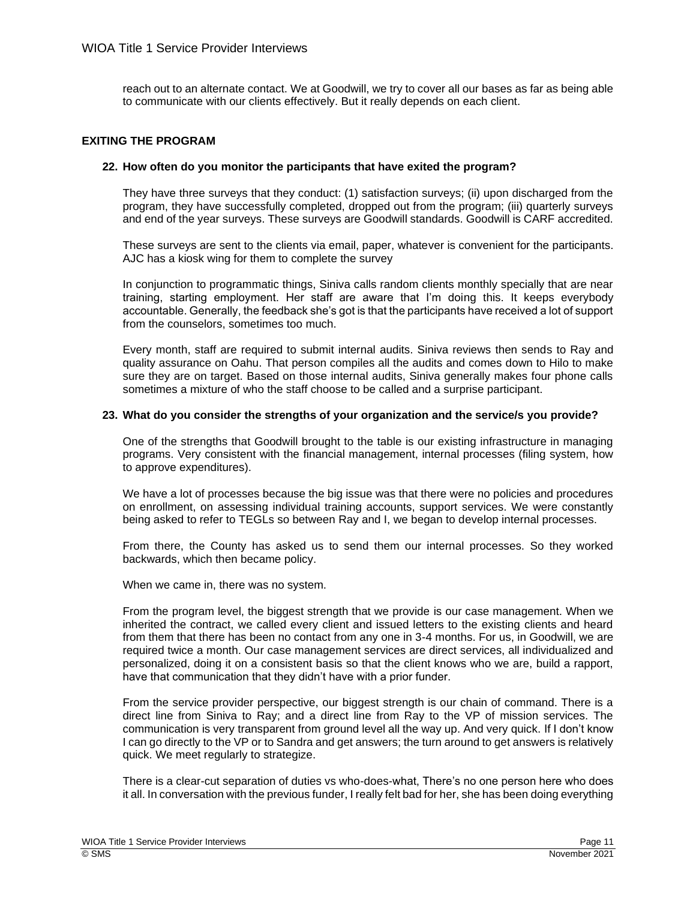reach out to an alternate contact. We at Goodwill, we try to cover all our bases as far as being able to communicate with our clients effectively. But it really depends on each client.

## EXITING THE PROGRAM

**22. How often do you monitor the participants that have exited the program?**

They have three surveys that they conduct: (1) satisfaction surveys; (ii) upon discharged from the program, they have successfully completed, dropped out from the program; (iii) quarterly surveys and end of the year surveys. These surveys are Goodwill standards. Goodwill is CARF accredited.

These surveys are sent to the clients via email, paper, whatever is convenient for the participants. AJC has a kiosk wing for them to complete the survey

In conjunction to programmatic things, Siniva calls random clients monthly specially that are near training, starting employment. Her staff are aware that I'm doing this. It keeps everybody accountable. Generally, the feedback she's got is that the participants have received a lot of support from the counselors, sometimes too much.

Every month, staff are required to submit internal audits. Siniva reviews then sends to Ray and quality assurance on Oahu. That person compiles all the audits and comes down to Hilo to make sure they are on target. Based on those internal audits, Siniva generally makes four phone calls sometimes a mixture of who the staff choose to be called and a surprise participant.

**23. What do you consider the strengths of your organization and the service/s you provide?**

One of the strengths that Goodwill brought to the table is our existing infrastructure in managing programs. Very consistent with the financial management, internal processes (filing system, how to approve expenditures).

We have a lot of processes because the big issue was that there were no policies and procedures on enrollment, on assessing individual training accounts, support services. We were constantly being asked to refer to TEGLs so between Ray and I, we began to develop internal processes.

From there, the County has asked us to send them our internal processes. So they worked backwards, which then became policy.

When we came in, there was no system.

From the program level, the biggest strength that we provide is our case management. When we inherited the contract, we called every client and issued letters to the existing clients and heard from them that there has been no contact from any one in 3-4 months. For us, in Goodwill, we are required twice a month. Our case management services are direct services, all individualized and personalized, doing it on a consistent basis so that the client knows who we are, build a rapport, have that communication that they didn't have with a prior funder.

From the service provider perspective, our biggest strength is our chain of command. There is a direct line from Siniva to Ray; and a direct line from Ray to the VP of mission services. The communication is very transparent from ground level all the way up. And very quick. If I don't know I can go directly to the VP or to Sandra and get answers; the turn around to get answers is relatively quick. We meet regularly to strategize.

There is a clear-cut separation of duties vs who-does-what, There's no one person here who does it all. In conversation with the previous funder, I really felt bad for her, she has been doing everything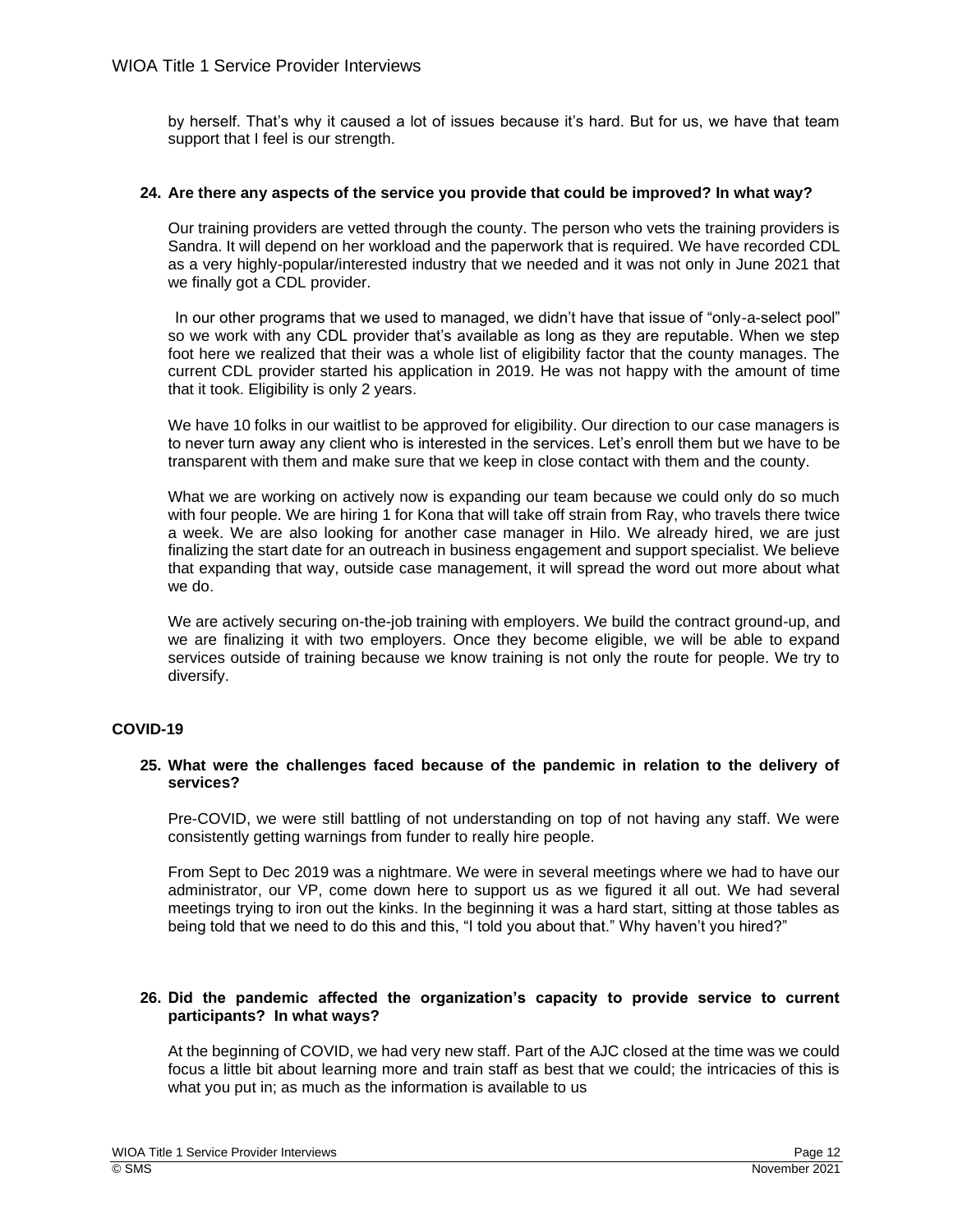by herself. That's why it caused a lot of issues because it's hard. But for us, we have that team support that I feel is our strength.

**24. Are there any aspects of the service you provide that could be improved? In what way?**

Our training providers are vetted through the county. The person who vets the training providers is Sandra. It will depend on her workload and the paperwork that is required. We have recorded CDL as a very highly-popular/interested industry that we needed and it was not only in June 2021 that we finally got a CDL provider.

In our other programs that we used to managed, we didn't have that issue of "only-a-select pool" so we work with any CDL provider that's available as long as they are reputable. When we step foot here we realized that their was a whole list of eligibility factor that the county manages. The current CDL provider started his application in 2019. He was not happy with the amount of time that it took. Eligibility is only 2 years.

We have 10 folks in our waitlist to be approved for eligibility. Our direction to our case managers is to never turn away any client who is interested in the services. Let's enroll them but we have to be transparent with them and make sure that we keep in close contact with them and the county.

What we are working on actively now is expanding our team because we could only do so much with four people. We are hiring 1 for Kona that will take off strain from Ray, who travels there twice a week. We are also looking for another case manager in Hilo. We already hired, we are just finalizing the start date for an outreach in business engagement and support specialist. We believe that expanding that way, outside case management, it will spread the word out more about what we do.

We are actively securing on-the-job training with employers. We build the contract ground-up, and we are finalizing it with two employers. Once they become eligible, we will be able to expand services outside of training because we know training is not only the route for people. We try to diversify.

## COVID-19

**25. What were the challenges faced because of the pandemic in relation to the delivery of services?**

Pre-COVID, we were still battling of not understanding on top of not having any staff. We were consistently getting warnings from funder to really hire people.

From Sept to Dec 2019 was a nightmare. We were in several meetings where we had to have our administrator, our VP, come down here to support us as we figured it all out. We had several meetings trying to iron out the kinks. In the beginning it was a hard start, sitting at those tables as being told that we need to do this and this, "I told you about that." Why haven't you hired?"

**26. Did the pandemic affected the organization's capacity to provide service to current participants? In what ways?**

At the beginning of COVID, we had very new staff. Part of the AJC closed at the time was we could focus a little bit about learning more and train staff as best that we could; the intricacies of this is what you put in; as much as the information is available to us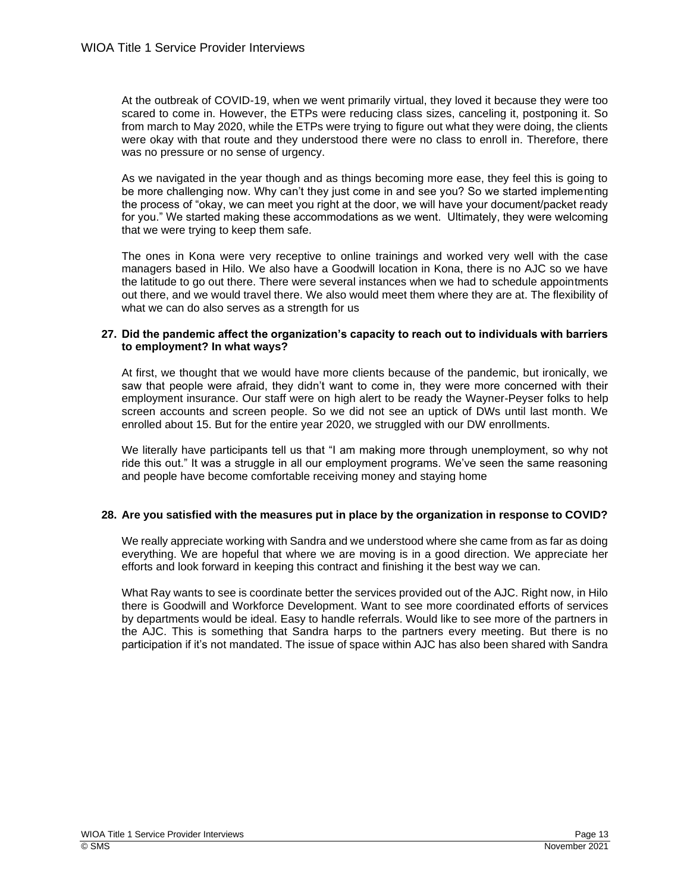At the outbreak of COVID-19, when we went primarily virtual, they loved it because they were too scared to come in. However, the ETPs were reducing class sizes, canceling it, postponing it. So from march to May 2020, while the ETPs were trying to figure out what they were doing, the clients were okay with that route and they understood there were no class to enroll in. Therefore, there was no pressure or no sense of urgency.

As we navigated in the year though and as things becoming more ease, they feel this is going to be more challenging now. Why can't they just come in and see you? So we started implementing the process of "okay, we can meet you right at the door, we will have your document/packet ready for you." We started making these accommodations as we went. Ultimately, they were welcoming that we were trying to keep them safe.

The ones in Kona were very receptive to online trainings and worked very well with the case managers based in Hilo. We also have a Goodwill location in Kona, there is no AJC so we have the latitude to go out there. There were several instances when we had to schedule appointments out there, and we would travel there. We also would meet them where they are at. The flexibility of what we can do also serves as a strength for us

**27. Did the pandemic affect the organization's capacity to reach out to individuals with barriers to employment? In what ways?**

At first, we thought that we would have more clients because of the pandemic, but ironically, we saw that people were afraid, they didn't want to come in, they were more concerned with their employment insurance. Our staff were on high alert to be ready the Wayner-Peyser folks to help screen accounts and screen people. So we did not see an uptick of DWs until last month. We enrolled about 15. But for the entire year 2020, we struggled with our DW enrollments.

We literally have participants tell us that "I am making more through unemployment, so why not ride this out." It was a struggle in all our employment programs. We've seen the same reasoning and people have become comfortable receiving money and staying home

**28. Are you satisfied with the measures put in place by the organization in response to COVID?**

We really appreciate working with Sandra and we understood where she came from as far as doing everything. We are hopeful that where we are moving is in a good direction. We appreciate her efforts and look forward in keeping this contract and finishing it the best way we can.

What Ray wants to see is coordinate better the services provided out of the AJC. Right now, in Hilo there is Goodwill and Workforce Development. Want to see more coordinated efforts of services by departments would be ideal. Easy to handle referrals. Would like to see more of the partners in the AJC. This is something that Sandra harps to the partners every meeting. But there is no participation if it's not mandated. The issue of space within AJC has also been shared with Sandra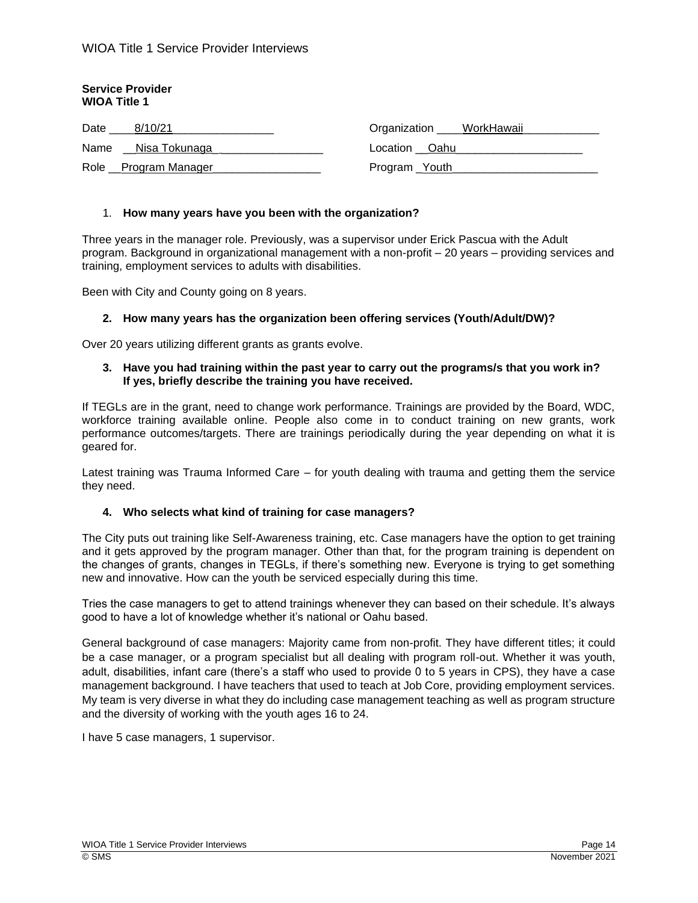**Service Provider**
**WIOA Title 1**

| | |
|---|---|
| Date 8/10/21 | Organization WorkHawaii |
| Name Nisa Tokunaga | Location Oahu |
| Role Program Manager | Program Youth |

1. **How many years have you been with the organization?**

Three years in the manager role. Previously, was a supervisor under Erick Pascua with the Adult program. Background in organizational management with a non-profit – 20 years – providing services and training, employment services to adults with disabilities.

Been with City and County going on 8 years.

2. **How many years has the organization been offering services (Youth/Adult/DW)?**

Over 20 years utilizing different grants as grants evolve.

3. **Have you had training within the past year to carry out the programs/s that you work in? If yes, briefly describe the training you have received.**

If TEGLs are in the grant, need to change work performance. Trainings are provided by the Board, WDC, workforce training available online. People also come in to conduct training on new grants, work performance outcomes/targets. There are trainings periodically during the year depending on what it is geared for.

Latest training was Trauma Informed Care – for youth dealing with trauma and getting them the service they need.

4. **Who selects what kind of training for case managers?**

The City puts out training like Self-Awareness training, etc. Case managers have the option to get training and it gets approved by the program manager. Other than that, for the program training is dependent on the changes of grants, changes in TEGLs, if there's something new. Everyone is trying to get something new and innovative. How can the youth be serviced especially during this time.

Tries the case managers to get to attend trainings whenever they can based on their schedule. It's always good to have a lot of knowledge whether it's national or Oahu based.

General background of case managers: Majority came from non-profit. They have different titles; it could be a case manager, or a program specialist but all dealing with program roll-out. Whether it was youth, adult, disabilities, infant care (there's a staff who used to provide 0 to 5 years in CPS), they have a case management background. I have teachers that used to teach at Job Core, providing employment services. My team is very diverse in what they do including case management teaching as well as program structure and the diversity of working with the youth ages 16 to 24.

I have 5 case managers, 1 supervisor.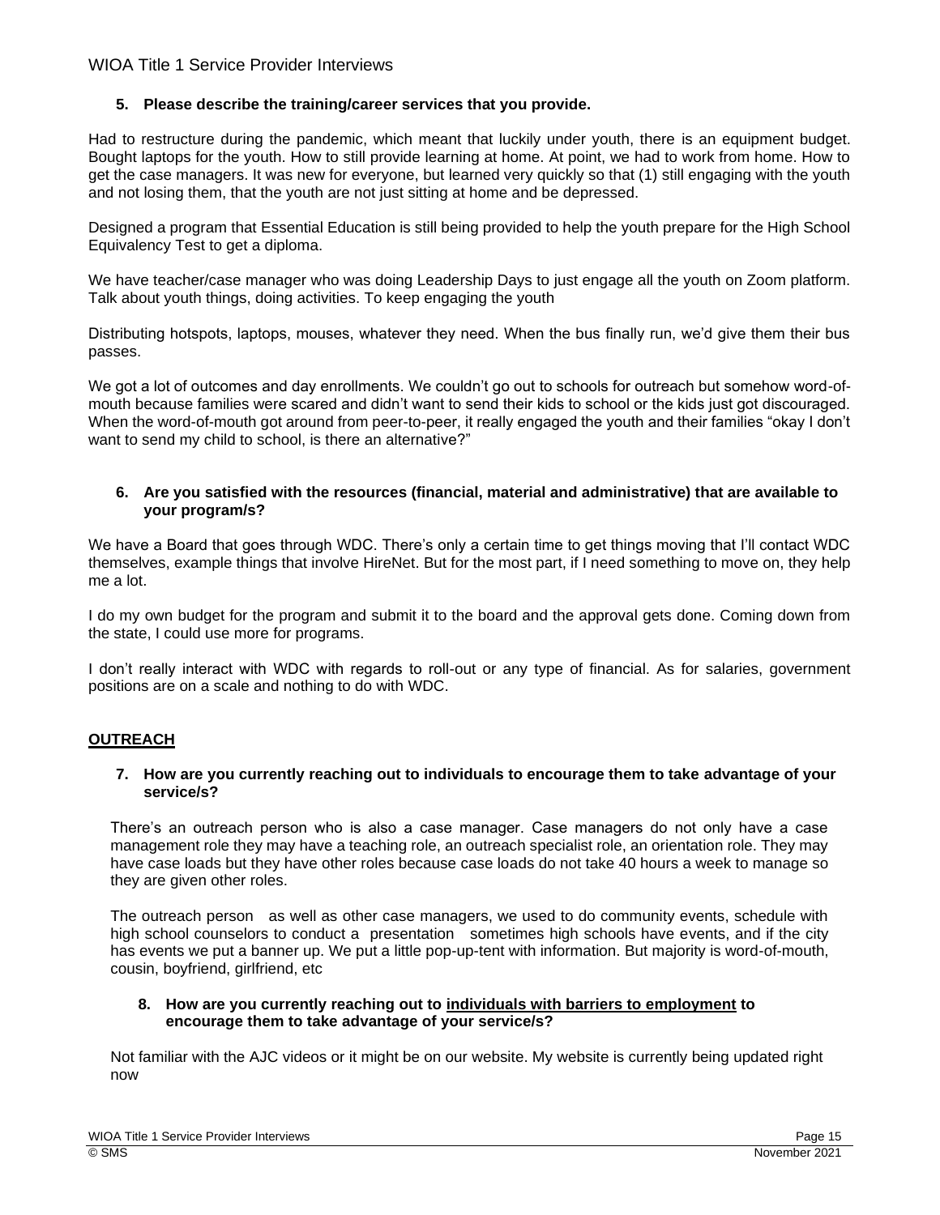**5. Please describe the training/career services that you provide.**

Had to restructure during the pandemic, which meant that luckily under youth, there is an equipment budget. Bought laptops for the youth. How to still provide learning at home. At point, we had to work from home. How to get the case managers. It was new for everyone, but learned very quickly so that (1) still engaging with the youth and not losing them, that the youth are not just sitting at home and be depressed.

Designed a program that Essential Education is still being provided to help the youth prepare for the High School Equivalency Test to get a diploma.

We have teacher/case manager who was doing Leadership Days to just engage all the youth on Zoom platform. Talk about youth things, doing activities. To keep engaging the youth

Distributing hotspots, laptops, mouses, whatever they need. When the bus finally run, we'd give them their bus passes.

We got a lot of outcomes and day enrollments. We couldn't go out to schools for outreach but somehow word-of-mouth because families were scared and didn't want to send their kids to school or the kids just got discouraged. When the word-of-mouth got around from peer-to-peer, it really engaged the youth and their families "okay I don't want to send my child to school, is there an alternative?"

**6. Are you satisfied with the resources (financial, material and administrative) that are available to your program/s?**

We have a Board that goes through WDC. There's only a certain time to get things moving that I'll contact WDC themselves, example things that involve HireNet. But for the most part, if I need something to move on, they help me a lot.

I do my own budget for the program and submit it to the board and the approval gets done. Coming down from the state, I could use more for programs.

I don't really interact with WDC with regards to roll-out or any type of financial. As for salaries, government positions are on a scale and nothing to do with WDC.

## OUTREACH

**7. How are you currently reaching out to individuals to encourage them to take advantage of your service/s?**

There's an outreach person who is also a case manager. Case managers do not only have a case management role they may have a teaching role, an outreach specialist role, an orientation role. They may have case loads but they have other roles because case loads do not take 40 hours a week to manage so they are given other roles.

The outreach person as well as other case managers, we used to do community events, schedule with high school counselors to conduct a presentation sometimes high schools have events, and if the city has events we put a banner up. We put a little pop-up-tent with information. But majority is word-of-mouth, cousin, boyfriend, girlfriend, etc

**8. How are you currently reaching out to individuals with barriers to employment to encourage them to take advantage of your service/s?**

Not familiar with the AJC videos or it might be on our website. My website is currently being updated right now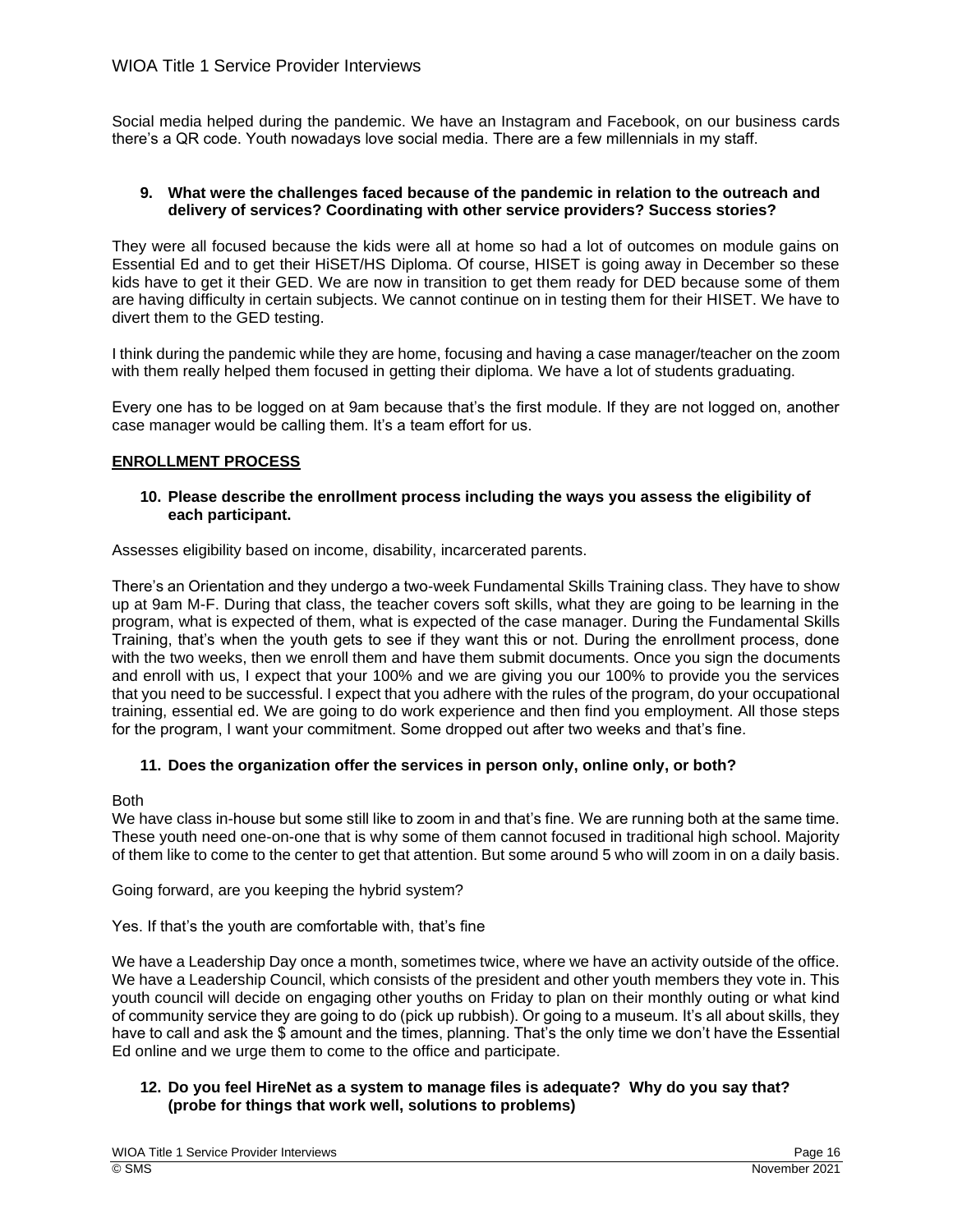Social media helped during the pandemic. We have an Instagram and Facebook, on our business cards there's a QR code. Youth nowadays love social media. There are a few millennials in my staff.

**9. What were the challenges faced because of the pandemic in relation to the outreach and delivery of services? Coordinating with other service providers? Success stories?**

They were all focused because the kids were all at home so had a lot of outcomes on module gains on Essential Ed and to get their HiSET/HS Diploma. Of course, HISET is going away in December so these kids have to get it their GED. We are now in transition to get them ready for DED because some of them are having difficulty in certain subjects. We cannot continue on in testing them for their HISET. We have to divert them to the GED testing.

I think during the pandemic while they are home, focusing and having a case manager/teacher on the zoom with them really helped them focused in getting their diploma. We have a lot of students graduating.

Every one has to be logged on at 9am because that's the first module. If they are not logged on, another case manager would be calling them. It's a team effort for us.

**ENROLLMENT PROCESS**

**10. Please describe the enrollment process including the ways you assess the eligibility of each participant.**

Assesses eligibility based on income, disability, incarcerated parents.

There's an Orientation and they undergo a two-week Fundamental Skills Training class. They have to show up at 9am M-F. During that class, the teacher covers soft skills, what they are going to be learning in the program, what is expected of them, what is expected of the case manager. During the Fundamental Skills Training, that's when the youth gets to see if they want this or not. During the enrollment process, done with the two weeks, then we enroll them and have them submit documents. Once you sign the documents and enroll with us, I expect that your 100% and we are giving you our 100% to provide you the services that you need to be successful. I expect that you adhere with the rules of the program, do your occupational training, essential ed. We are going to do work experience and then find you employment. All those steps for the program, I want your commitment. Some dropped out after two weeks and that's fine.

**11. Does the organization offer the services in person only, online only, or both?**

Both
We have class in-house but some still like to zoom in and that's fine. We are running both at the same time. These youth need one-on-one that is why some of them cannot focused in traditional high school. Majority of them like to come to the center to get that attention. But some around 5 who will zoom in on a daily basis.

Going forward, are you keeping the hybrid system?

Yes. If that's the youth are comfortable with, that's fine

We have a Leadership Day once a month, sometimes twice, where we have an activity outside of the office. We have a Leadership Council, which consists of the president and other youth members they vote in. This youth council will decide on engaging other youths on Friday to plan on their monthly outing or what kind of community service they are going to do (pick up rubbish). Or going to a museum. It's all about skills, they have to call and ask the $ amount and the times, planning. That's the only time we don't have the Essential Ed online and we urge them to come to the office and participate.

**12. Do you feel HireNet as a system to manage files is adequate? Why do you say that? (probe for things that work well, solutions to problems)**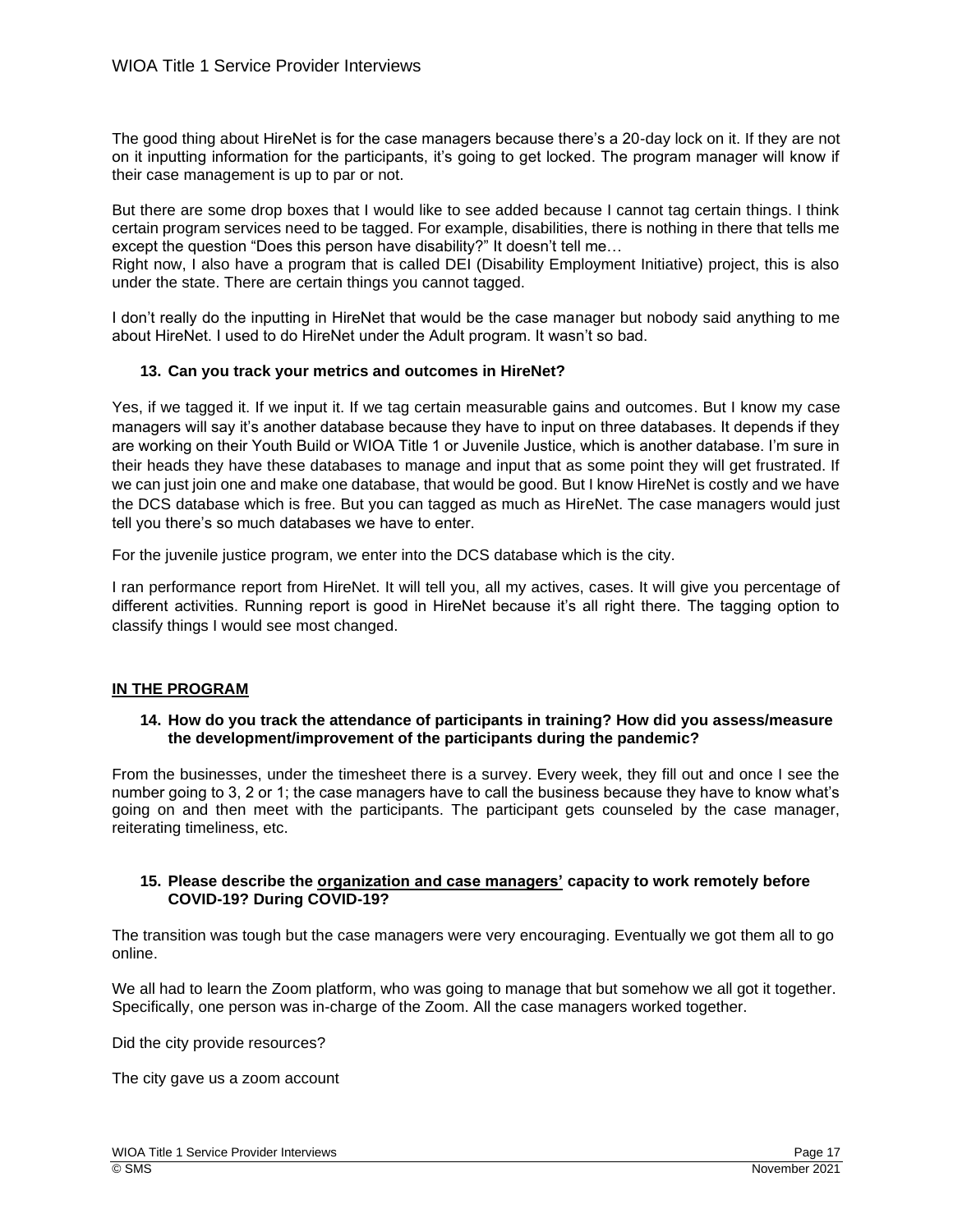The good thing about HireNet is for the case managers because there's a 20-day lock on it. If they are not on it inputting information for the participants, it's going to get locked. The program manager will know if their case management is up to par or not.

But there are some drop boxes that I would like to see added because I cannot tag certain things. I think certain program services need to be tagged. For example, disabilities, there is nothing in there that tells me except the question "Does this person have disability?" It doesn't tell me…
Right now, I also have a program that is called DEI (Disability Employment Initiative) project, this is also under the state. There are certain things you cannot tagged.

I don't really do the inputting in HireNet that would be the case manager but nobody said anything to me about HireNet. I used to do HireNet under the Adult program. It wasn't so bad.

**13. Can you track your metrics and outcomes in HireNet?**

Yes, if we tagged it. If we input it. If we tag certain measurable gains and outcomes. But I know my case managers will say it's another database because they have to input on three databases. It depends if they are working on their Youth Build or WIOA Title 1 or Juvenile Justice, which is another database. I'm sure in their heads they have these databases to manage and input that as some point they will get frustrated. If we can just join one and make one database, that would be good. But I know HireNet is costly and we have the DCS database which is free. But you can tagged as much as HireNet. The case managers would just tell you there's so much databases we have to enter.

For the juvenile justice program, we enter into the DCS database which is the city.

I ran performance report from HireNet. It will tell you, all my actives, cases. It will give you percentage of different activities. Running report is good in HireNet because it's all right there. The tagging option to classify things I would see most changed.

**<u>IN THE PROGRAM</u>**

**14. How do you track the attendance of participants in training? How did you assess/measure the development/improvement of the participants during the pandemic?**

From the businesses, under the timesheet there is a survey. Every week, they fill out and once I see the number going to 3, 2 or 1; the case managers have to call the business because they have to know what's going on and then meet with the participants. The participant gets counseled by the case manager, reiterating timeliness, etc.

**15. Please describe the <u>organization and case managers'</u> capacity to work remotely before COVID-19? During COVID-19?**

The transition was tough but the case managers were very encouraging. Eventually we got them all to go online.

We all had to learn the Zoom platform, who was going to manage that but somehow we all got it together. Specifically, one person was in-charge of the Zoom. All the case managers worked together.

Did the city provide resources?

The city gave us a zoom account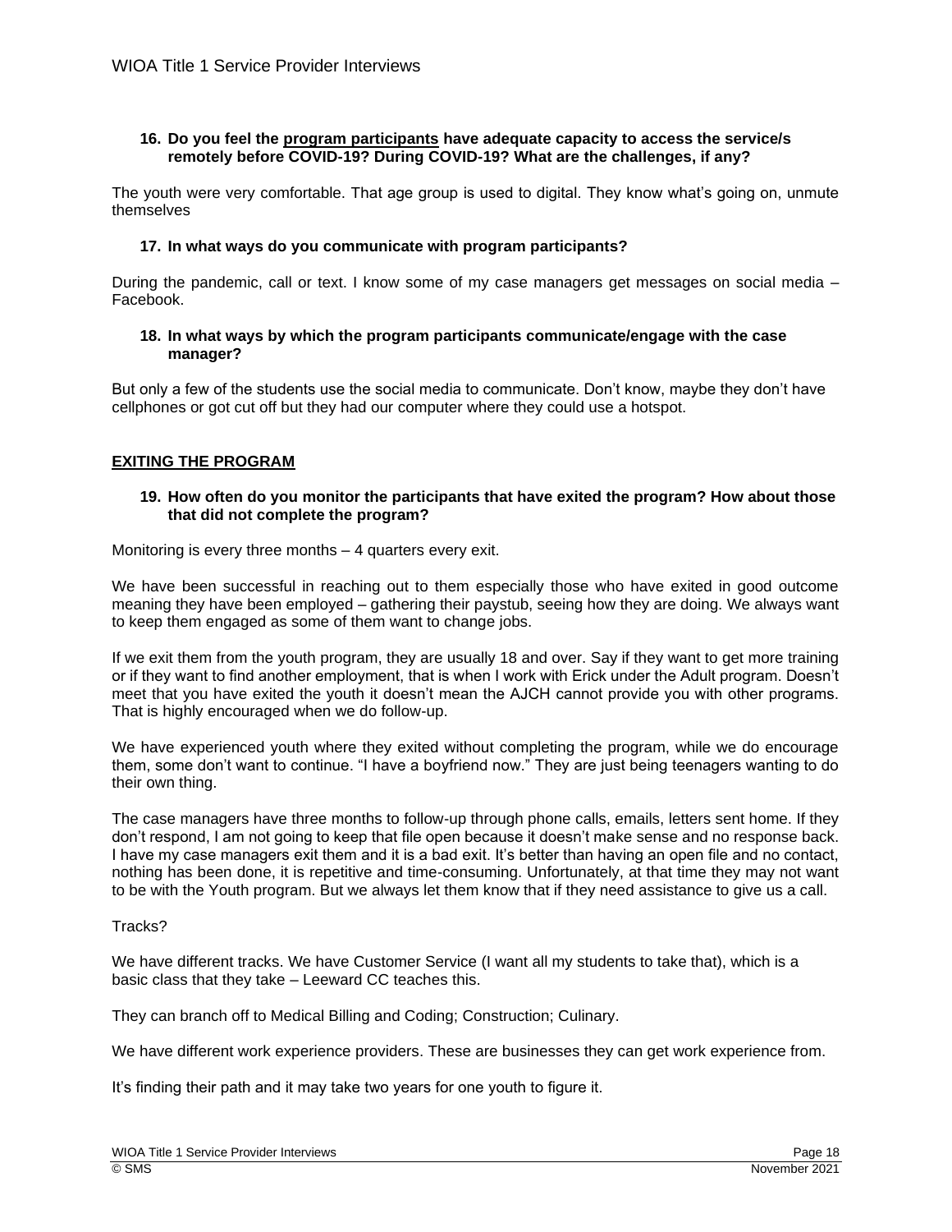**16. Do you feel the <u>program participants</u> have adequate capacity to access the service/s remotely before COVID-19? During COVID-19? What are the challenges, if any?**

The youth were very comfortable. That age group is used to digital. They know what's going on, unmute themselves

**17. In what ways do you communicate with program participants?**

During the pandemic, call or text. I know some of my case managers get messages on social media – Facebook.

**18. In what ways by which the program participants communicate/engage with the case manager?**

But only a few of the students use the social media to communicate. Don't know, maybe they don't have cellphones or got cut off but they had our computer where they could use a hotspot.

## <u>EXITING THE PROGRAM</u>

**19. How often do you monitor the participants that have exited the program? How about those that did not complete the program?**

Monitoring is every three months – 4 quarters every exit.

We have been successful in reaching out to them especially those who have exited in good outcome meaning they have been employed – gathering their paystub, seeing how they are doing. We always want to keep them engaged as some of them want to change jobs.

If we exit them from the youth program, they are usually 18 and over. Say if they want to get more training or if they want to find another employment, that is when I work with Erick under the Adult program. Doesn't meet that you have exited the youth it doesn't mean the AJCH cannot provide you with other programs. That is highly encouraged when we do follow-up.

We have experienced youth where they exited without completing the program, while we do encourage them, some don't want to continue. "I have a boyfriend now." They are just being teenagers wanting to do their own thing.

The case managers have three months to follow-up through phone calls, emails, letters sent home. If they don't respond, I am not going to keep that file open because it doesn't make sense and no response back. I have my case managers exit them and it is a bad exit. It's better than having an open file and no contact, nothing has been done, it is repetitive and time-consuming. Unfortunately, at that time they may not want to be with the Youth program. But we always let them know that if they need assistance to give us a call.

Tracks?

We have different tracks. We have Customer Service (I want all my students to take that), which is a basic class that they take – Leeward CC teaches this.

They can branch off to Medical Billing and Coding; Construction; Culinary.

We have different work experience providers. These are businesses they can get work experience from.

It's finding their path and it may take two years for one youth to figure it.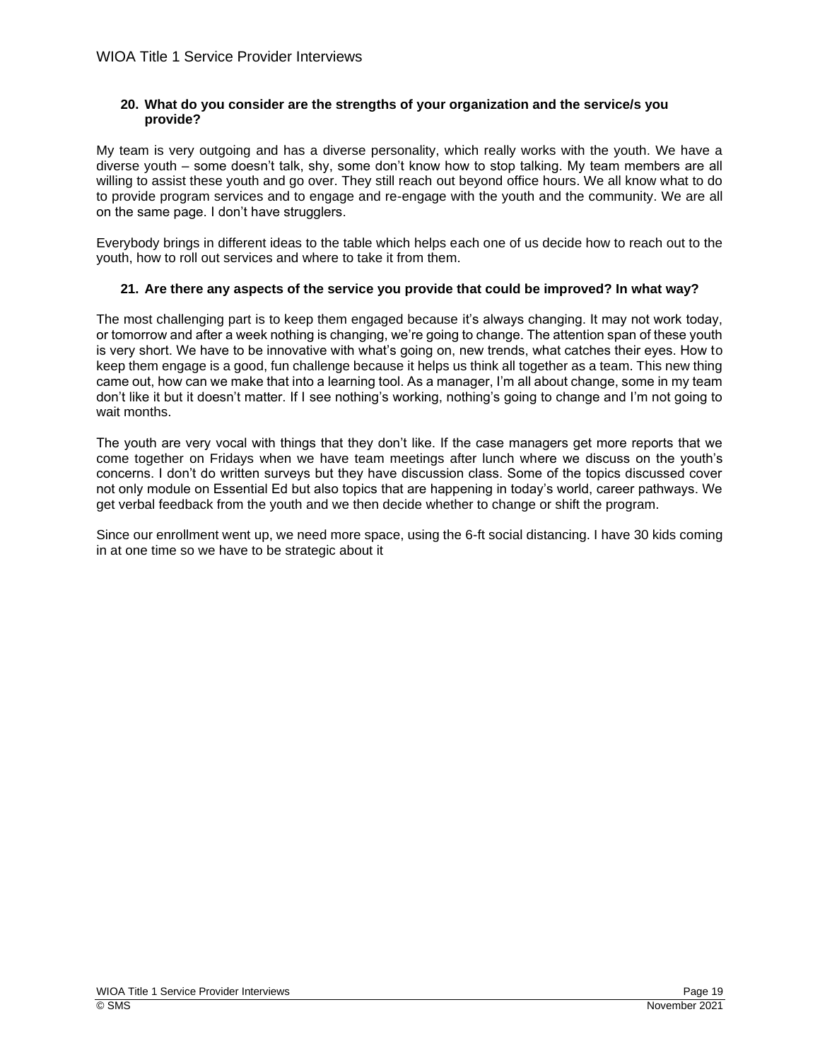**20. What do you consider are the strengths of your organization and the service/s you provide?**

My team is very outgoing and has a diverse personality, which really works with the youth. We have a diverse youth – some doesn't talk, shy, some don't know how to stop talking. My team members are all willing to assist these youth and go over. They still reach out beyond office hours. We all know what to do to provide program services and to engage and re-engage with the youth and the community. We are all on the same page. I don't have strugglers.

Everybody brings in different ideas to the table which helps each one of us decide how to reach out to the youth, how to roll out services and where to take it from them.

**21. Are there any aspects of the service you provide that could be improved? In what way?**

The most challenging part is to keep them engaged because it's always changing. It may not work today, or tomorrow and after a week nothing is changing, we're going to change. The attention span of these youth is very short. We have to be innovative with what's going on, new trends, what catches their eyes. How to keep them engage is a good, fun challenge because it helps us think all together as a team. This new thing came out, how can we make that into a learning tool. As a manager, I'm all about change, some in my team don't like it but it doesn't matter. If I see nothing's working, nothing's going to change and I'm not going to wait months.

The youth are very vocal with things that they don't like. If the case managers get more reports that we come together on Fridays when we have team meetings after lunch where we discuss on the youth's concerns. I don't do written surveys but they have discussion class. Some of the topics discussed cover not only module on Essential Ed but also topics that are happening in today's world, career pathways. We get verbal feedback from the youth and we then decide whether to change or shift the program.

Since our enrollment went up, we need more space, using the 6-ft social distancing. I have 30 kids coming in at one time so we have to be strategic about it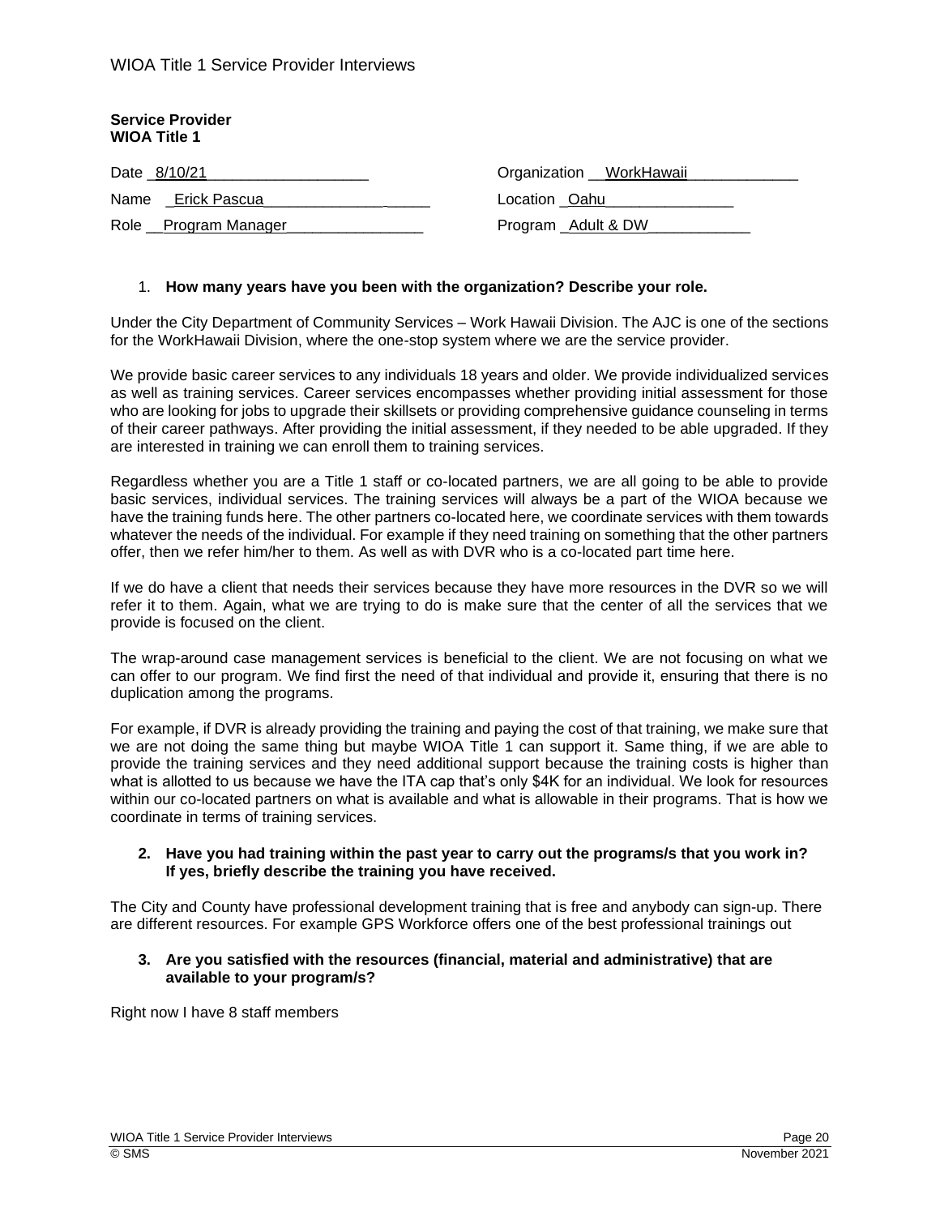**Service Provider**
**WIOA Title 1**

Date 8/10/21

Name Erick Pascua

Role Program Manager

Organization WorkHawaii

Location Oahu

Program Adult & DW

1. **How many years have you been with the organization? Describe your role.**

Under the City Department of Community Services – Work Hawaii Division. The AJC is one of the sections for the WorkHawaii Division, where the one-stop system where we are the service provider.

We provide basic career services to any individuals 18 years and older. We provide individualized services as well as training services. Career services encompasses whether providing initial assessment for those who are looking for jobs to upgrade their skillsets or providing comprehensive guidance counseling in terms of their career pathways. After providing the initial assessment, if they needed to be able upgraded. If they are interested in training we can enroll them to training services.

Regardless whether you are a Title 1 staff or co-located partners, we are all going to be able to provide basic services, individual services. The training services will always be a part of the WIOA because we have the training funds here. The other partners co-located here, we coordinate services with them towards whatever the needs of the individual. For example if they need training on something that the other partners offer, then we refer him/her to them. As well as with DVR who is a co-located part time here.

If we do have a client that needs their services because they have more resources in the DVR so we will refer it to them. Again, what we are trying to do is make sure that the center of all the services that we provide is focused on the client.

The wrap-around case management services is beneficial to the client. We are not focusing on what we can offer to our program. We find first the need of that individual and provide it, ensuring that there is no duplication among the programs.

For example, if DVR is already providing the training and paying the cost of that training, we make sure that we are not doing the same thing but maybe WIOA Title 1 can support it. Same thing, if we are able to provide the training services and they need additional support because the training costs is higher than what is allotted to us because we have the ITA cap that's only $4K for an individual. We look for resources within our co-located partners on what is available and what is allowable in their programs. That is how we coordinate in terms of training services.

2. **Have you had training within the past year to carry out the programs/s that you work in? If yes, briefly describe the training you have received.**

The City and County have professional development training that is free and anybody can sign-up. There are different resources. For example GPS Workforce offers one of the best professional trainings out

3. **Are you satisfied with the resources (financial, material and administrative) that are available to your program/s?**

Right now I have 8 staff members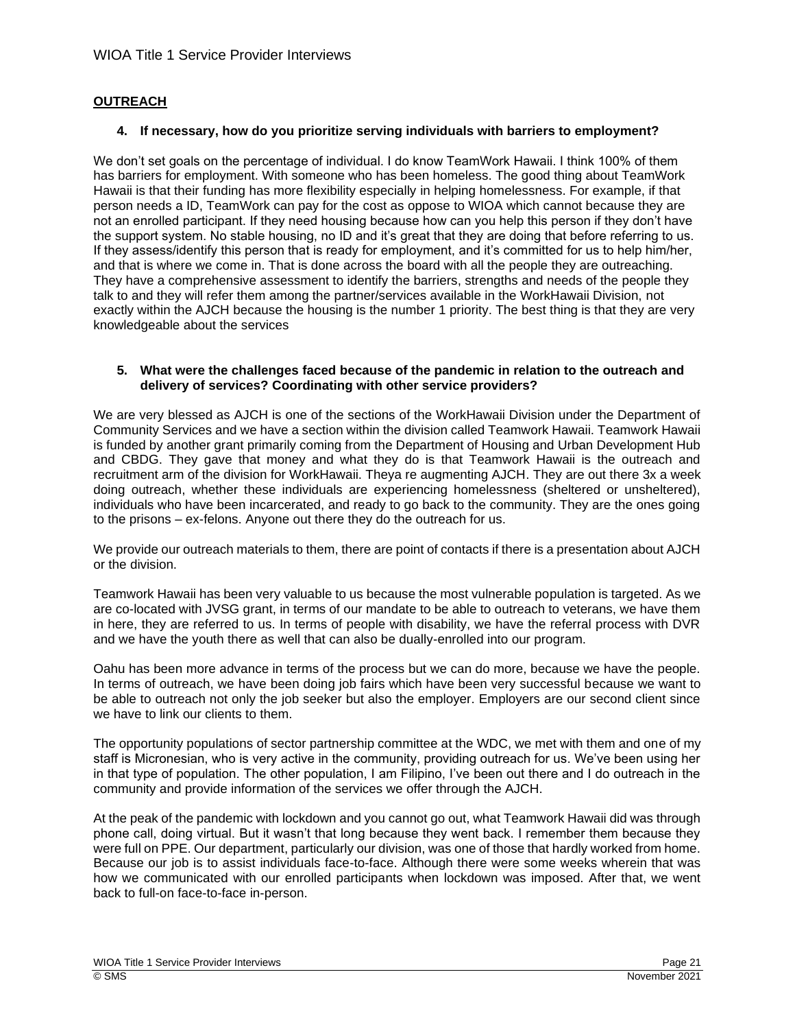**OUTREACH**

**4. If necessary, how do you prioritize serving individuals with barriers to employment?**

We don't set goals on the percentage of individual. I do know TeamWork Hawaii. I think 100% of them has barriers for employment. With someone who has been homeless. The good thing about TeamWork Hawaii is that their funding has more flexibility especially in helping homelessness. For example, if that person needs a ID, TeamWork can pay for the cost as oppose to WIOA which cannot because they are not an enrolled participant. If they need housing because how can you help this person if they don't have the support system. No stable housing, no ID and it's great that they are doing that before referring to us. If they assess/identify this person that is ready for employment, and it's committed for us to help him/her, and that is where we come in. That is done across the board with all the people they are outreaching. They have a comprehensive assessment to identify the barriers, strengths and needs of the people they talk to and they will refer them among the partner/services available in the WorkHawaii Division, not exactly within the AJCH because the housing is the number 1 priority. The best thing is that they are very knowledgeable about the services

**5. What were the challenges faced because of the pandemic in relation to the outreach and delivery of services? Coordinating with other service providers?**

We are very blessed as AJCH is one of the sections of the WorkHawaii Division under the Department of Community Services and we have a section within the division called Teamwork Hawaii. Teamwork Hawaii is funded by another grant primarily coming from the Department of Housing and Urban Development Hub and CBDG. They gave that money and what they do is that Teamwork Hawaii is the outreach and recruitment arm of the division for WorkHawaii. Theya re augmenting AJCH. They are out there 3x a week doing outreach, whether these individuals are experiencing homelessness (sheltered or unsheltered), individuals who have been incarcerated, and ready to go back to the community. They are the ones going to the prisons – ex-felons. Anyone out there they do the outreach for us.

We provide our outreach materials to them, there are point of contacts if there is a presentation about AJCH or the division.

Teamwork Hawaii has been very valuable to us because the most vulnerable population is targeted. As we are co-located with JVSG grant, in terms of our mandate to be able to outreach to veterans, we have them in here, they are referred to us. In terms of people with disability, we have the referral process with DVR and we have the youth there as well that can also be dually-enrolled into our program.

Oahu has been more advance in terms of the process but we can do more, because we have the people. In terms of outreach, we have been doing job fairs which have been very successful because we want to be able to outreach not only the job seeker but also the employer. Employers are our second client since we have to link our clients to them.

The opportunity populations of sector partnership committee at the WDC, we met with them and one of my staff is Micronesian, who is very active in the community, providing outreach for us. We've been using her in that type of population. The other population, I am Filipino, I've been out there and I do outreach in the community and provide information of the services we offer through the AJCH.

At the peak of the pandemic with lockdown and you cannot go out, what Teamwork Hawaii did was through phone call, doing virtual. But it wasn't that long because they went back. I remember them because they were full on PPE. Our department, particularly our division, was one of those that hardly worked from home. Because our job is to assist individuals face-to-face. Although there were some weeks wherein that was how we communicated with our enrolled participants when lockdown was imposed. After that, we went back to full-on face-to-face in-person.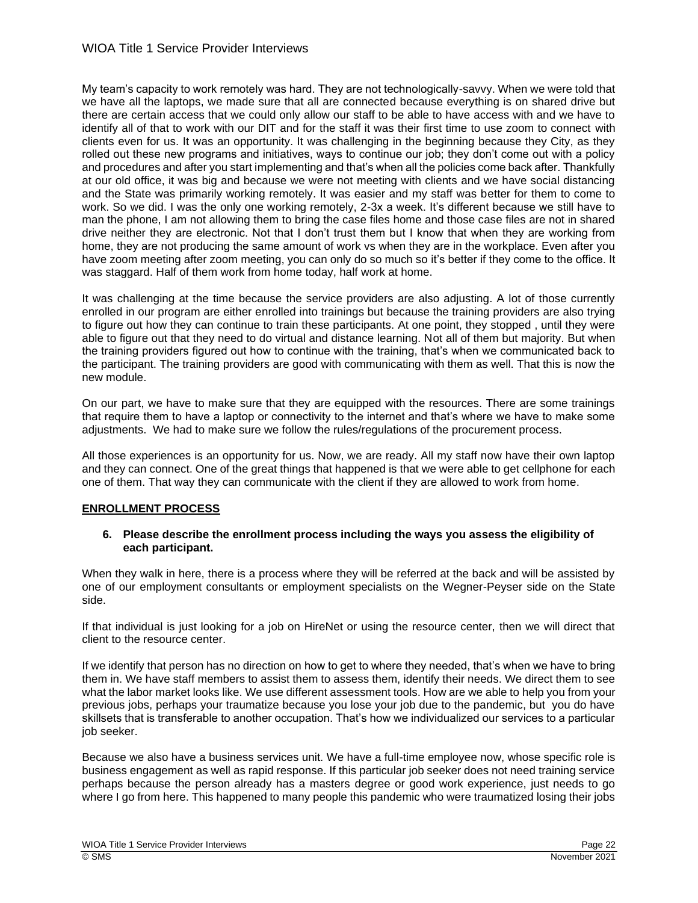My team's capacity to work remotely was hard. They are not technologically-savvy. When we were told that we have all the laptops, we made sure that all are connected because everything is on shared drive but there are certain access that we could only allow our staff to be able to have access with and we have to identify all of that to work with our DIT and for the staff it was their first time to use zoom to connect with clients even for us. It was an opportunity. It was challenging in the beginning because they City, as they rolled out these new programs and initiatives, ways to continue our job; they don't come out with a policy and procedures and after you start implementing and that's when all the policies come back after. Thankfully at our old office, it was big and because we were not meeting with clients and we have social distancing and the State was primarily working remotely. It was easier and my staff was better for them to come to work. So we did. I was the only one working remotely, 2-3x a week. It's different because we still have to man the phone, I am not allowing them to bring the case files home and those case files are not in shared drive neither they are electronic. Not that I don't trust them but I know that when they are working from home, they are not producing the same amount of work vs when they are in the workplace. Even after you have zoom meeting after zoom meeting, you can only do so much so it's better if they come to the office. It was staggard. Half of them work from home today, half work at home.

It was challenging at the time because the service providers are also adjusting. A lot of those currently enrolled in our program are either enrolled into trainings but because the training providers are also trying to figure out how they can continue to train these participants. At one point, they stopped , until they were able to figure out that they need to do virtual and distance learning. Not all of them but majority. But when the training providers figured out how to continue with the training, that's when we communicated back to the participant. The training providers are good with communicating with them as well. That this is now the new module.

On our part, we have to make sure that they are equipped with the resources. There are some trainings that require them to have a laptop or connectivity to the internet and that's where we have to make some adjustments. We had to make sure we follow the rules/regulations of the procurement process.

All those experiences is an opportunity for us. Now, we are ready. All my staff now have their own laptop and they can connect. One of the great things that happened is that we were able to get cellphone for each one of them. That way they can communicate with the client if they are allowed to work from home.

**ENROLLMENT PROCESS**

**6. Please describe the enrollment process including the ways you assess the eligibility of each participant.**

When they walk in here, there is a process where they will be referred at the back and will be assisted by one of our employment consultants or employment specialists on the Wegner-Peyser side on the State side.

If that individual is just looking for a job on HireNet or using the resource center, then we will direct that client to the resource center.

If we identify that person has no direction on how to get to where they needed, that's when we have to bring them in. We have staff members to assist them to assess them, identify their needs. We direct them to see what the labor market looks like. We use different assessment tools. How are we able to help you from your previous jobs, perhaps your traumatize because you lose your job due to the pandemic, but you do have skillsets that is transferable to another occupation. That's how we individualized our services to a particular job seeker.

Because we also have a business services unit. We have a full-time employee now, whose specific role is business engagement as well as rapid response. If this particular job seeker does not need training service perhaps because the person already has a masters degree or good work experience, just needs to go where I go from here. This happened to many people this pandemic who were traumatized losing their jobs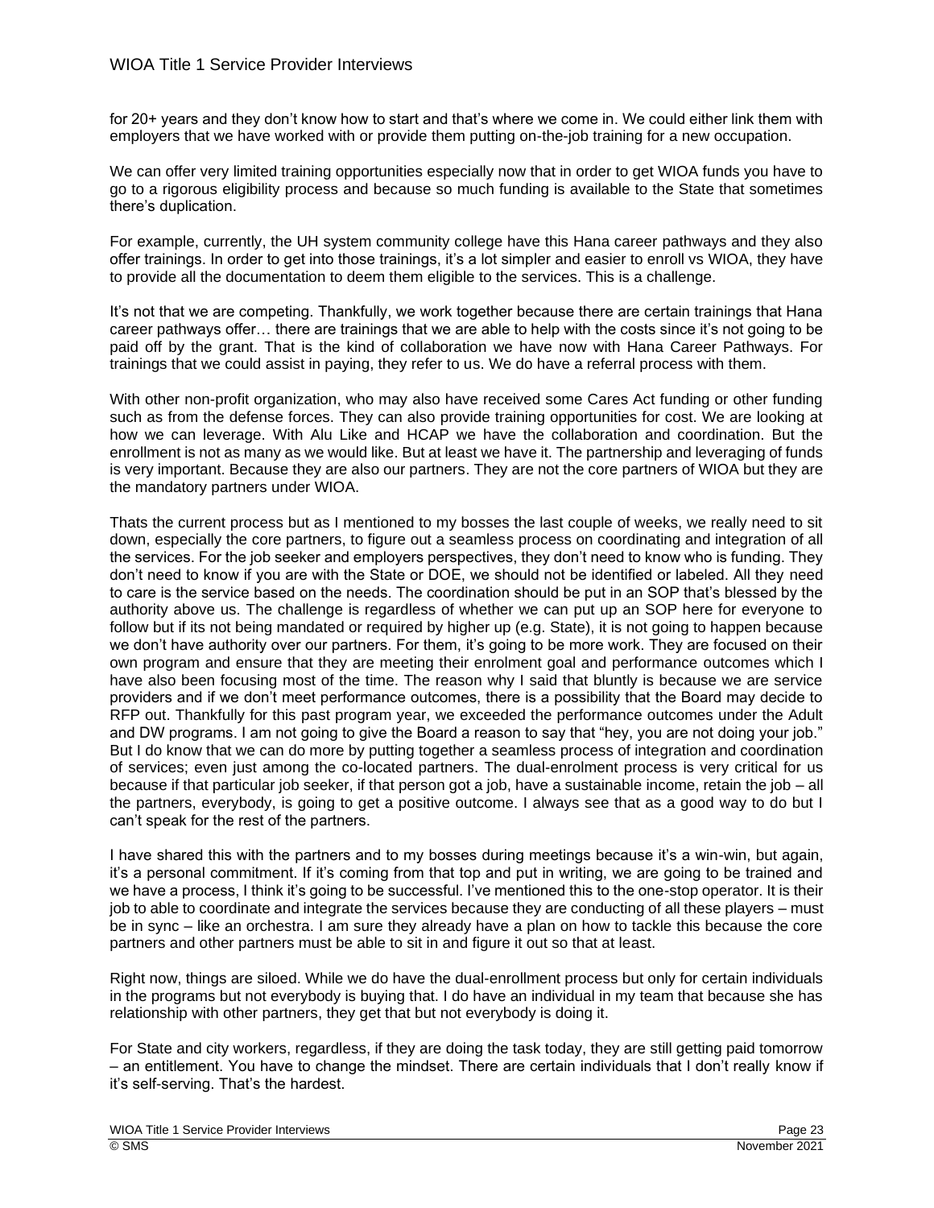for 20+ years and they don't know how to start and that's where we come in. We could either link them with employers that we have worked with or provide them putting on-the-job training for a new occupation.

We can offer very limited training opportunities especially now that in order to get WIOA funds you have to go to a rigorous eligibility process and because so much funding is available to the State that sometimes there's duplication.

For example, currently, the UH system community college have this Hana career pathways and they also offer trainings. In order to get into those trainings, it's a lot simpler and easier to enroll vs WIOA, they have to provide all the documentation to deem them eligible to the services. This is a challenge.

It's not that we are competing. Thankfully, we work together because there are certain trainings that Hana career pathways offer… there are trainings that we are able to help with the costs since it's not going to be paid off by the grant. That is the kind of collaboration we have now with Hana Career Pathways. For trainings that we could assist in paying, they refer to us. We do have a referral process with them.

With other non-profit organization, who may also have received some Cares Act funding or other funding such as from the defense forces. They can also provide training opportunities for cost. We are looking at how we can leverage. With Alu Like and HCAP we have the collaboration and coordination. But the enrollment is not as many as we would like. But at least we have it. The partnership and leveraging of funds is very important. Because they are also our partners. They are not the core partners of WIOA but they are the mandatory partners under WIOA.

Thats the current process but as I mentioned to my bosses the last couple of weeks, we really need to sit down, especially the core partners, to figure out a seamless process on coordinating and integration of all the services. For the job seeker and employers perspectives, they don't need to know who is funding. They don't need to know if you are with the State or DOE, we should not be identified or labeled. All they need to care is the service based on the needs. The coordination should be put in an SOP that's blessed by the authority above us. The challenge is regardless of whether we can put up an SOP here for everyone to follow but if its not being mandated or required by higher up (e.g. State), it is not going to happen because we don't have authority over our partners. For them, it's going to be more work. They are focused on their own program and ensure that they are meeting their enrolment goal and performance outcomes which I have also been focusing most of the time. The reason why I said that bluntly is because we are service providers and if we don't meet performance outcomes, there is a possibility that the Board may decide to RFP out. Thankfully for this past program year, we exceeded the performance outcomes under the Adult and DW programs. I am not going to give the Board a reason to say that "hey, you are not doing your job." But I do know that we can do more by putting together a seamless process of integration and coordination of services; even just among the co-located partners. The dual-enrolment process is very critical for us because if that particular job seeker, if that person got a job, have a sustainable income, retain the job – all the partners, everybody, is going to get a positive outcome. I always see that as a good way to do but I can't speak for the rest of the partners.

I have shared this with the partners and to my bosses during meetings because it's a win-win, but again, it's a personal commitment. If it's coming from that top and put in writing, we are going to be trained and we have a process, I think it's going to be successful. I've mentioned this to the one-stop operator. It is their job to able to coordinate and integrate the services because they are conducting of all these players – must be in sync – like an orchestra. I am sure they already have a plan on how to tackle this because the core partners and other partners must be able to sit in and figure it out so that at least.

Right now, things are siloed. While we do have the dual-enrollment process but only for certain individuals in the programs but not everybody is buying that. I do have an individual in my team that because she has relationship with other partners, they get that but not everybody is doing it.

For State and city workers, regardless, if they are doing the task today, they are still getting paid tomorrow – an entitlement. You have to change the mindset. There are certain individuals that I don't really know if it's self-serving. That's the hardest.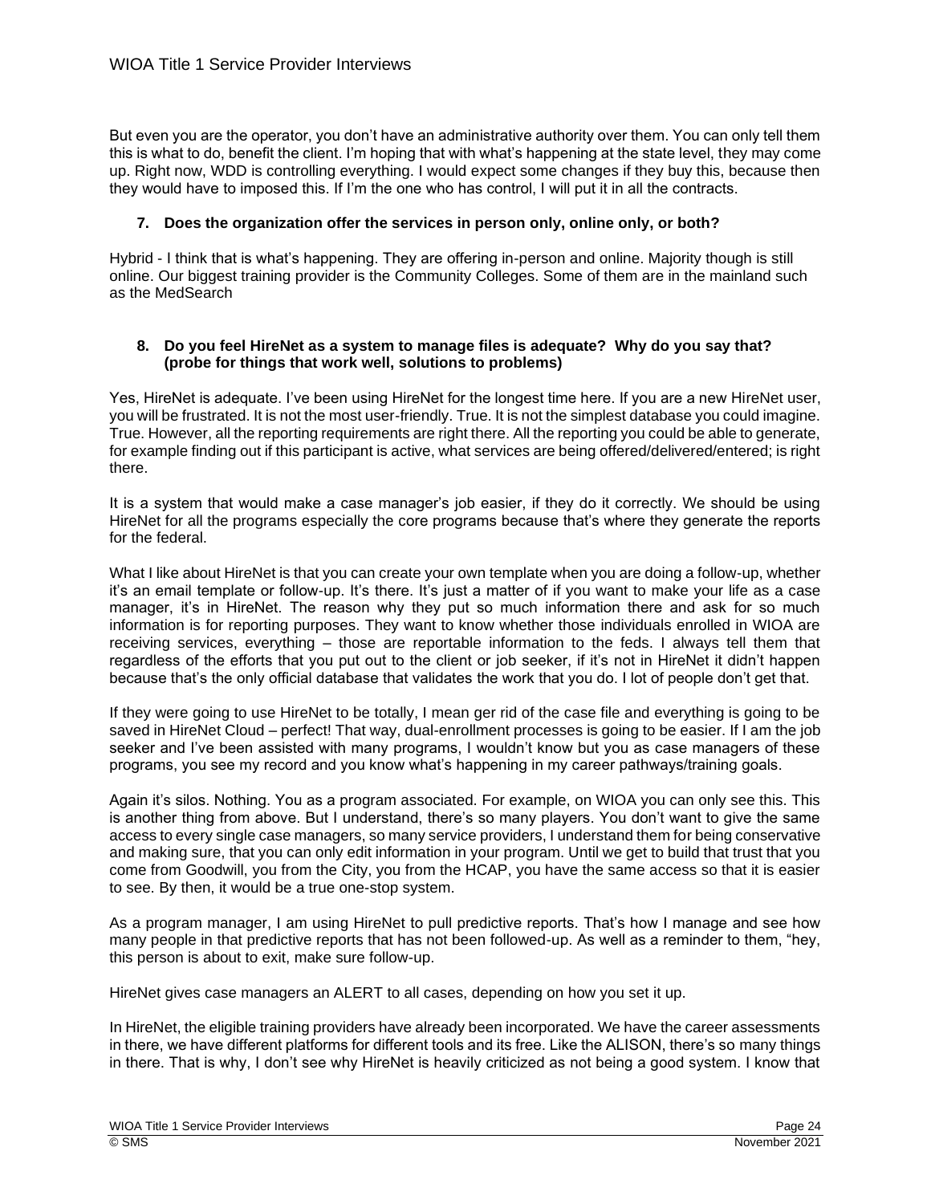But even you are the operator, you don't have an administrative authority over them. You can only tell them this is what to do, benefit the client. I'm hoping that with what's happening at the state level, they may come up. Right now, WDD is controlling everything. I would expect some changes if they buy this, because then they would have to imposed this. If I'm the one who has control, I will put it in all the contracts.

**7. Does the organization offer the services in person only, online only, or both?**

Hybrid - I think that is what's happening. They are offering in-person and online. Majority though is still online. Our biggest training provider is the Community Colleges. Some of them are in the mainland such as the MedSearch

**8. Do you feel HireNet as a system to manage files is adequate? Why do you say that? (probe for things that work well, solutions to problems)**

Yes, HireNet is adequate. I've been using HireNet for the longest time here. If you are a new HireNet user, you will be frustrated. It is not the most user-friendly. True. It is not the simplest database you could imagine. True. However, all the reporting requirements are right there. All the reporting you could be able to generate, for example finding out if this participant is active, what services are being offered/delivered/entered; is right there.

It is a system that would make a case manager's job easier, if they do it correctly. We should be using HireNet for all the programs especially the core programs because that's where they generate the reports for the federal.

What I like about HireNet is that you can create your own template when you are doing a follow-up, whether it's an email template or follow-up. It's there. It's just a matter of if you want to make your life as a case manager, it's in HireNet. The reason why they put so much information there and ask for so much information is for reporting purposes. They want to know whether those individuals enrolled in WIOA are receiving services, everything – those are reportable information to the feds. I always tell them that regardless of the efforts that you put out to the client or job seeker, if it's not in HireNet it didn't happen because that's the only official database that validates the work that you do. I lot of people don't get that.

If they were going to use HireNet to be totally, I mean ger rid of the case file and everything is going to be saved in HireNet Cloud – perfect! That way, dual-enrollment processes is going to be easier. If I am the job seeker and I've been assisted with many programs, I wouldn't know but you as case managers of these programs, you see my record and you know what's happening in my career pathways/training goals.

Again it's silos. Nothing. You as a program associated. For example, on WIOA you can only see this. This is another thing from above. But I understand, there's so many players. You don't want to give the same access to every single case managers, so many service providers, I understand them for being conservative and making sure, that you can only edit information in your program. Until we get to build that trust that you come from Goodwill, you from the City, you from the HCAP, you have the same access so that it is easier to see. By then, it would be a true one-stop system.

As a program manager, I am using HireNet to pull predictive reports. That's how I manage and see how many people in that predictive reports that has not been followed-up. As well as a reminder to them, "hey, this person is about to exit, make sure follow-up.

HireNet gives case managers an ALERT to all cases, depending on how you set it up.

In HireNet, the eligible training providers have already been incorporated. We have the career assessments in there, we have different platforms for different tools and its free. Like the ALISON, there's so many things in there. That is why, I don't see why HireNet is heavily criticized as not being a good system. I know that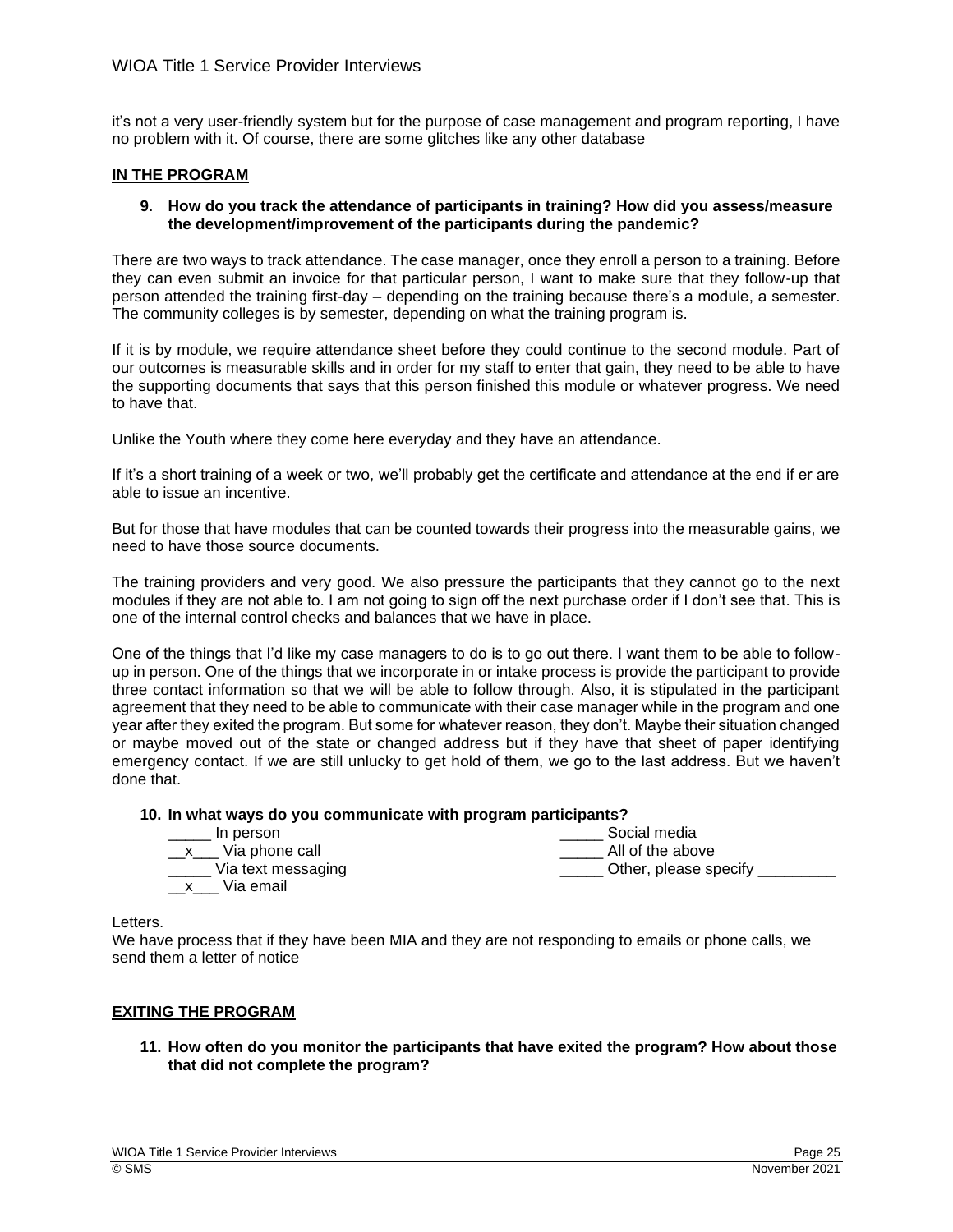it's not a very user-friendly system but for the purpose of case management and program reporting, I have no problem with it. Of course, there are some glitches like any other database

**IN THE PROGRAM**

**9. How do you track the attendance of participants in training? How did you assess/measure the development/improvement of the participants during the pandemic?**

There are two ways to track attendance. The case manager, once they enroll a person to a training. Before they can even submit an invoice for that particular person, I want to make sure that they follow-up that person attended the training first-day – depending on the training because there's a module, a semester. The community colleges is by semester, depending on what the training program is.

If it is by module, we require attendance sheet before they could continue to the second module. Part of our outcomes is measurable skills and in order for my staff to enter that gain, they need to be able to have the supporting documents that says that this person finished this module or whatever progress. We need to have that.

Unlike the Youth where they come here everyday and they have an attendance.

If it's a short training of a week or two, we'll probably get the certificate and attendance at the end if er are able to issue an incentive.

But for those that have modules that can be counted towards their progress into the measurable gains, we need to have those source documents.

The training providers and very good. We also pressure the participants that they cannot go to the next modules if they are not able to. I am not going to sign off the next purchase order if I don't see that. This is one of the internal control checks and balances that we have in place.

One of the things that I'd like my case managers to do is to go out there. I want them to be able to follow-up in person. One of the things that we incorporate in or intake process is provide the participant to provide three contact information so that we will be able to follow through. Also, it is stipulated in the participant agreement that they need to be able to communicate with their case manager while in the program and one year after they exited the program. But some for whatever reason, they don't. Maybe their situation changed or maybe moved out of the state or changed address but if they have that sheet of paper identifying emergency contact. If we are still unlucky to get hold of them, we go to the last address. But we haven't done that.

**10. In what ways do you communicate with program participants?**

_____ In person
\_\_x\_\_\_ Via phone call
_____ Via text messaging
\_\_x\_\_\_ Via email
_____ Social media
_____ All of the above
_____ Other, please specify _________

Letters.
We have process that if they have been MIA and they are not responding to emails or phone calls, we send them a letter of notice

**EXITING THE PROGRAM**

**11. How often do you monitor the participants that have exited the program? How about those that did not complete the program?**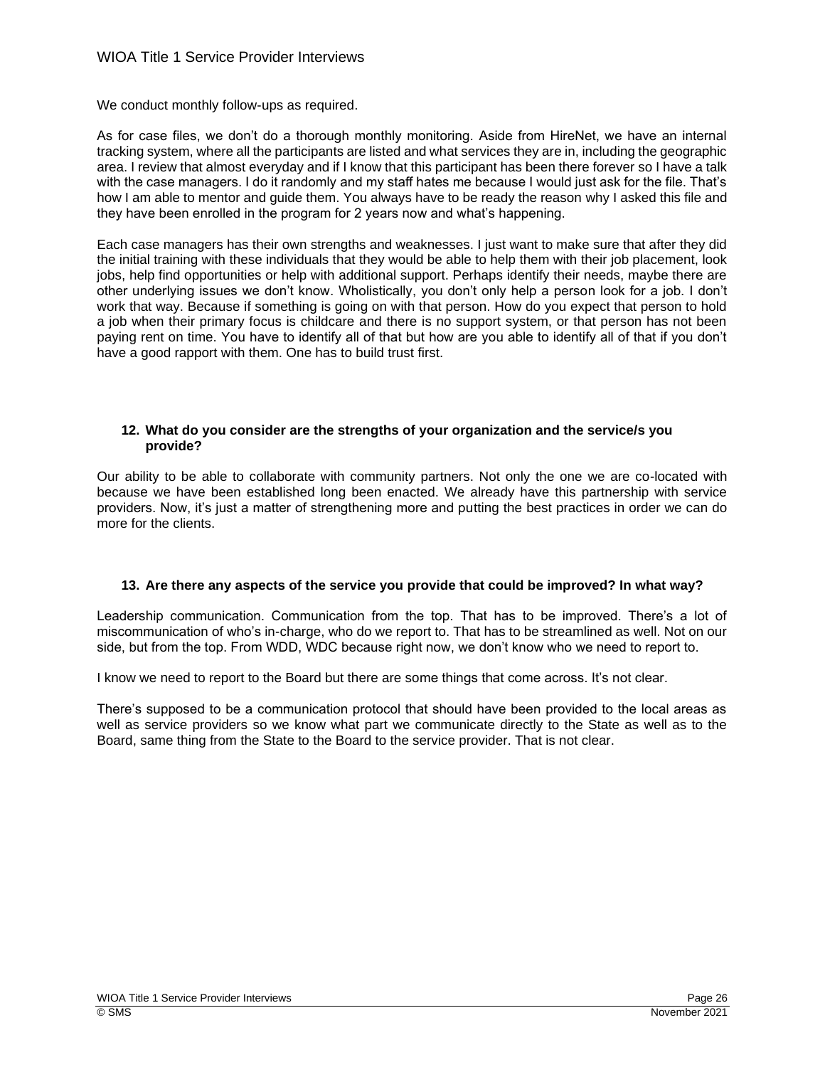We conduct monthly follow-ups as required.

As for case files, we don't do a thorough monthly monitoring. Aside from HireNet, we have an internal tracking system, where all the participants are listed and what services they are in, including the geographic area. I review that almost everyday and if I know that this participant has been there forever so I have a talk with the case managers. I do it randomly and my staff hates me because I would just ask for the file. That's how I am able to mentor and guide them. You always have to be ready the reason why I asked this file and they have been enrolled in the program for 2 years now and what's happening.

Each case managers has their own strengths and weaknesses. I just want to make sure that after they did the initial training with these individuals that they would be able to help them with their job placement, look jobs, help find opportunities or help with additional support. Perhaps identify their needs, maybe there are other underlying issues we don't know. Wholistically, you don't only help a person look for a job. I don't work that way. Because if something is going on with that person. How do you expect that person to hold a job when their primary focus is childcare and there is no support system, or that person has not been paying rent on time. You have to identify all of that but how are you able to identify all of that if you don't have a good rapport with them. One has to build trust first.

**12. What do you consider are the strengths of your organization and the service/s you provide?**

Our ability to be able to collaborate with community partners. Not only the one we are co-located with because we have been established long been enacted. We already have this partnership with service providers. Now, it's just a matter of strengthening more and putting the best practices in order we can do more for the clients.

**13. Are there any aspects of the service you provide that could be improved? In what way?**

Leadership communication. Communication from the top. That has to be improved. There's a lot of miscommunication of who's in-charge, who do we report to. That has to be streamlined as well. Not on our side, but from the top. From WDD, WDC because right now, we don't know who we need to report to.

I know we need to report to the Board but there are some things that come across. It's not clear.

There's supposed to be a communication protocol that should have been provided to the local areas as well as service providers so we know what part we communicate directly to the State as well as to the Board, same thing from the State to the Board to the service provider. That is not clear.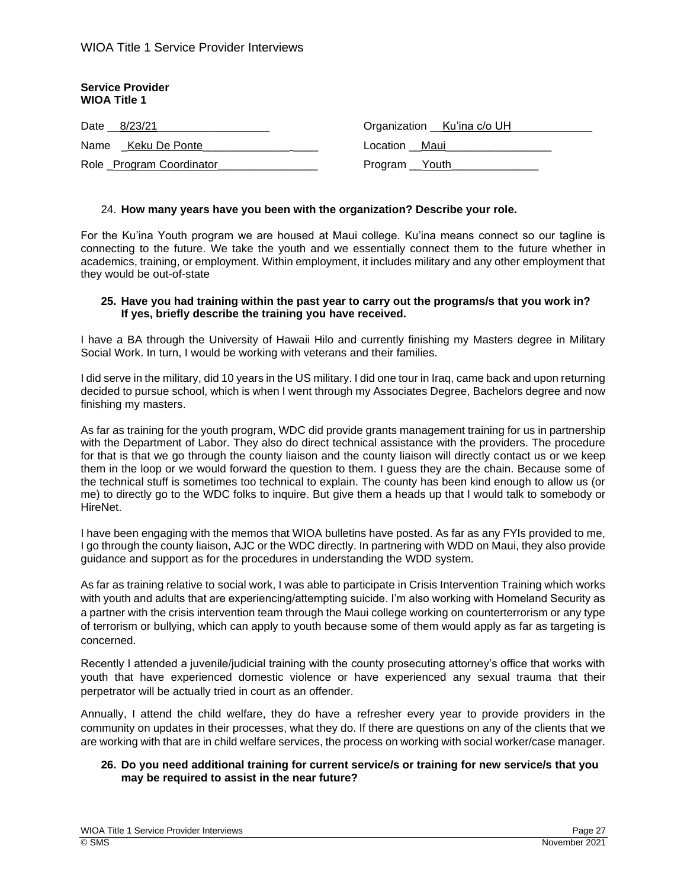**Service Provider**
**WIOA Title 1**

| | |
|---|---|
| Date 8/23/21 | Organization Ku'ina c/o UH |
| Name Keku De Ponte | Location Maui |
| Role Program Coordinator | Program Youth |

24. **How many years have you been with the organization? Describe your role.**

For the Ku'ina Youth program we are housed at Maui college. Ku'ina means connect so our tagline is connecting to the future. We take the youth and we essentially connect them to the future whether in academics, training, or employment. Within employment, it includes military and any other employment that they would be out-of-state

**25. Have you had training within the past year to carry out the programs/s that you work in? If yes, briefly describe the training you have received.**

I have a BA through the University of Hawaii Hilo and currently finishing my Masters degree in Military Social Work. In turn, I would be working with veterans and their families.

I did serve in the military, did 10 years in the US military. I did one tour in Iraq, came back and upon returning decided to pursue school, which is when I went through my Associates Degree, Bachelors degree and now finishing my masters.

As far as training for the youth program, WDC did provide grants management training for us in partnership with the Department of Labor. They also do direct technical assistance with the providers. The procedure for that is that we go through the county liaison and the county liaison will directly contact us or we keep them in the loop or we would forward the question to them. I guess they are the chain. Because some of the technical stuff is sometimes too technical to explain. The county has been kind enough to allow us (or me) to directly go to the WDC folks to inquire. But give them a heads up that I would talk to somebody or HireNet.

I have been engaging with the memos that WIOA bulletins have posted. As far as any FYIs provided to me, I go through the county liaison, AJC or the WDC directly. In partnering with WDD on Maui, they also provide guidance and support as for the procedures in understanding the WDD system.

As far as training relative to social work, I was able to participate in Crisis Intervention Training which works with youth and adults that are experiencing/attempting suicide. I'm also working with Homeland Security as a partner with the crisis intervention team through the Maui college working on counterterrorism or any type of terrorism or bullying, which can apply to youth because some of them would apply as far as targeting is concerned.

Recently I attended a juvenile/judicial training with the county prosecuting attorney's office that works with youth that have experienced domestic violence or have experienced any sexual trauma that their perpetrator will be actually tried in court as an offender.

Annually, I attend the child welfare, they do have a refresher every year to provide providers in the community on updates in their processes, what they do. If there are questions on any of the clients that we are working with that are in child welfare services, the process on working with social worker/case manager.

**26. Do you need additional training for current service/s or training for new service/s that you may be required to assist in the near future?**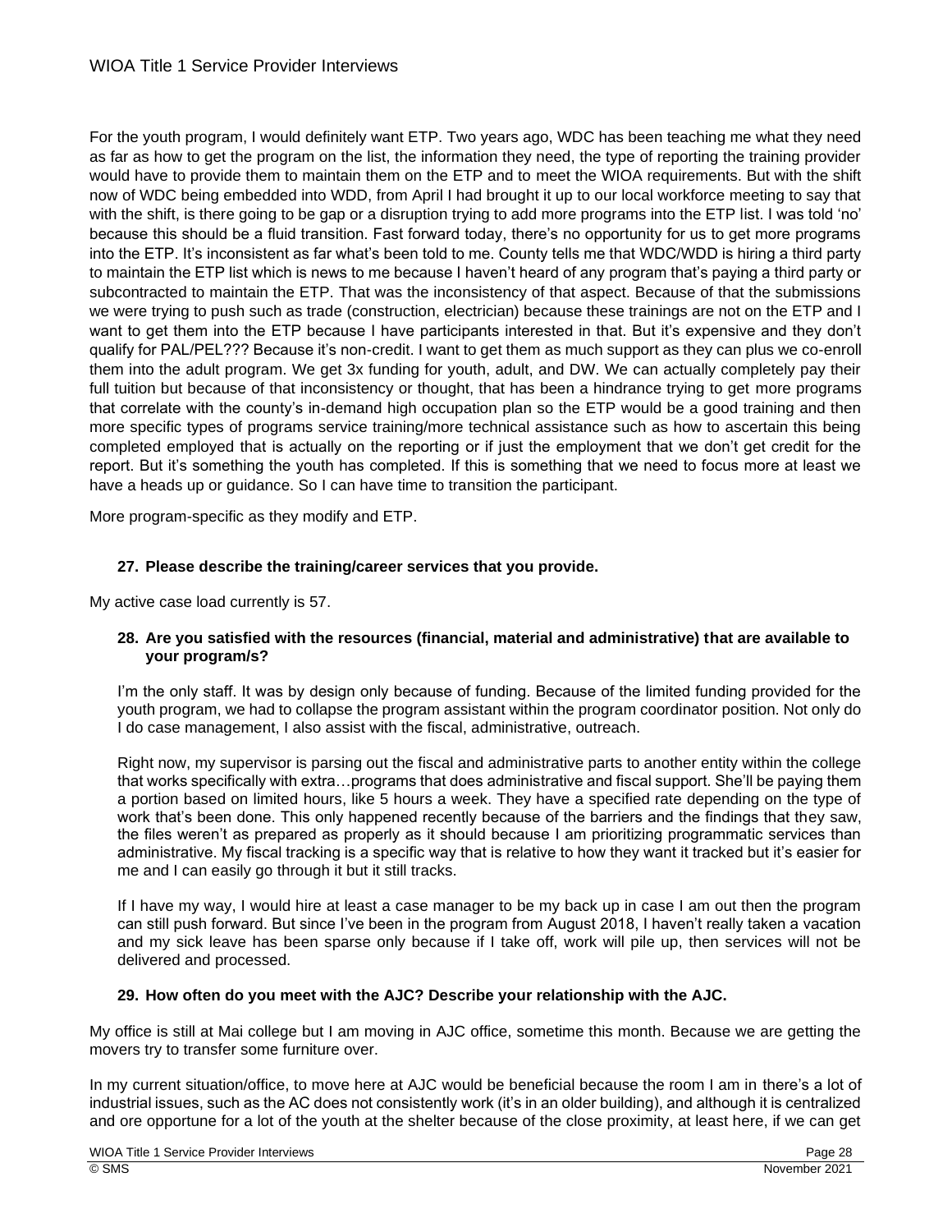For the youth program, I would definitely want ETP. Two years ago, WDC has been teaching me what they need as far as how to get the program on the list, the information they need, the type of reporting the training provider would have to provide them to maintain them on the ETP and to meet the WIOA requirements. But with the shift now of WDC being embedded into WDD, from April I had brought it up to our local workforce meeting to say that with the shift, is there going to be gap or a disruption trying to add more programs into the ETP list. I was told 'no' because this should be a fluid transition. Fast forward today, there's no opportunity for us to get more programs into the ETP. It's inconsistent as far what's been told to me. County tells me that WDC/WDD is hiring a third party to maintain the ETP list which is news to me because I haven't heard of any program that's paying a third party or subcontracted to maintain the ETP. That was the inconsistency of that aspect. Because of that the submissions we were trying to push such as trade (construction, electrician) because these trainings are not on the ETP and I want to get them into the ETP because I have participants interested in that. But it's expensive and they don't qualify for PAL/PEL??? Because it's non-credit. I want to get them as much support as they can plus we co-enroll them into the adult program. We get 3x funding for youth, adult, and DW. We can actually completely pay their full tuition but because of that inconsistency or thought, that has been a hindrance trying to get more programs that correlate with the county's in-demand high occupation plan so the ETP would be a good training and then more specific types of programs service training/more technical assistance such as how to ascertain this being completed employed that is actually on the reporting or if just the employment that we don't get credit for the report. But it's something the youth has completed. If this is something that we need to focus more at least we have a heads up or guidance. So I can have time to transition the participant.

More program-specific as they modify and ETP.

**27. Please describe the training/career services that you provide.**

My active case load currently is 57.

**28. Are you satisfied with the resources (financial, material and administrative) that are available to your program/s?**

I'm the only staff. It was by design only because of funding. Because of the limited funding provided for the youth program, we had to collapse the program assistant within the program coordinator position. Not only do I do case management, I also assist with the fiscal, administrative, outreach.

Right now, my supervisor is parsing out the fiscal and administrative parts to another entity within the college that works specifically with extra…programs that does administrative and fiscal support. She'll be paying them a portion based on limited hours, like 5 hours a week. They have a specified rate depending on the type of work that's been done. This only happened recently because of the barriers and the findings that they saw, the files weren't as prepared as properly as it should because I am prioritizing programmatic services than administrative. My fiscal tracking is a specific way that is relative to how they want it tracked but it's easier for me and I can easily go through it but it still tracks.

If I have my way, I would hire at least a case manager to be my back up in case I am out then the program can still push forward. But since I've been in the program from August 2018, I haven't really taken a vacation and my sick leave has been sparse only because if I take off, work will pile up, then services will not be delivered and processed.

**29. How often do you meet with the AJC? Describe your relationship with the AJC.**

My office is still at Mai college but I am moving in AJC office, sometime this month. Because we are getting the movers try to transfer some furniture over.

In my current situation/office, to move here at AJC would be beneficial because the room I am in there's a lot of industrial issues, such as the AC does not consistently work (it's in an older building), and although it is centralized and ore opportune for a lot of the youth at the shelter because of the close proximity, at least here, if we can get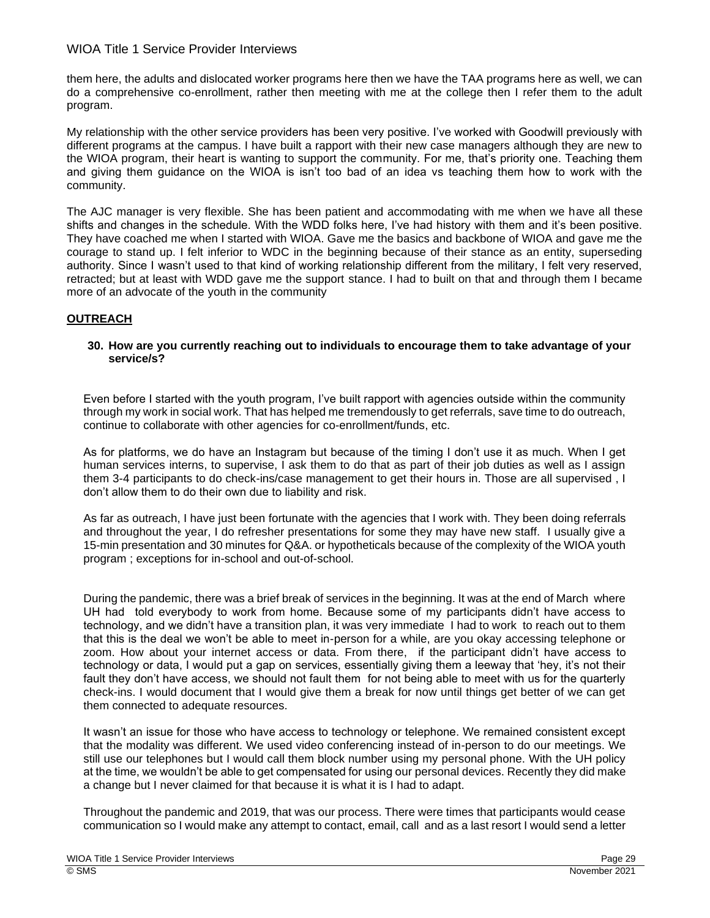them here, the adults and dislocated worker programs here then we have the TAA programs here as well, we can do a comprehensive co-enrollment, rather then meeting with me at the college then I refer them to the adult program.

My relationship with the other service providers has been very positive. I've worked with Goodwill previously with different programs at the campus. I have built a rapport with their new case managers although they are new to the WIOA program, their heart is wanting to support the community. For me, that's priority one. Teaching them and giving them guidance on the WIOA is isn't too bad of an idea vs teaching them how to work with the community.

The AJC manager is very flexible. She has been patient and accommodating with me when we have all these shifts and changes in the schedule. With the WDD folks here, I've had history with them and it's been positive. They have coached me when I started with WIOA. Gave me the basics and backbone of WIOA and gave me the courage to stand up. I felt inferior to WDC in the beginning because of their stance as an entity, superseding authority. Since I wasn't used to that kind of working relationship different from the military, I felt very reserved, retracted; but at least with WDD gave me the support stance. I had to built on that and through them I became more of an advocate of the youth in the community

**OUTREACH**

**30. How are you currently reaching out to individuals to encourage them to take advantage of your service/s?**

Even before I started with the youth program, I've built rapport with agencies outside within the community through my work in social work. That has helped me tremendously to get referrals, save time to do outreach, continue to collaborate with other agencies for co-enrollment/funds, etc.

As for platforms, we do have an Instagram but because of the timing I don't use it as much. When I get human services interns, to supervise, I ask them to do that as part of their job duties as well as I assign them 3-4 participants to do check-ins/case management to get their hours in. Those are all supervised , I don't allow them to do their own due to liability and risk.

As far as outreach, I have just been fortunate with the agencies that I work with. They been doing referrals and throughout the year, I do refresher presentations for some they may have new staff. I usually give a 15-min presentation and 30 minutes for Q&A. or hypotheticals because of the complexity of the WIOA youth program ; exceptions for in-school and out-of-school.

During the pandemic, there was a brief break of services in the beginning. It was at the end of March where UH had told everybody to work from home. Because some of my participants didn't have access to technology, and we didn't have a transition plan, it was very immediate I had to work to reach out to them that this is the deal we won't be able to meet in-person for a while, are you okay accessing telephone or zoom. How about your internet access or data. From there, if the participant didn't have access to technology or data, I would put a gap on services, essentially giving them a leeway that 'hey, it's not their fault they don't have access, we should not fault them for not being able to meet with us for the quarterly check-ins. I would document that I would give them a break for now until things get better of we can get them connected to adequate resources.

It wasn't an issue for those who have access to technology or telephone. We remained consistent except that the modality was different. We used video conferencing instead of in-person to do our meetings. We still use our telephones but I would call them block number using my personal phone. With the UH policy at the time, we wouldn't be able to get compensated for using our personal devices. Recently they did make a change but I never claimed for that because it is what it is I had to adapt.

Throughout the pandemic and 2019, that was our process. There were times that participants would cease communication so I would make any attempt to contact, email, call and as a last resort I would send a letter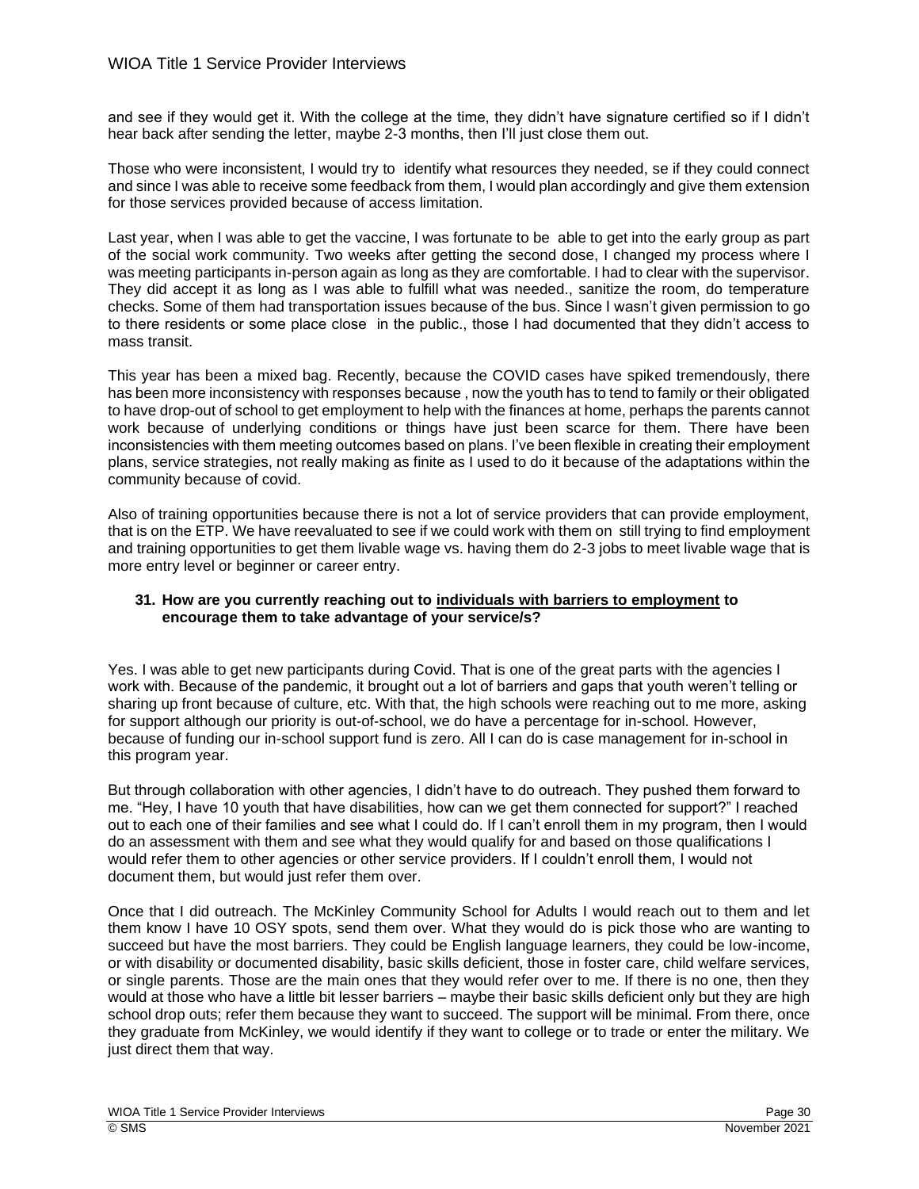and see if they would get it. With the college at the time, they didn't have signature certified so if I didn't hear back after sending the letter, maybe 2-3 months, then I'll just close them out.

Those who were inconsistent, I would try to identify what resources they needed, se if they could connect and since I was able to receive some feedback from them, I would plan accordingly and give them extension for those services provided because of access limitation.

Last year, when I was able to get the vaccine, I was fortunate to be able to get into the early group as part of the social work community. Two weeks after getting the second dose, I changed my process where I was meeting participants in-person again as long as they are comfortable. I had to clear with the supervisor. They did accept it as long as I was able to fulfill what was needed., sanitize the room, do temperature checks. Some of them had transportation issues because of the bus. Since I wasn't given permission to go to there residents or some place close in the public., those I had documented that they didn't access to mass transit.

This year has been a mixed bag. Recently, because the COVID cases have spiked tremendously, there has been more inconsistency with responses because , now the youth has to tend to family or their obligated to have drop-out of school to get employment to help with the finances at home, perhaps the parents cannot work because of underlying conditions or things have just been scarce for them. There have been inconsistencies with them meeting outcomes based on plans. I've been flexible in creating their employment plans, service strategies, not really making as finite as I used to do it because of the adaptations within the community because of covid.

Also of training opportunities because there is not a lot of service providers that can provide employment, that is on the ETP. We have reevaluated to see if we could work with them on still trying to find employment and training opportunities to get them livable wage vs. having them do 2-3 jobs to meet livable wage that is more entry level or beginner or career entry.

**31. How are you currently reaching out to <u>individuals with barriers to employment</u> to encourage them to take advantage of your service/s?**

Yes. I was able to get new participants during Covid. That is one of the great parts with the agencies I work with. Because of the pandemic, it brought out a lot of barriers and gaps that youth weren't telling or sharing up front because of culture, etc. With that, the high schools were reaching out to me more, asking for support although our priority is out-of-school, we do have a percentage for in-school. However, because of funding our in-school support fund is zero. All I can do is case management for in-school in this program year.

But through collaboration with other agencies, I didn't have to do outreach. They pushed them forward to me. "Hey, I have 10 youth that have disabilities, how can we get them connected for support?" I reached out to each one of their families and see what I could do. If I can't enroll them in my program, then I would do an assessment with them and see what they would qualify for and based on those qualifications I would refer them to other agencies or other service providers. If I couldn't enroll them, I would not document them, but would just refer them over.

Once that I did outreach. The McKinley Community School for Adults I would reach out to them and let them know I have 10 OSY spots, send them over. What they would do is pick those who are wanting to succeed but have the most barriers. They could be English language learners, they could be low-income, or with disability or documented disability, basic skills deficient, those in foster care, child welfare services, or single parents. Those are the main ones that they would refer over to me. If there is no one, then they would at those who have a little bit lesser barriers – maybe their basic skills deficient only but they are high school drop outs; refer them because they want to succeed. The support will be minimal. From there, once they graduate from McKinley, we would identify if they want to college or to trade or enter the military. We just direct them that way.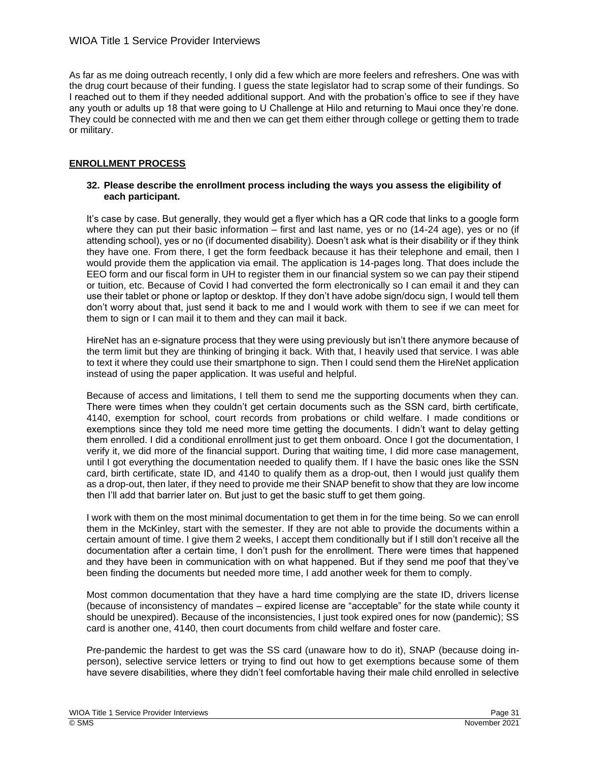As far as me doing outreach recently, I only did a few which are more feelers and refreshers. One was with the drug court because of their funding. I guess the state legislator had to scrap some of their fundings. So I reached out to them if they needed additional support. And with the probation's office to see if they have any youth or adults up 18 that were going to U Challenge at Hilo and returning to Maui once they're done. They could be connected with me and then we can get them either through college or getting them to trade or military.

## ENROLLMENT PROCESS

**32. Please describe the enrollment process including the ways you assess the eligibility of each participant.**

It's case by case. But generally, they would get a flyer which has a QR code that links to a google form where they can put their basic information – first and last name, yes or no (14-24 age), yes or no (if attending school), yes or no (if documented disability). Doesn't ask what is their disability or if they think they have one. From there, I get the form feedback because it has their telephone and email, then I would provide them the application via email. The application is 14-pages long. That does include the EEO form and our fiscal form in UH to register them in our financial system so we can pay their stipend or tuition, etc. Because of Covid I had converted the form electronically so I can email it and they can use their tablet or phone or laptop or desktop. If they don't have adobe sign/docu sign, I would tell them don't worry about that, just send it back to me and I would work with them to see if we can meet for them to sign or I can mail it to them and they can mail it back.

HireNet has an e-signature process that they were using previously but isn't there anymore because of the term limit but they are thinking of bringing it back. With that, I heavily used that service. I was able to text it where they could use their smartphone to sign. Then I could send them the HireNet application instead of using the paper application. It was useful and helpful.

Because of access and limitations, I tell them to send me the supporting documents when they can. There were times when they couldn't get certain documents such as the SSN card, birth certificate, 4140, exemption for school, court records from probations or child welfare. I made conditions or exemptions since they told me need more time getting the documents. I didn't want to delay getting them enrolled. I did a conditional enrollment just to get them onboard. Once I got the documentation, I verify it, we did more of the financial support. During that waiting time, I did more case management, until I got everything the documentation needed to qualify them. If I have the basic ones like the SSN card, birth certificate, state ID, and 4140 to qualify them as a drop-out, then I would just qualify them as a drop-out, then later, if they need to provide me their SNAP benefit to show that they are low income then I'll add that barrier later on. But just to get the basic stuff to get them going.

I work with them on the most minimal documentation to get them in for the time being. So we can enroll them in the McKinley, start with the semester. If they are not able to provide the documents within a certain amount of time. I give them 2 weeks, I accept them conditionally but if I still don't receive all the documentation after a certain time, I don't push for the enrollment. There were times that happened and they have been in communication with on what happened. But if they send me poof that they've been finding the documents but needed more time, I add another week for them to comply.

Most common documentation that they have a hard time complying are the state ID, drivers license (because of inconsistency of mandates – expired license are "acceptable" for the state while county it should be unexpired). Because of the inconsistencies, I just took expired ones for now (pandemic); SS card is another one, 4140, then court documents from child welfare and foster care.

Pre-pandemic the hardest to get was the SS card (unaware how to do it), SNAP (because doing in-person), selective service letters or trying to find out how to get exemptions because some of them have severe disabilities, where they didn't feel comfortable having their male child enrolled in selective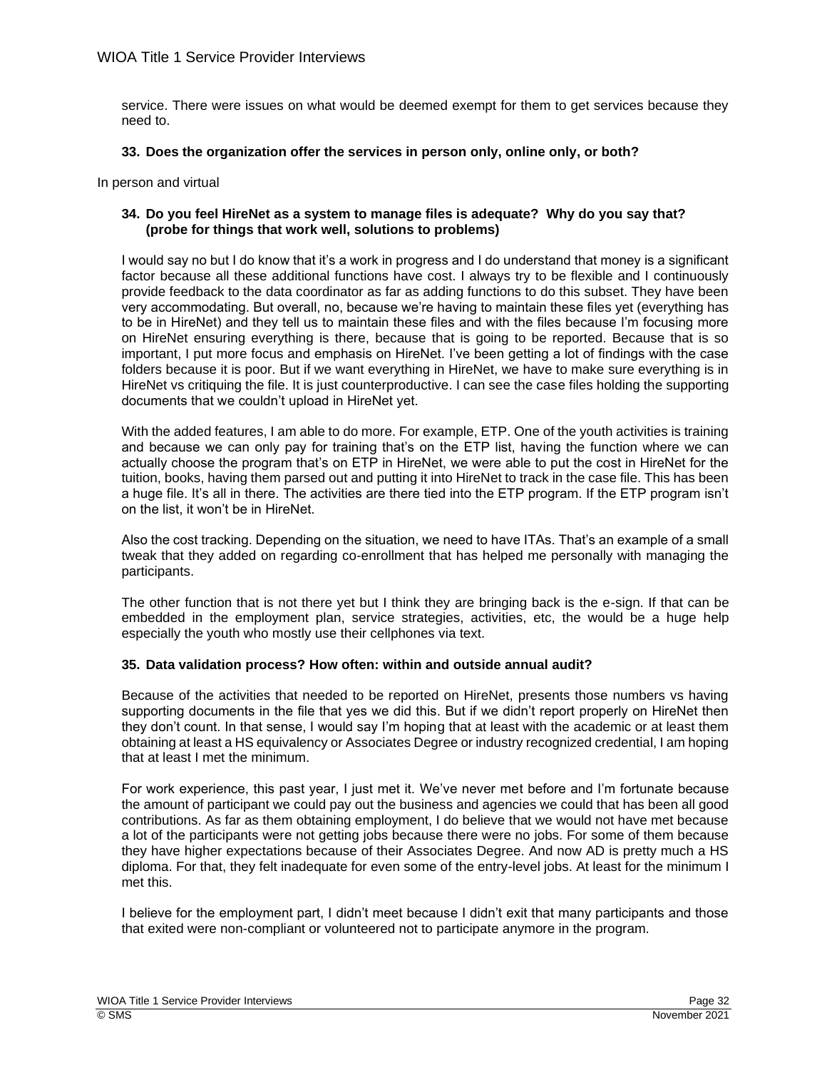service. There were issues on what would be deemed exempt for them to get services because they need to.

**33. Does the organization offer the services in person only, online only, or both?**

In person and virtual

**34. Do you feel HireNet as a system to manage files is adequate? Why do you say that? (probe for things that work well, solutions to problems)**

I would say no but I do know that it's a work in progress and I do understand that money is a significant factor because all these additional functions have cost. I always try to be flexible and I continuously provide feedback to the data coordinator as far as adding functions to do this subset. They have been very accommodating. But overall, no, because we're having to maintain these files yet (everything has to be in HireNet) and they tell us to maintain these files and with the files because I'm focusing more on HireNet ensuring everything is there, because that is going to be reported. Because that is so important, I put more focus and emphasis on HireNet. I've been getting a lot of findings with the case folders because it is poor. But if we want everything in HireNet, we have to make sure everything is in HireNet vs critiquing the file. It is just counterproductive. I can see the case files holding the supporting documents that we couldn't upload in HireNet yet.

With the added features, I am able to do more. For example, ETP. One of the youth activities is training and because we can only pay for training that's on the ETP list, having the function where we can actually choose the program that's on ETP in HireNet, we were able to put the cost in HireNet for the tuition, books, having them parsed out and putting it into HireNet to track in the case file. This has been a huge file. It's all in there. The activities are there tied into the ETP program. If the ETP program isn't on the list, it won't be in HireNet.

Also the cost tracking. Depending on the situation, we need to have ITAs. That's an example of a small tweak that they added on regarding co-enrollment that has helped me personally with managing the participants.

The other function that is not there yet but I think they are bringing back is the e-sign. If that can be embedded in the employment plan, service strategies, activities, etc, the would be a huge help especially the youth who mostly use their cellphones via text.

**35. Data validation process? How often: within and outside annual audit?**

Because of the activities that needed to be reported on HireNet, presents those numbers vs having supporting documents in the file that yes we did this. But if we didn't report properly on HireNet then they don't count. In that sense, I would say I'm hoping that at least with the academic or at least them obtaining at least a HS equivalency or Associates Degree or industry recognized credential, I am hoping that at least I met the minimum.

For work experience, this past year, I just met it. We've never met before and I'm fortunate because the amount of participant we could pay out the business and agencies we could that has been all good contributions. As far as them obtaining employment, I do believe that we would not have met because a lot of the participants were not getting jobs because there were no jobs. For some of them because they have higher expectations because of their Associates Degree. And now AD is pretty much a HS diploma. For that, they felt inadequate for even some of the entry-level jobs. At least for the minimum I met this.

I believe for the employment part, I didn't meet because I didn't exit that many participants and those that exited were non-compliant or volunteered not to participate anymore in the program.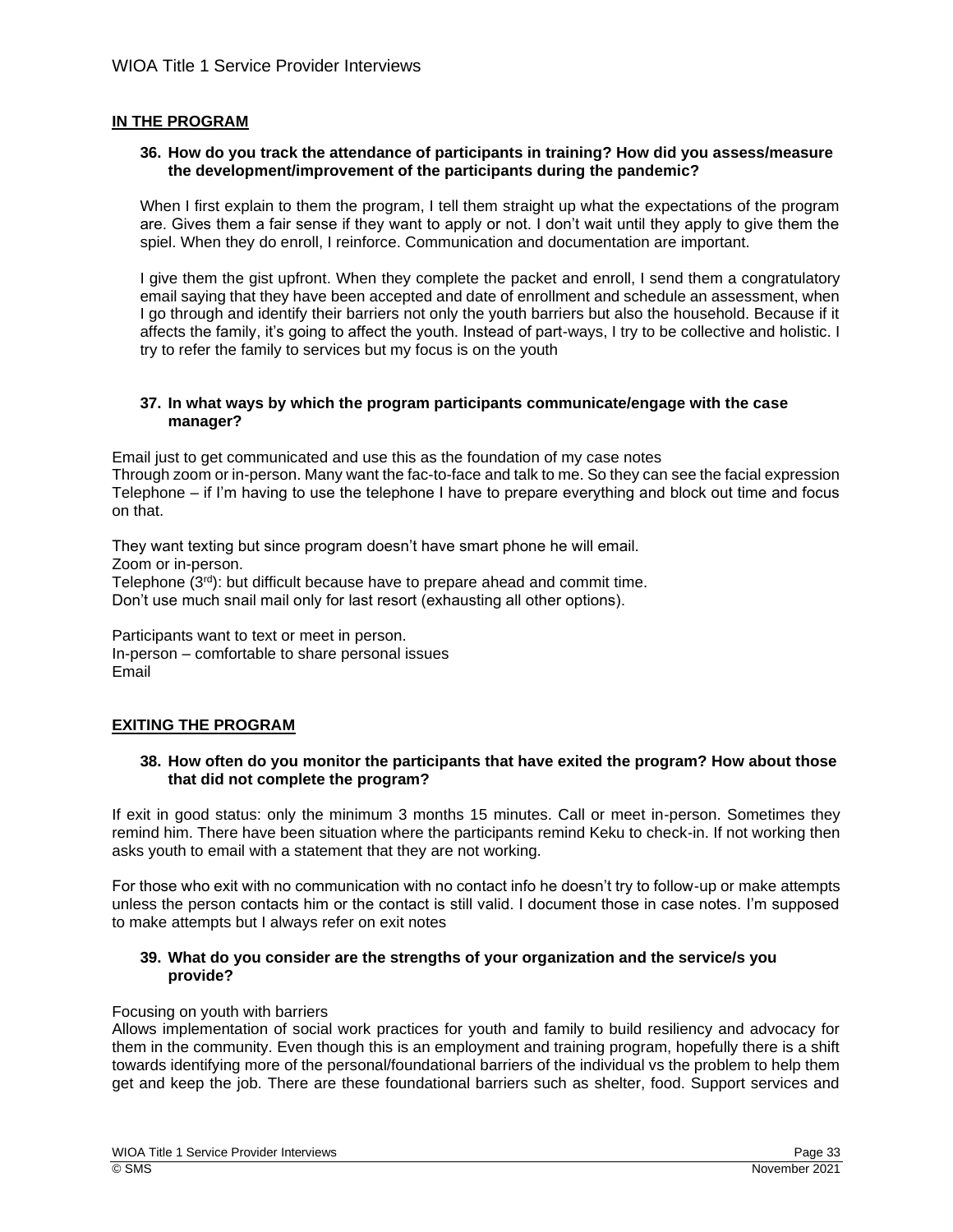## IN THE PROGRAM

**36. How do you track the attendance of participants in training? How did you assess/measure the development/improvement of the participants during the pandemic?**

When I first explain to them the program, I tell them straight up what the expectations of the program are. Gives them a fair sense if they want to apply or not. I don't wait until they apply to give them the spiel. When they do enroll, I reinforce. Communication and documentation are important.

I give them the gist upfront. When they complete the packet and enroll, I send them a congratulatory email saying that they have been accepted and date of enrollment and schedule an assessment, when I go through and identify their barriers not only the youth barriers but also the household. Because if it affects the family, it's going to affect the youth. Instead of part-ways, I try to be collective and holistic. I try to refer the family to services but my focus is on the youth

**37. In what ways by which the program participants communicate/engage with the case manager?**

Email just to get communicated and use this as the foundation of my case notes
Through zoom or in-person. Many want the fac-to-face and talk to me. So they can see the facial expression
Telephone – if I'm having to use the telephone I have to prepare everything and block out time and focus on that.

They want texting but since program doesn't have smart phone he will email.
Zoom or in-person.
Telephone (3rd): but difficult because have to prepare ahead and commit time.
Don't use much snail mail only for last resort (exhausting all other options).

Participants want to text or meet in person.
In-person – comfortable to share personal issues
Email

## EXITING THE PROGRAM

**38. How often do you monitor the participants that have exited the program? How about those that did not complete the program?**

If exit in good status: only the minimum 3 months 15 minutes. Call or meet in-person. Sometimes they remind him. There have been situation where the participants remind Keku to check-in. If not working then asks youth to email with a statement that they are not working.

For those who exit with no communication with no contact info he doesn't try to follow-up or make attempts unless the person contacts him or the contact is still valid. I document those in case notes. I'm supposed to make attempts but I always refer on exit notes

**39. What do you consider are the strengths of your organization and the service/s you provide?**

Focusing on youth with barriers
Allows implementation of social work practices for youth and family to build resiliency and advocacy for them in the community. Even though this is an employment and training program, hopefully there is a shift towards identifying more of the personal/foundational barriers of the individual vs the problem to help them get and keep the job. There are these foundational barriers such as shelter, food. Support services and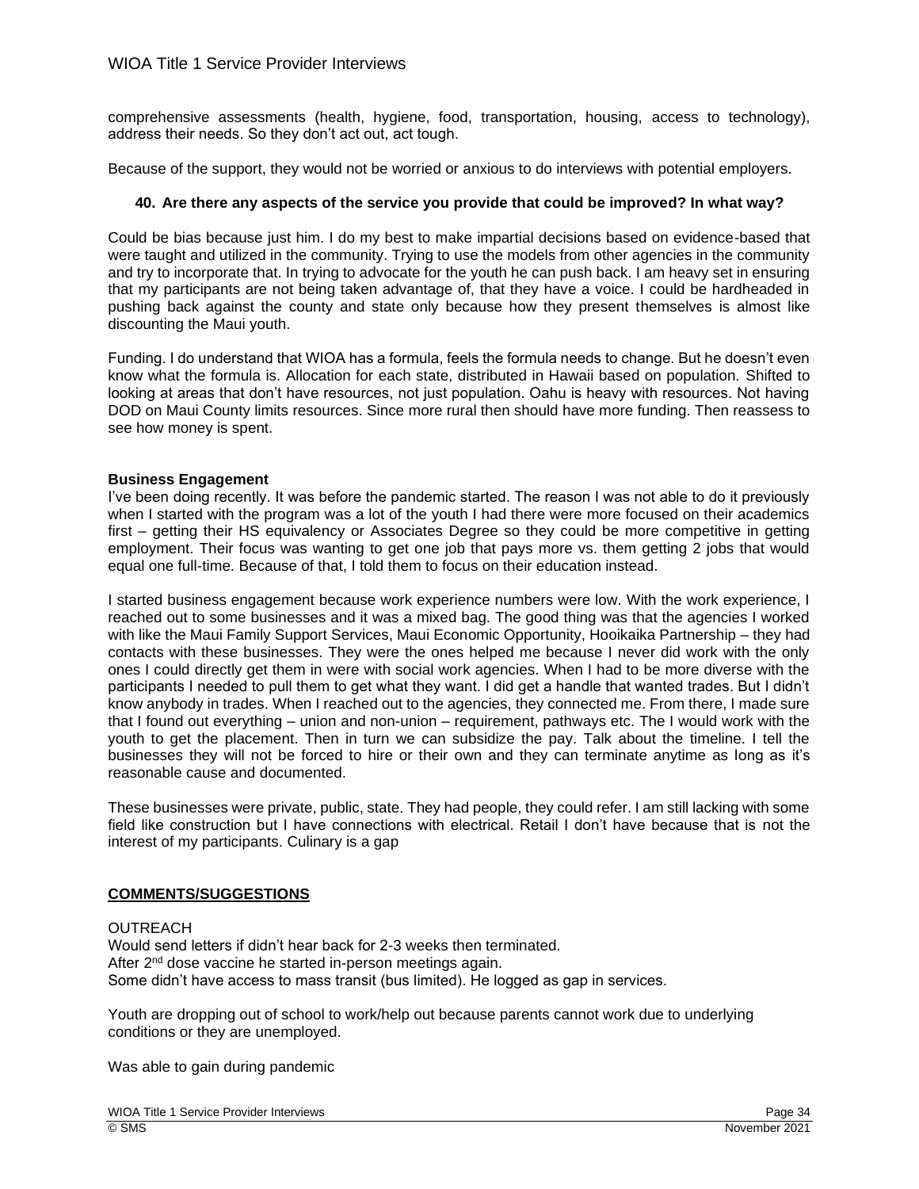comprehensive assessments (health, hygiene, food, transportation, housing, access to technology), address their needs. So they don't act out, act tough.

Because of the support, they would not be worried or anxious to do interviews with potential employers.

### 40. Are there any aspects of the service you provide that could be improved? In what way?

Could be bias because just him. I do my best to make impartial decisions based on evidence-based that were taught and utilized in the community. Trying to use the models from other agencies in the community and try to incorporate that. In trying to advocate for the youth he can push back. I am heavy set in ensuring that my participants are not being taken advantage of, that they have a voice. I could be hardheaded in pushing back against the county and state only because how they present themselves is almost like discounting the Maui youth.

Funding. I do understand that WIOA has a formula, feels the formula needs to change. But he doesn't even know what the formula is. Allocation for each state, distributed in Hawaii based on population. Shifted to looking at areas that don't have resources, not just population. Oahu is heavy with resources. Not having DOD on Maui County limits resources. Since more rural then should have more funding. Then reassess to see how money is spent.

**Business Engagement**

I've been doing recently. It was before the pandemic started. The reason I was not able to do it previously when I started with the program was a lot of the youth I had there were more focused on their academics first – getting their HS equivalency or Associates Degree so they could be more competitive in getting employment. Their focus was wanting to get one job that pays more vs. them getting 2 jobs that would equal one full-time. Because of that, I told them to focus on their education instead.

I started business engagement because work experience numbers were low. With the work experience, I reached out to some businesses and it was a mixed bag. The good thing was that the agencies I worked with like the Maui Family Support Services, Maui Economic Opportunity, Hooikaika Partnership – they had contacts with these businesses. They were the ones helped me because I never did work with the only ones I could directly get them in were with social work agencies. When I had to be more diverse with the participants I needed to pull them to get what they want. I did get a handle that wanted trades. But I didn't know anybody in trades. When I reached out to the agencies, they connected me. From there, I made sure that I found out everything – union and non-union – requirement, pathways etc. The I would work with the youth to get the placement. Then in turn we can subsidize the pay. Talk about the timeline. I tell the businesses they will not be forced to hire or their own and they can terminate anytime as long as it's reasonable cause and documented.

These businesses were private, public, state. They had people, they could refer. I am still lacking with some field like construction but I have connections with electrical. Retail I don't have because that is not the interest of my participants. Culinary is a gap

**COMMENTS/SUGGESTIONS**

OUTREACH

Would send letters if didn't hear back for 2-3 weeks then terminated.
After 2nd dose vaccine he started in-person meetings again.
Some didn't have access to mass transit (bus limited). He logged as gap in services.

Youth are dropping out of school to work/help out because parents cannot work due to underlying conditions or they are unemployed.

Was able to gain during pandemic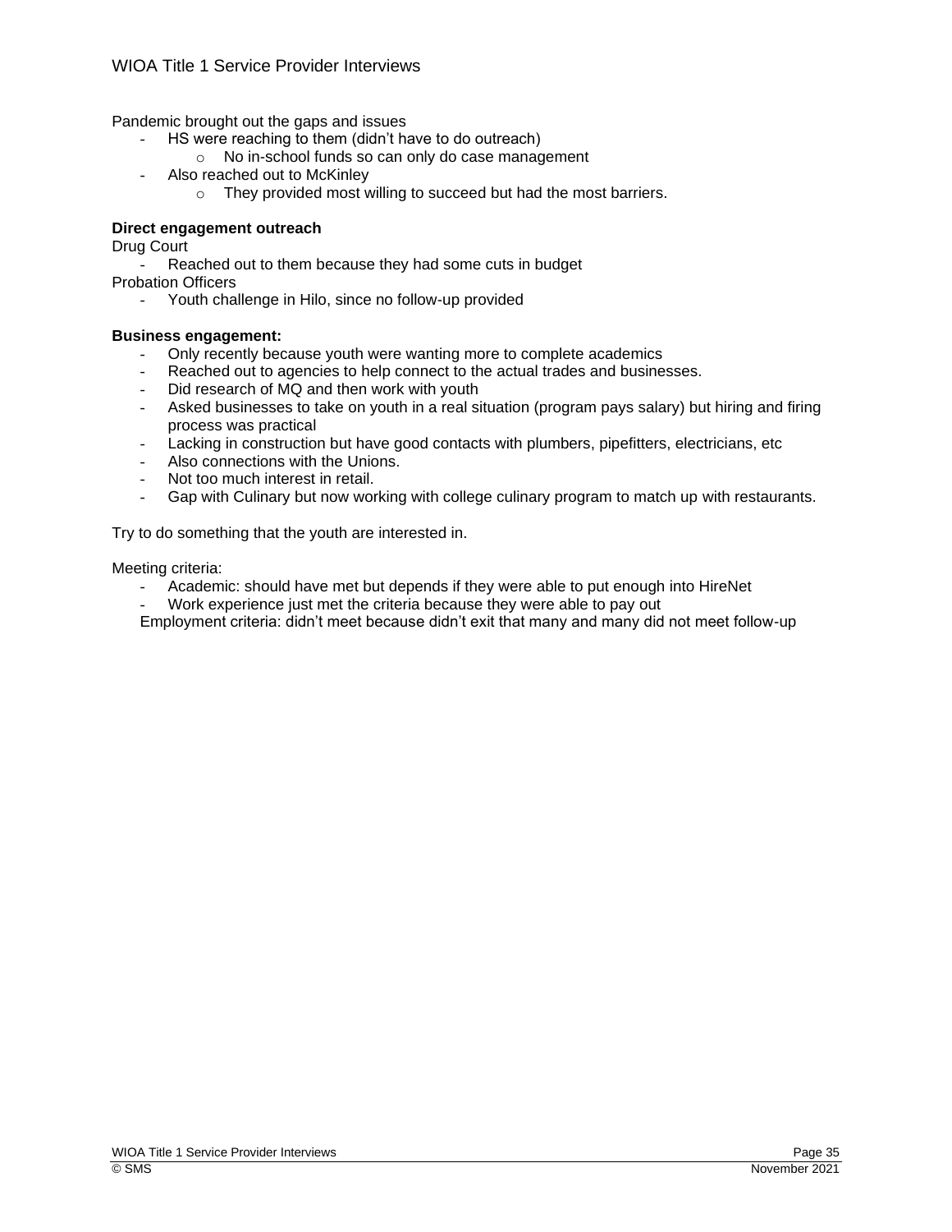Pandemic brought out the gaps and issues

- HS were reaching to them (didn't have to do outreach)
  - No in-school funds so can only do case management
- Also reached out to McKinley
  - They provided most willing to succeed but had the most barriers.

**Direct engagement outreach**

Drug Court

- Reached out to them because they had some cuts in budget

Probation Officers

- Youth challenge in Hilo, since no follow-up provided

**Business engagement:**

- Only recently because youth were wanting more to complete academics
- Reached out to agencies to help connect to the actual trades and businesses.
- Did research of MQ and then work with youth
- Asked businesses to take on youth in a real situation (program pays salary) but hiring and firing process was practical
- Lacking in construction but have good contacts with plumbers, pipefitters, electricians, etc
- Also connections with the Unions.
- Not too much interest in retail.
- Gap with Culinary but now working with college culinary program to match up with restaurants.

Try to do something that the youth are interested in.

Meeting criteria:

- Academic: should have met but depends if they were able to put enough into HireNet
- Work experience just met the criteria because they were able to pay out

Employment criteria: didn't meet because didn't exit that many and many did not meet follow-up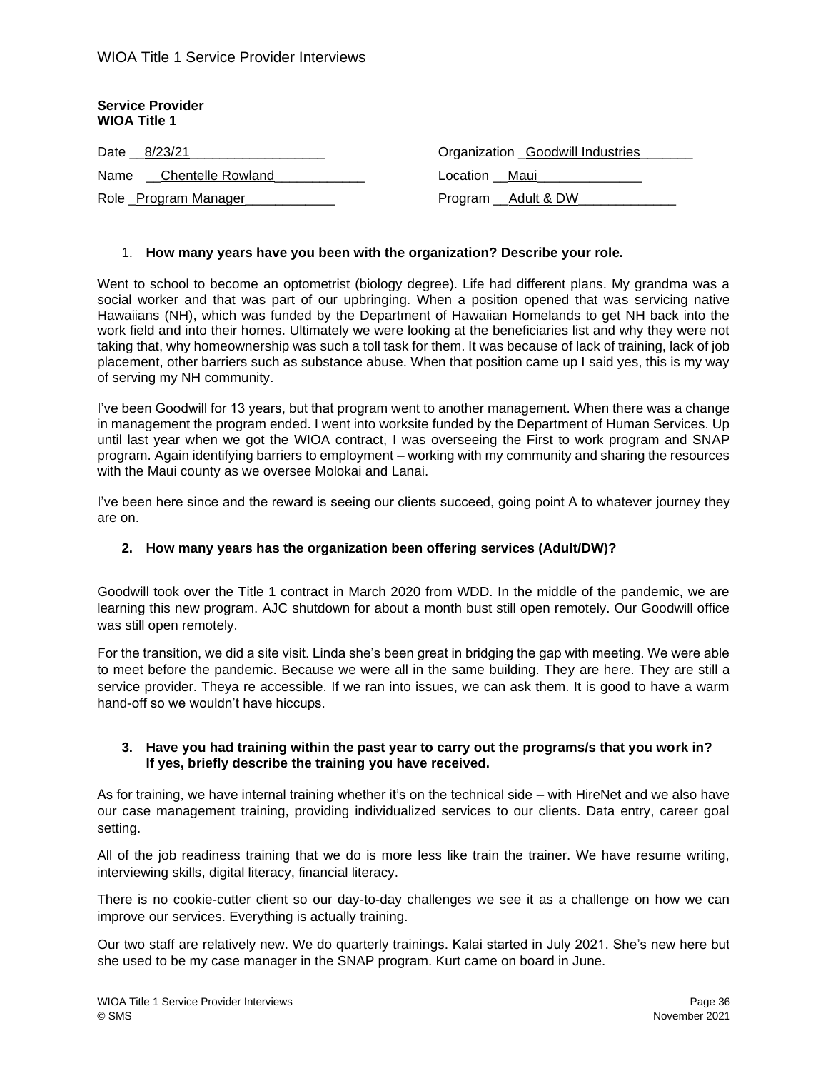**Service Provider**
**WIOA Title 1**

Date 8/23/21

Name Chentelle Rowland

Role Program Manager

Organization Goodwill Industries

Location Maui

Program Adult & DW

1. **How many years have you been with the organization? Describe your role.**

Went to school to become an optometrist (biology degree). Life had different plans. My grandma was a social worker and that was part of our upbringing. When a position opened that was servicing native Hawaiians (NH), which was funded by the Department of Hawaiian Homelands to get NH back into the work field and into their homes. Ultimately we were looking at the beneficiaries list and why they were not taking that, why homeownership was such a toll task for them. It was because of lack of training, lack of job placement, other barriers such as substance abuse. When that position came up I said yes, this is my way of serving my NH community.

I've been Goodwill for 13 years, but that program went to another management. When there was a change in management the program ended. I went into worksite funded by the Department of Human Services. Up until last year when we got the WIOA contract, I was overseeing the First to work program and SNAP program. Again identifying barriers to employment – working with my community and sharing the resources with the Maui county as we oversee Molokai and Lanai.

I've been here since and the reward is seeing our clients succeed, going point A to whatever journey they are on.

2. **How many years has the organization been offering services (Adult/DW)?**

Goodwill took over the Title 1 contract in March 2020 from WDD. In the middle of the pandemic, we are learning this new program. AJC shutdown for about a month bust still open remotely. Our Goodwill office was still open remotely.

For the transition, we did a site visit. Linda she's been great in bridging the gap with meeting. We were able to meet before the pandemic. Because we were all in the same building. They are here. They are still a service provider. Theya re accessible. If we ran into issues, we can ask them. It is good to have a warm hand-off so we wouldn't have hiccups.

3. **Have you had training within the past year to carry out the programs/s that you work in? If yes, briefly describe the training you have received.**

As for training, we have internal training whether it's on the technical side – with HireNet and we also have our case management training, providing individualized services to our clients. Data entry, career goal setting.

All of the job readiness training that we do is more less like train the trainer. We have resume writing, interviewing skills, digital literacy, financial literacy.

There is no cookie-cutter client so our day-to-day challenges we see it as a challenge on how we can improve our services. Everything is actually training.

Our two staff are relatively new. We do quarterly trainings. Kalai started in July 2021. She's new here but she used to be my case manager in the SNAP program. Kurt came on board in June.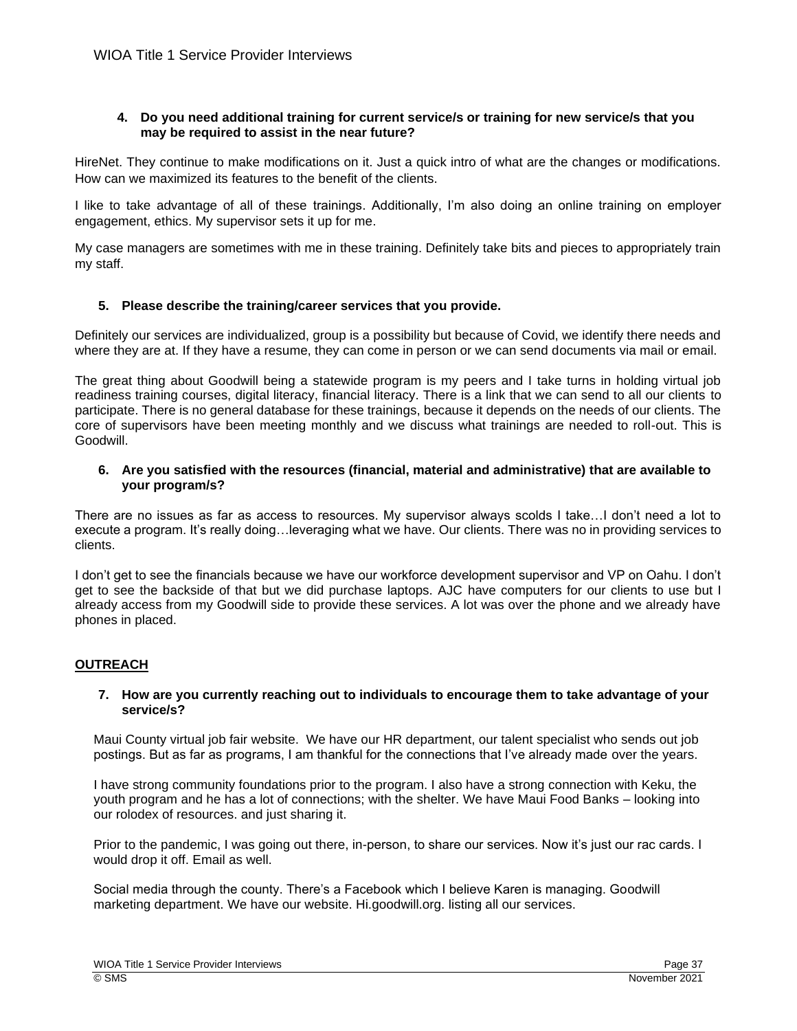**4. Do you need additional training for current service/s or training for new service/s that you may be required to assist in the near future?**

HireNet. They continue to make modifications on it. Just a quick intro of what are the changes or modifications. How can we maximized its features to the benefit of the clients.

I like to take advantage of all of these trainings. Additionally, I'm also doing an online training on employer engagement, ethics. My supervisor sets it up for me.

My case managers are sometimes with me in these training. Definitely take bits and pieces to appropriately train my staff.

**5. Please describe the training/career services that you provide.**

Definitely our services are individualized, group is a possibility but because of Covid, we identify there needs and where they are at. If they have a resume, they can come in person or we can send documents via mail or email.

The great thing about Goodwill being a statewide program is my peers and I take turns in holding virtual job readiness training courses, digital literacy, financial literacy. There is a link that we can send to all our clients to participate. There is no general database for these trainings, because it depends on the needs of our clients. The core of supervisors have been meeting monthly and we discuss what trainings are needed to roll-out. This is Goodwill.

**6. Are you satisfied with the resources (financial, material and administrative) that are available to your program/s?**

There are no issues as far as access to resources. My supervisor always scolds I take…I don't need a lot to execute a program. It's really doing…leveraging what we have. Our clients. There was no in providing services to clients.

I don't get to see the financials because we have our workforce development supervisor and VP on Oahu. I don't get to see the backside of that but we did purchase laptops. AJC have computers for our clients to use but I already access from my Goodwill side to provide these services. A lot was over the phone and we already have phones in placed.

## OUTREACH

**7. How are you currently reaching out to individuals to encourage them to take advantage of your service/s?**

Maui County virtual job fair website. We have our HR department, our talent specialist who sends out job postings. But as far as programs, I am thankful for the connections that I've already made over the years.

I have strong community foundations prior to the program. I also have a strong connection with Keku, the youth program and he has a lot of connections; with the shelter. We have Maui Food Banks – looking into our rolodex of resources. and just sharing it.

Prior to the pandemic, I was going out there, in-person, to share our services. Now it's just our rac cards. I would drop it off. Email as well.

Social media through the county. There's a Facebook which I believe Karen is managing. Goodwill marketing department. We have our website. Hi.goodwill.org. listing all our services.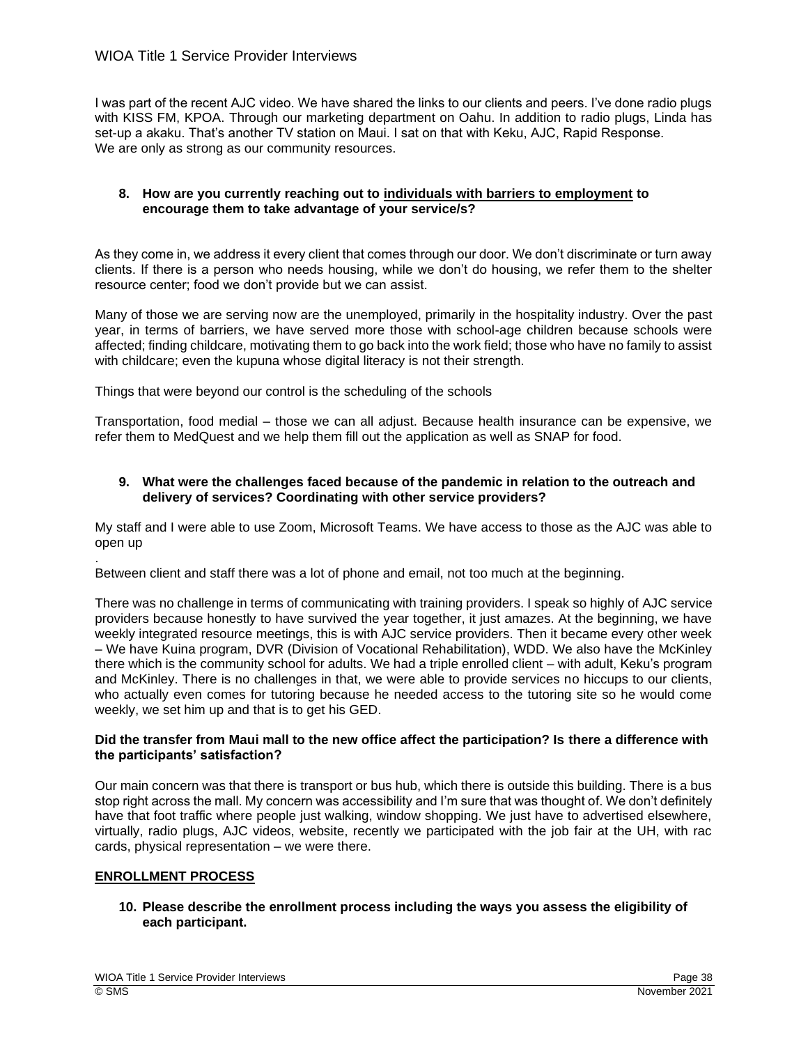I was part of the recent AJC video. We have shared the links to our clients and peers. I've done radio plugs with KISS FM, KPOA. Through our marketing department on Oahu. In addition to radio plugs, Linda has set-up a akaku. That's another TV station on Maui. I sat on that with Keku, AJC, Rapid Response. We are only as strong as our community resources.

**8. How are you currently reaching out to <u>individuals with barriers to employment</u> to encourage them to take advantage of your service/s?**

As they come in, we address it every client that comes through our door. We don't discriminate or turn away clients. If there is a person who needs housing, while we don't do housing, we refer them to the shelter resource center; food we don't provide but we can assist.

Many of those we are serving now are the unemployed, primarily in the hospitality industry. Over the past year, in terms of barriers, we have served more those with school-age children because schools were affected; finding childcare, motivating them to go back into the work field; those who have no family to assist with childcare; even the kupuna whose digital literacy is not their strength.

Things that were beyond our control is the scheduling of the schools

Transportation, food medial – those we can all adjust. Because health insurance can be expensive, we refer them to MedQuest and we help them fill out the application as well as SNAP for food.

**9. What were the challenges faced because of the pandemic in relation to the outreach and delivery of services? Coordinating with other service providers?**

My staff and I were able to use Zoom, Microsoft Teams. We have access to those as the AJC was able to open up

.
Between client and staff there was a lot of phone and email, not too much at the beginning.

There was no challenge in terms of communicating with training providers. I speak so highly of AJC service providers because honestly to have survived the year together, it just amazes. At the beginning, we have weekly integrated resource meetings, this is with AJC service providers. Then it became every other week – We have Kuina program, DVR (Division of Vocational Rehabilitation), WDD. We also have the McKinley there which is the community school for adults. We had a triple enrolled client – with adult, Keku's program and McKinley. There is no challenges in that, we were able to provide services no hiccups to our clients, who actually even comes for tutoring because he needed access to the tutoring site so he would come weekly, we set him up and that is to get his GED.

**Did the transfer from Maui mall to the new office affect the participation? Is there a difference with the participants' satisfaction?**

Our main concern was that there is transport or bus hub, which there is outside this building. There is a bus stop right across the mall. My concern was accessibility and I'm sure that was thought of. We don't definitely have that foot traffic where people just walking, window shopping. We just have to advertised elsewhere, virtually, radio plugs, AJC videos, website, recently we participated with the job fair at the UH, with rac cards, physical representation – we were there.

**<u>ENROLLMENT PROCESS</u>**

**10. Please describe the enrollment process including the ways you assess the eligibility of each participant.**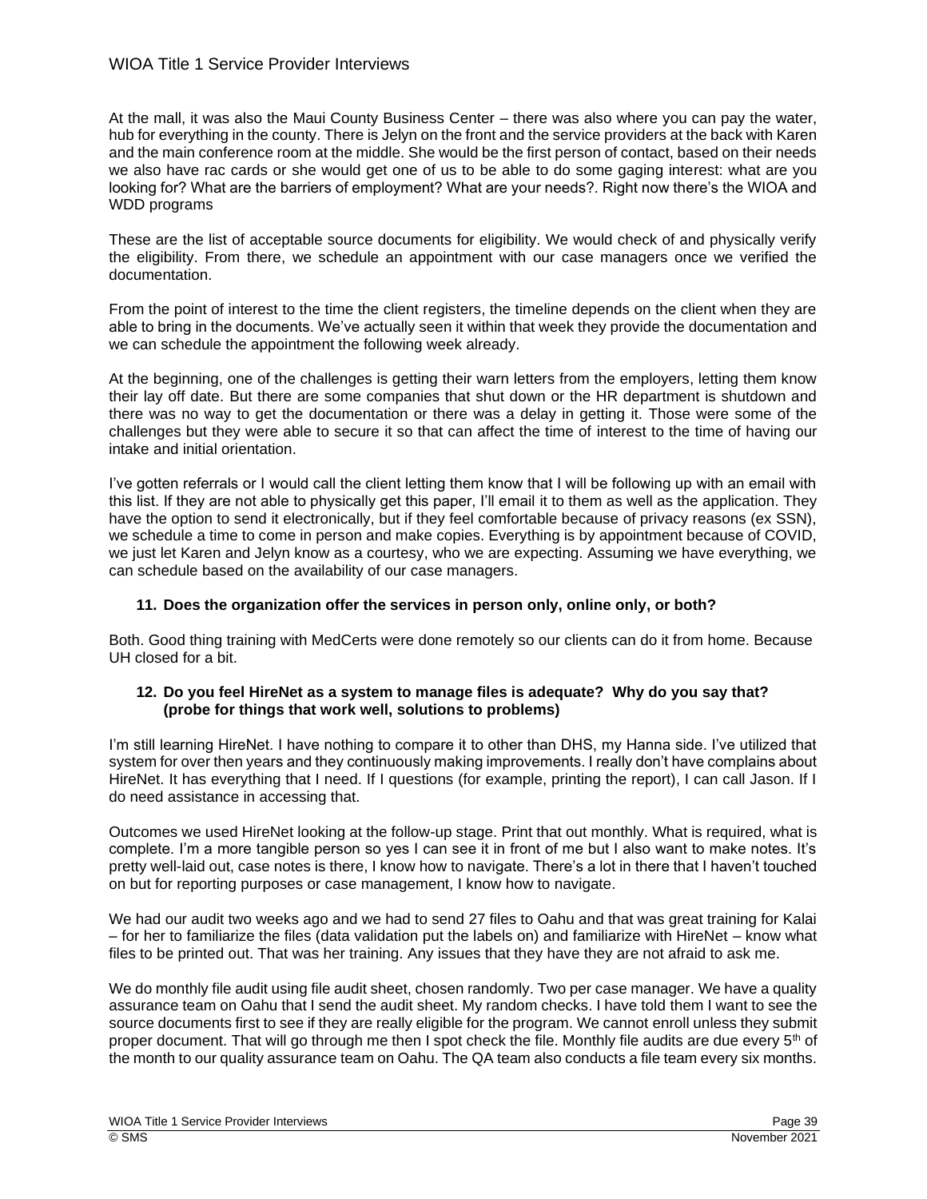At the mall, it was also the Maui County Business Center – there was also where you can pay the water, hub for everything in the county. There is Jelyn on the front and the service providers at the back with Karen and the main conference room at the middle. She would be the first person of contact, based on their needs we also have rac cards or she would get one of us to be able to do some gaging interest: what are you looking for? What are the barriers of employment? What are your needs?. Right now there's the WIOA and WDD programs

These are the list of acceptable source documents for eligibility. We would check of and physically verify the eligibility. From there, we schedule an appointment with our case managers once we verified the documentation.

From the point of interest to the time the client registers, the timeline depends on the client when they are able to bring in the documents. We've actually seen it within that week they provide the documentation and we can schedule the appointment the following week already.

At the beginning, one of the challenges is getting their warn letters from the employers, letting them know their lay off date. But there are some companies that shut down or the HR department is shutdown and there was no way to get the documentation or there was a delay in getting it. Those were some of the challenges but they were able to secure it so that can affect the time of interest to the time of having our intake and initial orientation.

I've gotten referrals or I would call the client letting them know that I will be following up with an email with this list. If they are not able to physically get this paper, I'll email it to them as well as the application. They have the option to send it electronically, but if they feel comfortable because of privacy reasons (ex SSN), we schedule a time to come in person and make copies. Everything is by appointment because of COVID, we just let Karen and Jelyn know as a courtesy, who we are expecting. Assuming we have everything, we can schedule based on the availability of our case managers.

**11. Does the organization offer the services in person only, online only, or both?**

Both. Good thing training with MedCerts were done remotely so our clients can do it from home. Because UH closed for a bit.

**12. Do you feel HireNet as a system to manage files is adequate? Why do you say that? (probe for things that work well, solutions to problems)**

I'm still learning HireNet. I have nothing to compare it to other than DHS, my Hanna side. I've utilized that system for over then years and they continuously making improvements. I really don't have complains about HireNet. It has everything that I need. If I questions (for example, printing the report), I can call Jason. If I do need assistance in accessing that.

Outcomes we used HireNet looking at the follow-up stage. Print that out monthly. What is required, what is complete. I'm a more tangible person so yes I can see it in front of me but I also want to make notes. It's pretty well-laid out, case notes is there, I know how to navigate. There's a lot in there that I haven't touched on but for reporting purposes or case management, I know how to navigate.

We had our audit two weeks ago and we had to send 27 files to Oahu and that was great training for Kalai – for her to familiarize the files (data validation put the labels on) and familiarize with HireNet – know what files to be printed out. That was her training. Any issues that they have they are not afraid to ask me.

We do monthly file audit using file audit sheet, chosen randomly. Two per case manager. We have a quality assurance team on Oahu that I send the audit sheet. My random checks. I have told them I want to see the source documents first to see if they are really eligible for the program. We cannot enroll unless they submit proper document. That will go through me then I spot check the file. Monthly file audits are due every 5th of the month to our quality assurance team on Oahu. The QA team also conducts a file team every six months.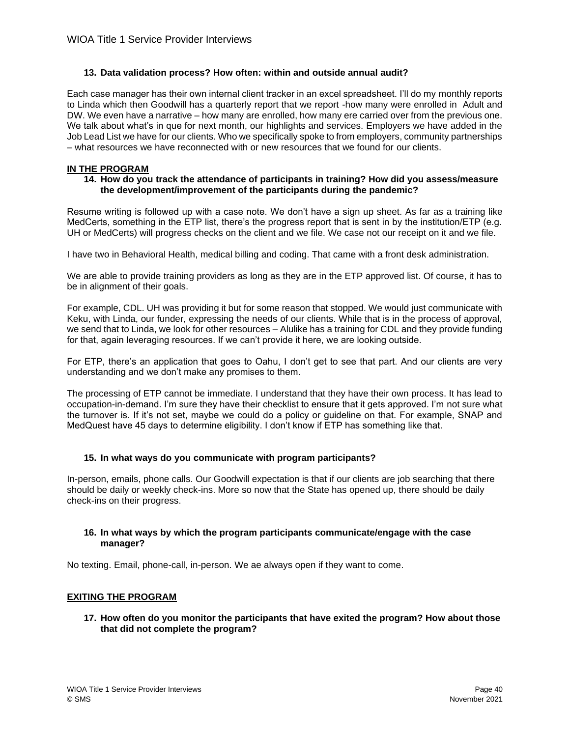**13. Data validation process? How often: within and outside annual audit?**

Each case manager has their own internal client tracker in an excel spreadsheet. I'll do my monthly reports to Linda which then Goodwill has a quarterly report that we report -how many were enrolled in Adult and DW. We even have a narrative – how many are enrolled, how many ere carried over from the previous one. We talk about what's in que for next month, our highlights and services. Employers we have added in the Job Lead List we have for our clients. Who we specifically spoke to from employers, community partnerships – what resources we have reconnected with or new resources that we found for our clients.

**IN THE PROGRAM**

**14. How do you track the attendance of participants in training? How did you assess/measure the development/improvement of the participants during the pandemic?**

Resume writing is followed up with a case note. We don't have a sign up sheet. As far as a training like MedCerts, something in the ETP list, there's the progress report that is sent in by the institution/ETP (e.g. UH or MedCerts) will progress checks on the client and we file. We case not our receipt on it and we file.

I have two in Behavioral Health, medical billing and coding. That came with a front desk administration.

We are able to provide training providers as long as they are in the ETP approved list. Of course, it has to be in alignment of their goals.

For example, CDL. UH was providing it but for some reason that stopped. We would just communicate with Keku, with Linda, our funder, expressing the needs of our clients. While that is in the process of approval, we send that to Linda, we look for other resources – Alulike has a training for CDL and they provide funding for that, again leveraging resources. If we can't provide it here, we are looking outside.

For ETP, there's an application that goes to Oahu, I don't get to see that part. And our clients are very understanding and we don't make any promises to them.

The processing of ETP cannot be immediate. I understand that they have their own process. It has lead to occupation-in-demand. I'm sure they have their checklist to ensure that it gets approved. I'm not sure what the turnover is. If it's not set, maybe we could do a policy or guideline on that. For example, SNAP and MedQuest have 45 days to determine eligibility. I don't know if ETP has something like that.

**15. In what ways do you communicate with program participants?**

In-person, emails, phone calls. Our Goodwill expectation is that if our clients are job searching that there should be daily or weekly check-ins. More so now that the State has opened up, there should be daily check-ins on their progress.

**16. In what ways by which the program participants communicate/engage with the case manager?**

No texting. Email, phone-call, in-person. We ae always open if they want to come.

**EXITING THE PROGRAM**

**17. How often do you monitor the participants that have exited the program? How about those that did not complete the program?**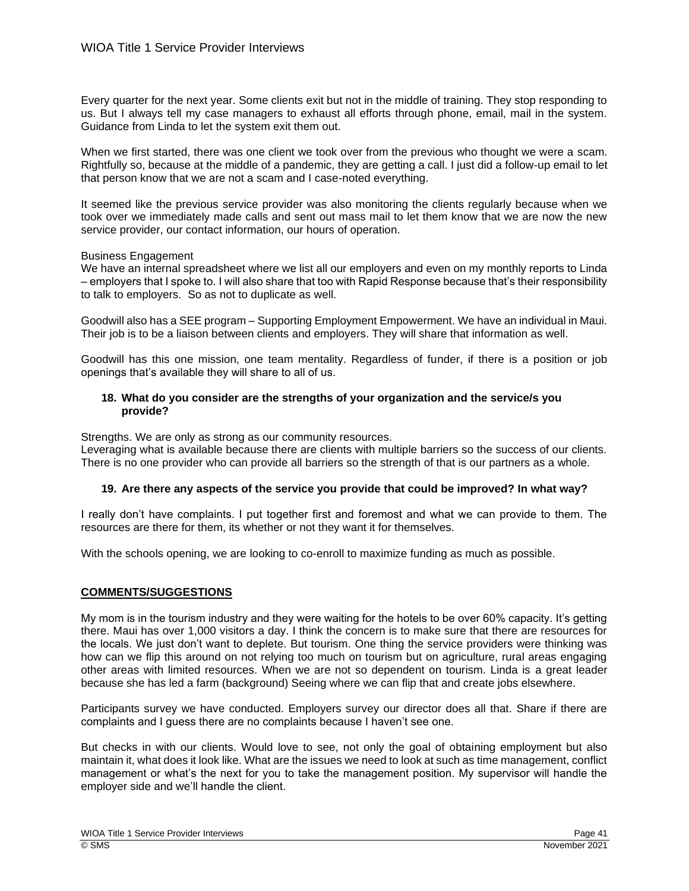Every quarter for the next year. Some clients exit but not in the middle of training. They stop responding to us. But I always tell my case managers to exhaust all efforts through phone, email, mail in the system. Guidance from Linda to let the system exit them out.

When we first started, there was one client we took over from the previous who thought we were a scam. Rightfully so, because at the middle of a pandemic, they are getting a call. I just did a follow-up email to let that person know that we are not a scam and I case-noted everything.

It seemed like the previous service provider was also monitoring the clients regularly because when we took over we immediately made calls and sent out mass mail to let them know that we are now the new service provider, our contact information, our hours of operation.

Business Engagement
We have an internal spreadsheet where we list all our employers and even on my monthly reports to Linda – employers that I spoke to. I will also share that too with Rapid Response because that's their responsibility to talk to employers. So as not to duplicate as well.

Goodwill also has a SEE program – Supporting Employment Empowerment. We have an individual in Maui. Their job is to be a liaison between clients and employers. They will share that information as well.

Goodwill has this one mission, one team mentality. Regardless of funder, if there is a position or job openings that's available they will share to all of us.

**18. What do you consider are the strengths of your organization and the service/s you provide?**

Strengths. We are only as strong as our community resources.
Leveraging what is available because there are clients with multiple barriers so the success of our clients. There is no one provider who can provide all barriers so the strength of that is our partners as a whole.

**19. Are there any aspects of the service you provide that could be improved? In what way?**

I really don't have complaints. I put together first and foremost and what we can provide to them. The resources are there for them, its whether or not they want it for themselves.

With the schools opening, we are looking to co-enroll to maximize funding as much as possible.

**COMMENTS/SUGGESTIONS**

My mom is in the tourism industry and they were waiting for the hotels to be over 60% capacity. It's getting there. Maui has over 1,000 visitors a day. I think the concern is to make sure that there are resources for the locals. We just don't want to deplete. But tourism. One thing the service providers were thinking was how can we flip this around on not relying too much on tourism but on agriculture, rural areas engaging other areas with limited resources. When we are not so dependent on tourism. Linda is a great leader because she has led a farm (background) Seeing where we can flip that and create jobs elsewhere.

Participants survey we have conducted. Employers survey our director does all that. Share if there are complaints and I guess there are no complaints because I haven't see one.

But checks in with our clients. Would love to see, not only the goal of obtaining employment but also maintain it, what does it look like. What are the issues we need to look at such as time management, conflict management or what's the next for you to take the management position. My supervisor will handle the employer side and we'll handle the client.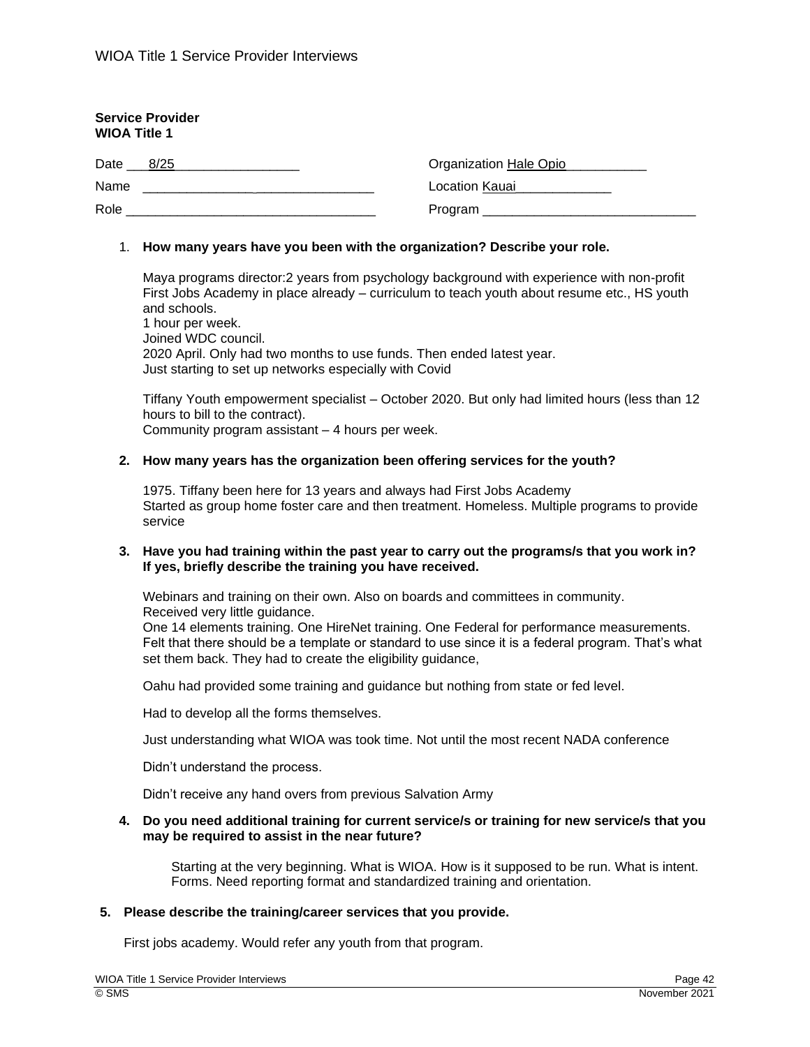**Service Provider**
**WIOA Title 1**

Date 8/25

Name

Role

Organization Hale Opio

Location Kauai

Program

1. **How many years have you been with the organization? Describe your role.**

   Maya programs director:2 years from psychology background with experience with non-profit First Jobs Academy in place already – curriculum to teach youth about resume etc., HS youth and schools.
   1 hour per week.
   Joined WDC council.
   2020 April. Only had two months to use funds. Then ended latest year.
   Just starting to set up networks especially with Covid

   Tiffany Youth empowerment specialist – October 2020. But only had limited hours (less than 12 hours to bill to the contract).
   Community program assistant – 4 hours per week.

2. **How many years has the organization been offering services for the youth?**

   1975. Tiffany been here for 13 years and always had First Jobs Academy
   Started as group home foster care and then treatment. Homeless. Multiple programs to provide service

3. **Have you had training within the past year to carry out the programs/s that you work in? If yes, briefly describe the training you have received.**

   Webinars and training on their own. Also on boards and committees in community.
   Received very little guidance.
   One 14 elements training. One HireNet training. One Federal for performance measurements. Felt that there should be a template or standard to use since it is a federal program. That's what set them back. They had to create the eligibility guidance,

   Oahu had provided some training and guidance but nothing from state or fed level.

   Had to develop all the forms themselves.

   Just understanding what WIOA was took time. Not until the most recent NADA conference

   Didn't understand the process.

   Didn't receive any hand overs from previous Salvation Army

4. **Do you need additional training for current service/s or training for new service/s that you may be required to assist in the near future?**

   Starting at the very beginning. What is WIOA. How is it supposed to be run. What is intent. Forms. Need reporting format and standardized training and orientation.

5. **Please describe the training/career services that you provide.**

   First jobs academy. Would refer any youth from that program.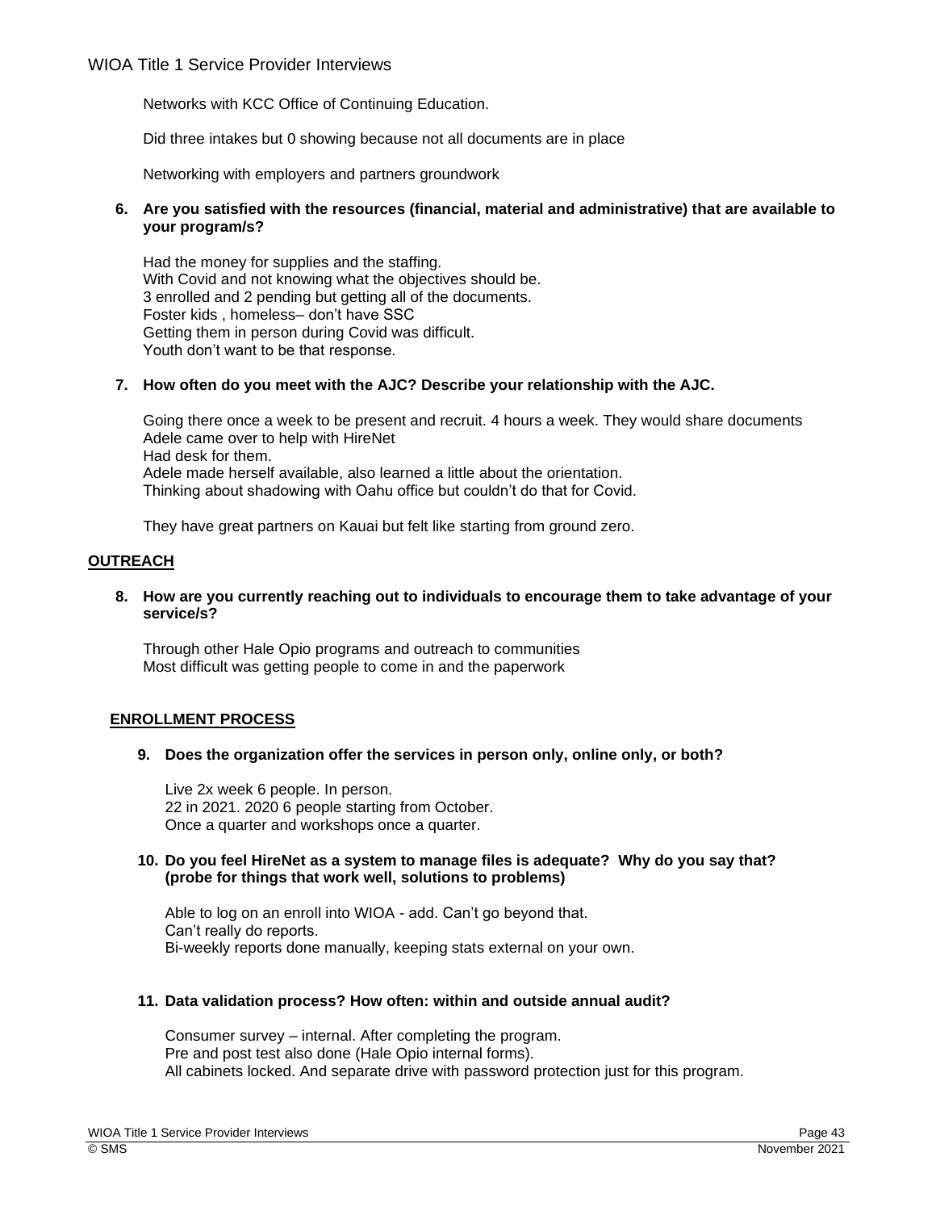Networks with KCC Office of Continuing Education.

Did three intakes but 0 showing because not all documents are in place

Networking with employers and partners groundwork

**6. Are you satisfied with the resources (financial, material and administrative) that are available to your program/s?**

Had the money for supplies and the staffing.
With Covid and not knowing what the objectives should be.
3 enrolled and 2 pending but getting all of the documents.
Foster kids , homeless– don't have SSC
Getting them in person during Covid was difficult.
Youth don't want to be that response.

**7. How often do you meet with the AJC? Describe your relationship with the AJC.**

Going there once a week to be present and recruit. 4 hours a week. They would share documents
Adele came over to help with HireNet
Had desk for them.
Adele made herself available, also learned a little about the orientation.
Thinking about shadowing with Oahu office but couldn't do that for Covid.

They have great partners on Kauai but felt like starting from ground zero.

## OUTREACH

**8. How are you currently reaching out to individuals to encourage them to take advantage of your service/s?**

Through other Hale Opio programs and outreach to communities
Most difficult was getting people to come in and the paperwork

## ENROLLMENT PROCESS

**9. Does the organization offer the services in person only, online only, or both?**

Live 2x week 6 people. In person.
22 in 2021. 2020 6 people starting from October.
Once a quarter and workshops once a quarter.

**10. Do you feel HireNet as a system to manage files is adequate? Why do you say that? (probe for things that work well, solutions to problems)**

Able to log on an enroll into WIOA - add. Can't go beyond that.
Can't really do reports.
Bi-weekly reports done manually, keeping stats external on your own.

**11. Data validation process? How often: within and outside annual audit?**

Consumer survey – internal. After completing the program.
Pre and post test also done (Hale Opio internal forms).
All cabinets locked. And separate drive with password protection just for this program.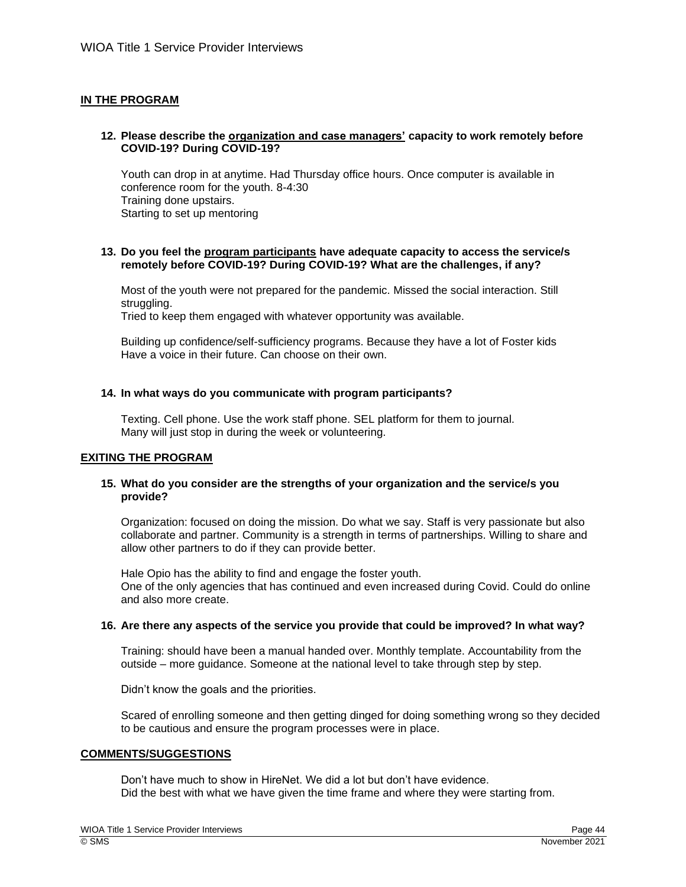## IN THE PROGRAM

**12. Please describe the organization and case managers' capacity to work remotely before COVID-19? During COVID-19?**

Youth can drop in at anytime. Had Thursday office hours. Once computer is available in conference room for the youth. 8-4:30
Training done upstairs.
Starting to set up mentoring

**13. Do you feel the program participants have adequate capacity to access the service/s remotely before COVID-19? During COVID-19? What are the challenges, if any?**

Most of the youth were not prepared for the pandemic. Missed the social interaction. Still struggling.
Tried to keep them engaged with whatever opportunity was available.

Building up confidence/self-sufficiency programs. Because they have a lot of Foster kids
Have a voice in their future. Can choose on their own.

**14. In what ways do you communicate with program participants?**

Texting. Cell phone. Use the work staff phone. SEL platform for them to journal.
Many will just stop in during the week or volunteering.

## EXITING THE PROGRAM

**15. What do you consider are the strengths of your organization and the service/s you provide?**

Organization: focused on doing the mission. Do what we say. Staff is very passionate but also collaborate and partner. Community is a strength in terms of partnerships. Willing to share and allow other partners to do if they can provide better.

Hale Opio has the ability to find and engage the foster youth.
One of the only agencies that has continued and even increased during Covid. Could do online and also more create.

**16. Are there any aspects of the service you provide that could be improved? In what way?**

Training: should have been a manual handed over. Monthly template. Accountability from the outside – more guidance. Someone at the national level to take through step by step.

Didn't know the goals and the priorities.

Scared of enrolling someone and then getting dinged for doing something wrong so they decided to be cautious and ensure the program processes were in place.

## COMMENTS/SUGGESTIONS

Don't have much to show in HireNet. We did a lot but don't have evidence.
Did the best with what we have given the time frame and where they were starting from.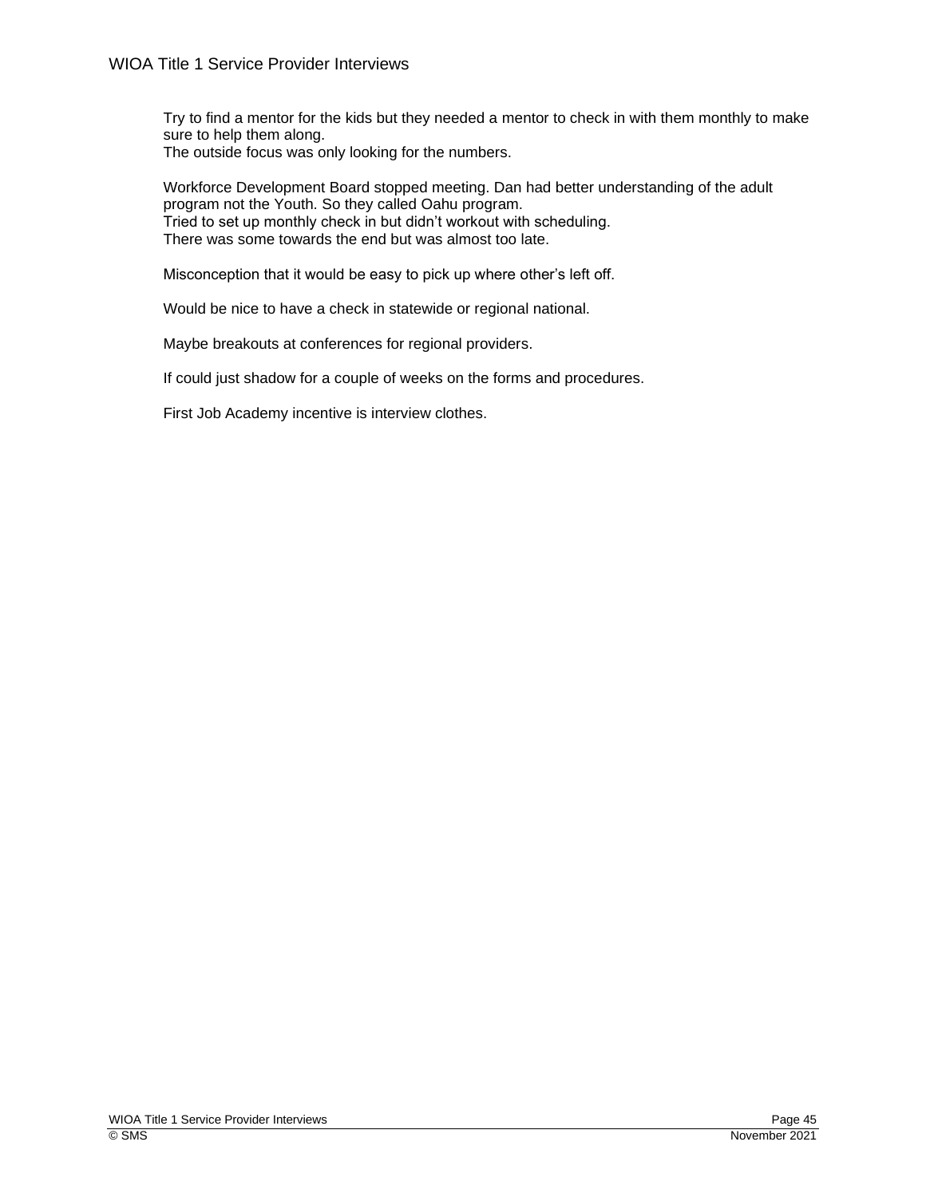Try to find a mentor for the kids but they needed a mentor to check in with them monthly to make sure to help them along.
The outside focus was only looking for the numbers.

Workforce Development Board stopped meeting. Dan had better understanding of the adult program not the Youth. So they called Oahu program.
Tried to set up monthly check in but didn't workout with scheduling.
There was some towards the end but was almost too late.

Misconception that it would be easy to pick up where other's left off.

Would be nice to have a check in statewide or regional national.

Maybe breakouts at conferences for regional providers.

If could just shadow for a couple of weeks on the forms and procedures.

First Job Academy incentive is interview clothes.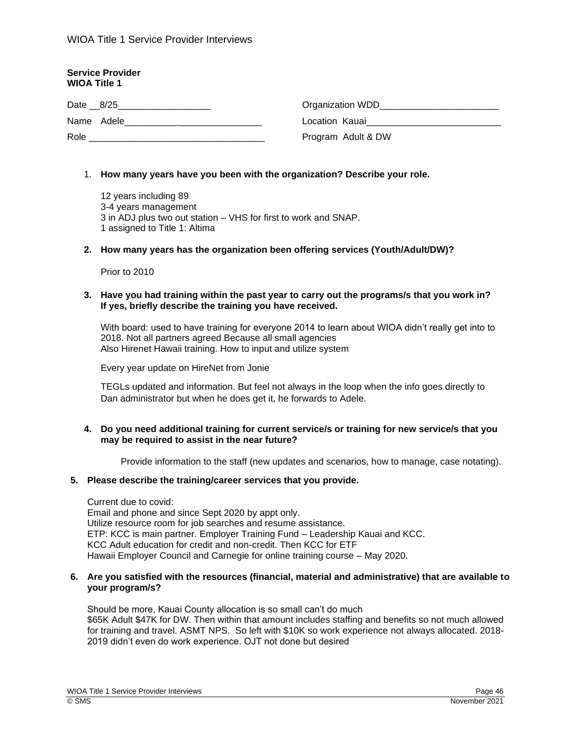**Service Provider**
**WIOA Title 1**

Date __8/25__________________ Organization WDD_______________________

Name Adele__________________________ Location Kauai__________________________

Role __________________________________ Program Adult & DW

1. **How many years have you been with the organization? Describe your role.**

   12 years including 89
   3-4 years management
   3 in ADJ plus two out station – VHS for first to work and SNAP.
   1 assigned to Title 1: Altima

2. **How many years has the organization been offering services (Youth/Adult/DW)?**

   Prior to 2010

3. **Have you had training within the past year to carry out the programs/s that you work in? If yes, briefly describe the training you have received.**

   With board: used to have training for everyone 2014 to learn about WIOA didn't really get into to 2018. Not all partners agreed Because all small agencies
   Also Hirenet Hawaii training. How to input and utilize system

   Every year update on HireNet from Jonie

   TEGLs updated and information. But feel not always in the loop when the info goes directly to Dan administrator but when he does get it, he forwards to Adele.

4. **Do you need additional training for current service/s or training for new service/s that you may be required to assist in the near future?**

   Provide information to the staff (new updates and scenarios, how to manage, case notating).

5. **Please describe the training/career services that you provide.**

   Current due to covid:
   Email and phone and since Sept 2020 by appt only.
   Utilize resource room for job searches and resume assistance.
   ETP: KCC is main partner. Employer Training Fund – Leadership Kauai and KCC.
   KCC Adult education for credit and non-credit. Then KCC for ETF
   Hawaii Employer Council and Carnegie for online training course – May 2020.

6. **Are you satisfied with the resources (financial, material and administrative) that are available to your program/s?**

   Should be more, Kauai County allocation is so small can't do much
   $65K Adult $47K for DW. Then within that amount includes staffing and benefits so not much allowed for training and travel. ASMT NPS. So left with $10K so work experience not always allocated. 2018-2019 didn't even do work experience. OJT not done but desired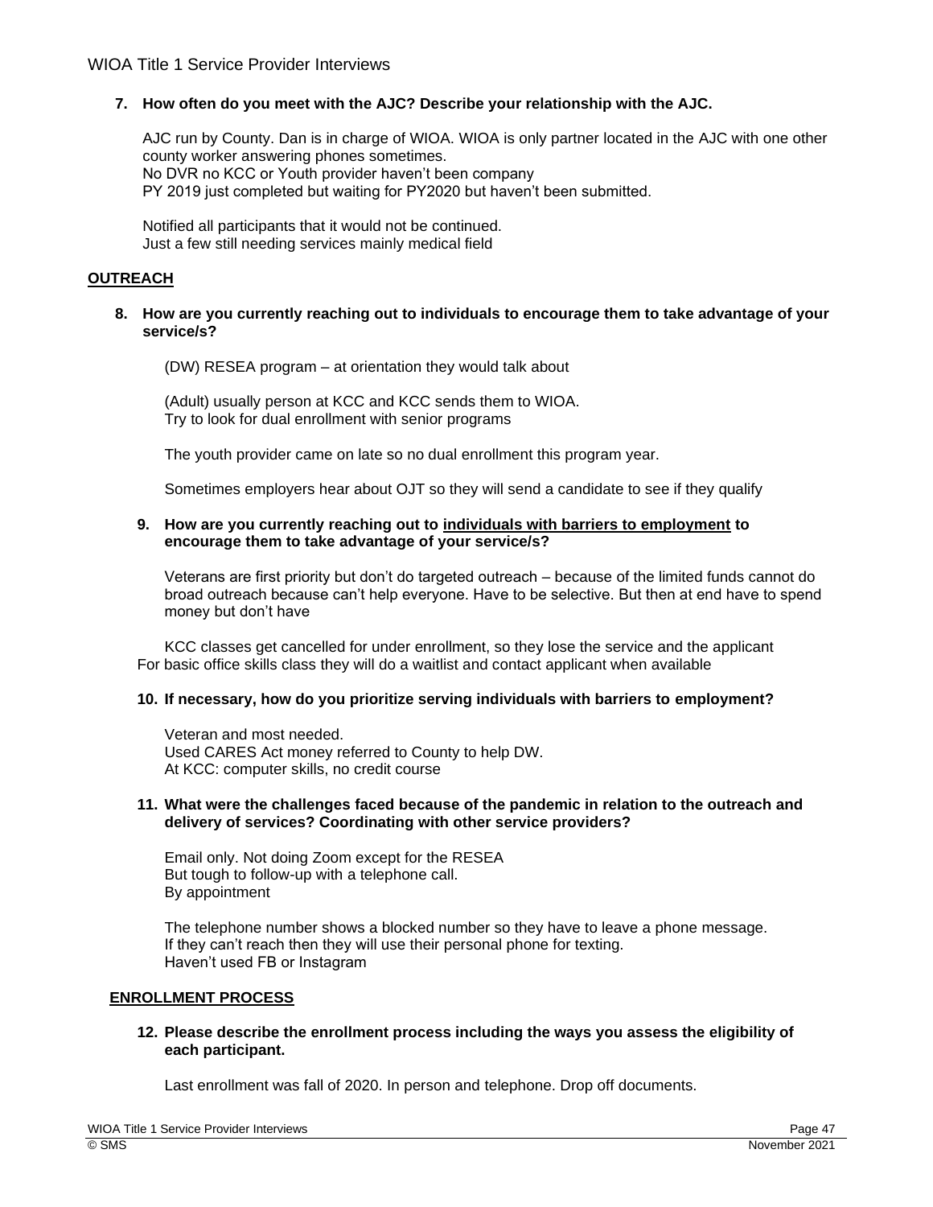**7. How often do you meet with the AJC? Describe your relationship with the AJC.**

AJC run by County. Dan is in charge of WIOA. WIOA is only partner located in the AJC with one other county worker answering phones sometimes.
No DVR no KCC or Youth provider haven't been company
PY 2019 just completed but waiting for PY2020 but haven't been submitted.

Notified all participants that it would not be continued.
Just a few still needing services mainly medical field

## OUTREACH

**8. How are you currently reaching out to individuals to encourage them to take advantage of your service/s?**

(DW) RESEA program – at orientation they would talk about

(Adult) usually person at KCC and KCC sends them to WIOA.
Try to look for dual enrollment with senior programs

The youth provider came on late so no dual enrollment this program year.

Sometimes employers hear about OJT so they will send a candidate to see if they qualify

**9. How are you currently reaching out to individuals with barriers to employment to encourage them to take advantage of your service/s?**

Veterans are first priority but don't do targeted outreach – because of the limited funds cannot do broad outreach because can't help everyone. Have to be selective. But then at end have to spend money but don't have

KCC classes get cancelled for under enrollment, so they lose the service and the applicant
For basic office skills class they will do a waitlist and contact applicant when available

**10. If necessary, how do you prioritize serving individuals with barriers to employment?**

Veteran and most needed.
Used CARES Act money referred to County to help DW.
At KCC: computer skills, no credit course

**11. What were the challenges faced because of the pandemic in relation to the outreach and delivery of services? Coordinating with other service providers?**

Email only. Not doing Zoom except for the RESEA
But tough to follow-up with a telephone call.
By appointment

The telephone number shows a blocked number so they have to leave a phone message.
If they can't reach then they will use their personal phone for texting.
Haven't used FB or Instagram

## ENROLLMENT PROCESS

**12. Please describe the enrollment process including the ways you assess the eligibility of each participant.**

Last enrollment was fall of 2020. In person and telephone. Drop off documents.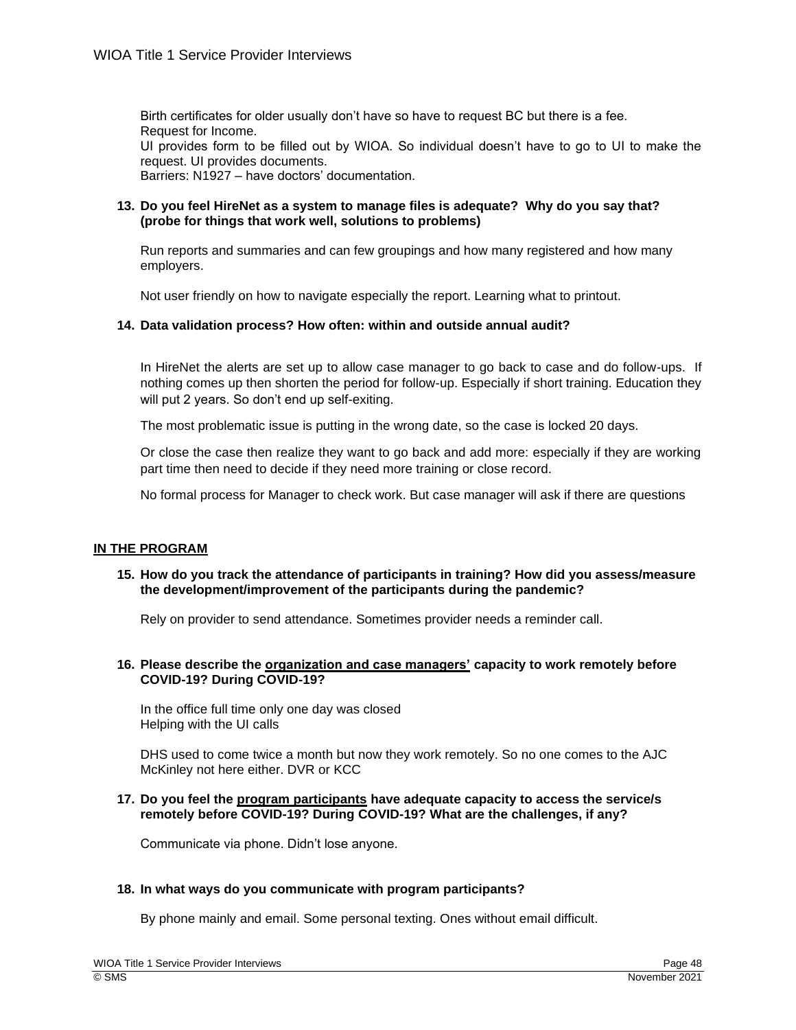Birth certificates for older usually don't have so have to request BC but there is a fee.
Request for Income.
UI provides form to be filled out by WIOA. So individual doesn't have to go to UI to make the request. UI provides documents.
Barriers: N1927 – have doctors' documentation.

**13. Do you feel HireNet as a system to manage files is adequate? Why do you say that? (probe for things that work well, solutions to problems)**

Run reports and summaries and can few groupings and how many registered and how many employers.

Not user friendly on how to navigate especially the report. Learning what to printout.

**14. Data validation process? How often: within and outside annual audit?**

In HireNet the alerts are set up to allow case manager to go back to case and do follow-ups. If nothing comes up then shorten the period for follow-up. Especially if short training. Education they will put 2 years. So don't end up self-exiting.

The most problematic issue is putting in the wrong date, so the case is locked 20 days.

Or close the case then realize they want to go back and add more: especially if they are working part time then need to decide if they need more training or close record.

No formal process for Manager to check work. But case manager will ask if there are questions

**IN THE PROGRAM**

**15. How do you track the attendance of participants in training? How did you assess/measure the development/improvement of the participants during the pandemic?**

Rely on provider to send attendance. Sometimes provider needs a reminder call.

**16. Please describe the organization and case managers' capacity to work remotely before COVID-19? During COVID-19?**

In the office full time only one day was closed
Helping with the UI calls

DHS used to come twice a month but now they work remotely. So no one comes to the AJC
McKinley not here either. DVR or KCC

**17. Do you feel the program participants have adequate capacity to access the service/s remotely before COVID-19? During COVID-19? What are the challenges, if any?**

Communicate via phone. Didn't lose anyone.

**18. In what ways do you communicate with program participants?**

By phone mainly and email. Some personal texting. Ones without email difficult.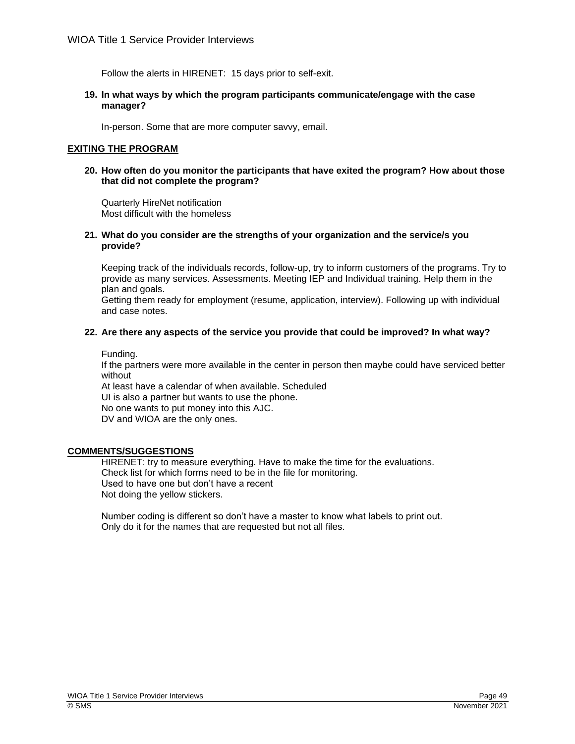Follow the alerts in HIRENET: 15 days prior to self-exit.

**19. In what ways by which the program participants communicate/engage with the case manager?**

In-person. Some that are more computer savvy, email.

## EXITING THE PROGRAM

**20. How often do you monitor the participants that have exited the program? How about those that did not complete the program?**

Quarterly HireNet notification
Most difficult with the homeless

**21. What do you consider are the strengths of your organization and the service/s you provide?**

Keeping track of the individuals records, follow-up, try to inform customers of the programs. Try to provide as many services. Assessments. Meeting IEP and Individual training. Help them in the plan and goals.
Getting them ready for employment (resume, application, interview). Following up with individual and case notes.

**22. Are there any aspects of the service you provide that could be improved? In what way?**

Funding.
If the partners were more available in the center in person then maybe could have serviced better without
At least have a calendar of when available. Scheduled
UI is also a partner but wants to use the phone.
No one wants to put money into this AJC.
DV and WIOA are the only ones.

## COMMENTS/SUGGESTIONS

HIRENET: try to measure everything. Have to make the time for the evaluations.
Check list for which forms need to be in the file for monitoring.
Used to have one but don't have a recent
Not doing the yellow stickers.

Number coding is different so don't have a master to know what labels to print out.
Only do it for the names that are requested but not all files.